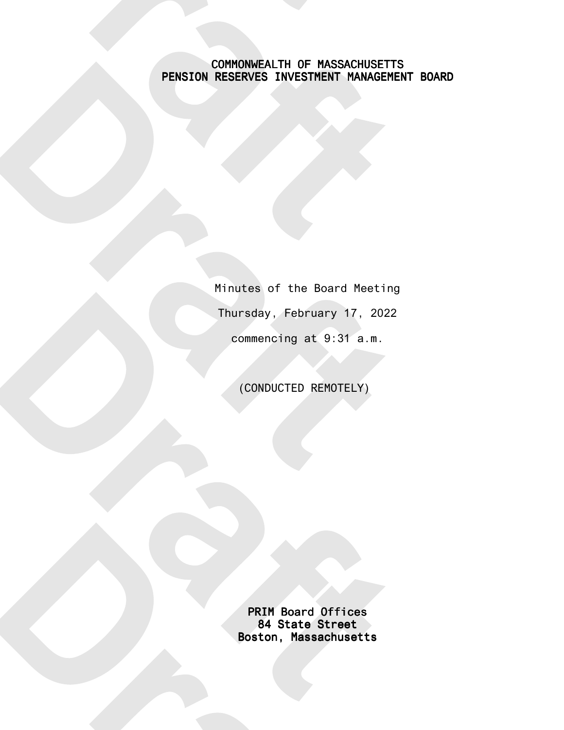# COMMONWEALTH OF MASSACHUSETTS
# PENSION RESERVES INVESTMENT MANAGEMENT BOARD

Minutes of the Board Meeting

Thursday, February 17, 2022

commencing at 9:31 a.m.

(CONDUCTED REMOTELY)

**PRIM Board Offices**
**84 State Street**
**Boston, Massachusetts**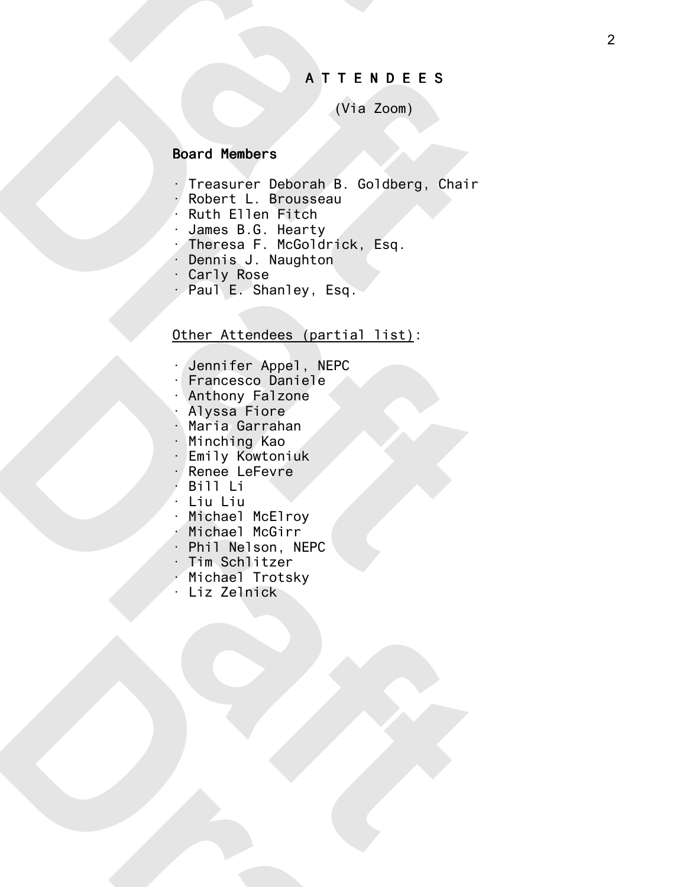# A T T E N D E E S

(Via Zoom)

**Board Members**

- Treasurer Deborah B. Goldberg, Chair
- Robert L. Brousseau
- Ruth Ellen Fitch
- James B.G. Hearty
- Theresa F. McGoldrick, Esq.
- Dennis J. Naughton
- Carly Rose
- Paul E. Shanley, Esq.

Other Attendees (partial list):

- Jennifer Appel, NEPC
- Francesco Daniele
- Anthony Falzone
- Alyssa Fiore
- Maria Garrahan
- Minching Kao
- Emily Kowtoniuk
- Renee LeFevre
- Bill Li
- Liu Liu
- Michael McElroy
- Michael McGirr
- Phil Nelson, NEPC
- Tim Schlitzer
- Michael Trotsky
- Liz Zelnick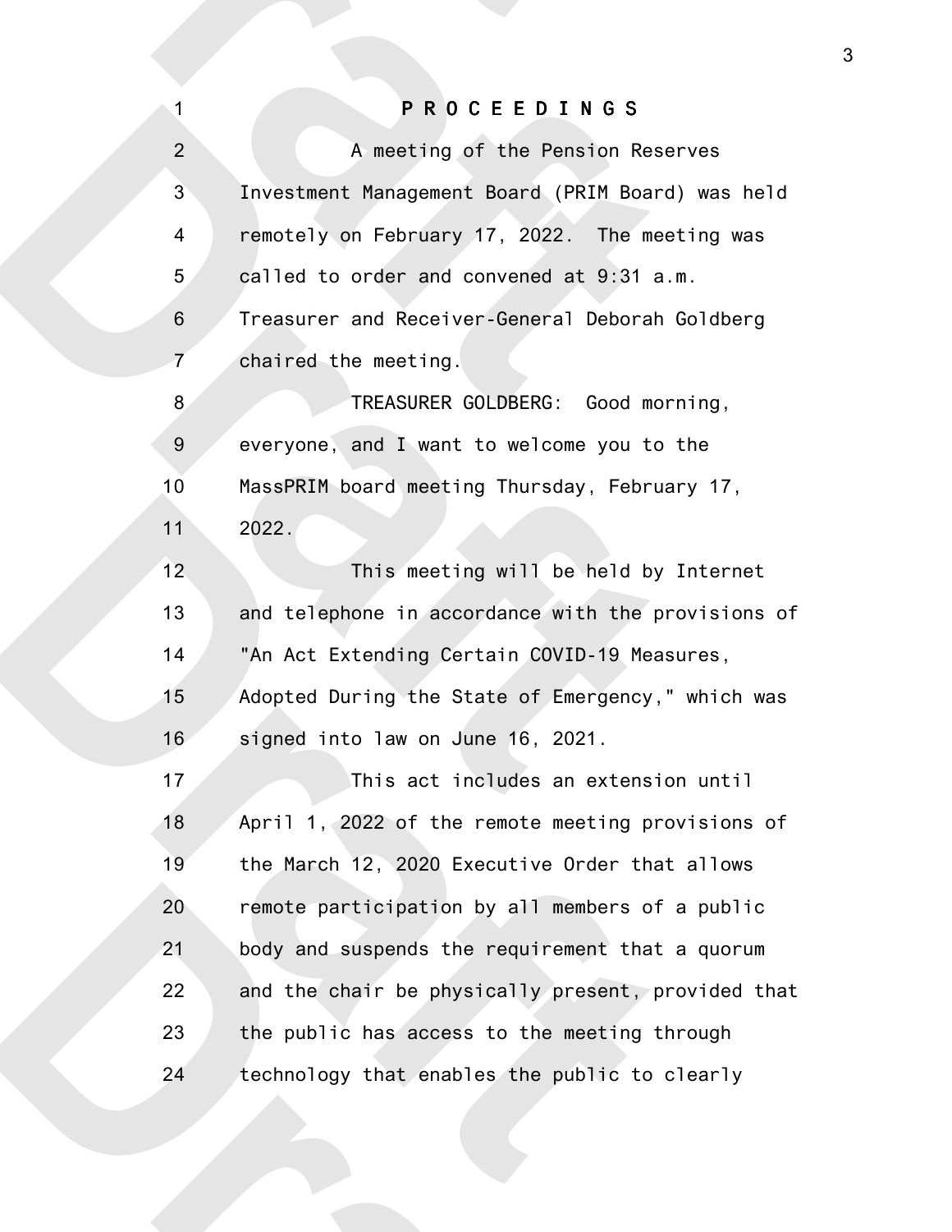# P R O C E E D I N G S

A meeting of the Pension Reserves Investment Management Board (PRIM Board) was held remotely on February 17, 2022. The meeting was called to order and convened at 9:31 a.m. Treasurer and Receiver-General Deborah Goldberg chaired the meeting.

TREASURER GOLDBERG: Good morning, everyone, and I want to welcome you to the MassPRIM board meeting Thursday, February 17, 2022.

This meeting will be held by Internet and telephone in accordance with the provisions of "An Act Extending Certain COVID-19 Measures, Adopted During the State of Emergency," which was signed into law on June 16, 2021.

This act includes an extension until April 1, 2022 of the remote meeting provisions of the March 12, 2020 Executive Order that allows remote participation by all members of a public body and suspends the requirement that a quorum and the chair be physically present, provided that the public has access to the meeting through technology that enables the public to clearly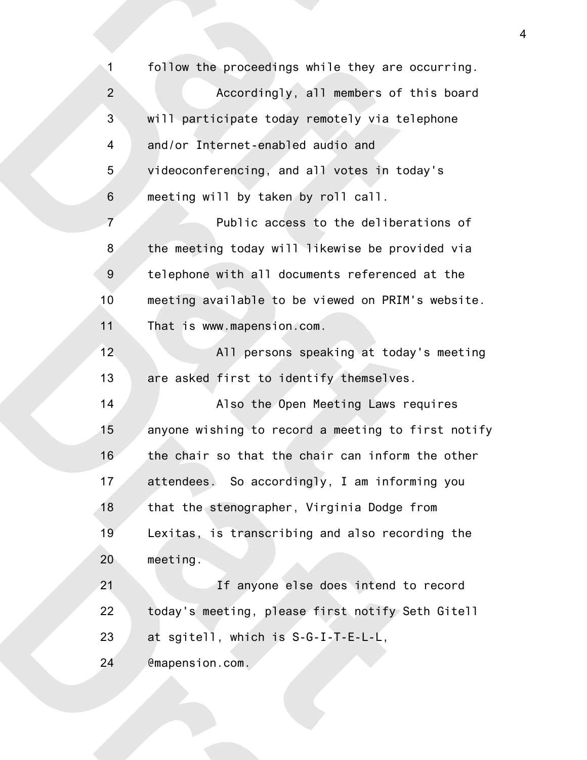follow the proceedings while they are occurring.

Accordingly, all members of this board will participate today remotely via telephone and/or Internet-enabled audio and videoconferencing, and all votes in today's meeting will by taken by roll call.

Public access to the deliberations of the meeting today will likewise be provided via telephone with all documents referenced at the meeting available to be viewed on PRIM's website. That is www.mapension.com.

All persons speaking at today's meeting are asked first to identify themselves.

Also the Open Meeting Laws requires anyone wishing to record a meeting to first notify the chair so that the chair can inform the other attendees. So accordingly, I am informing you that the stenographer, Virginia Dodge from Lexitas, is transcribing and also recording the meeting.

If anyone else does intend to record today's meeting, please first notify Seth Gitell at sgitell, which is S-G-I-T-E-L-L, @mapension.com.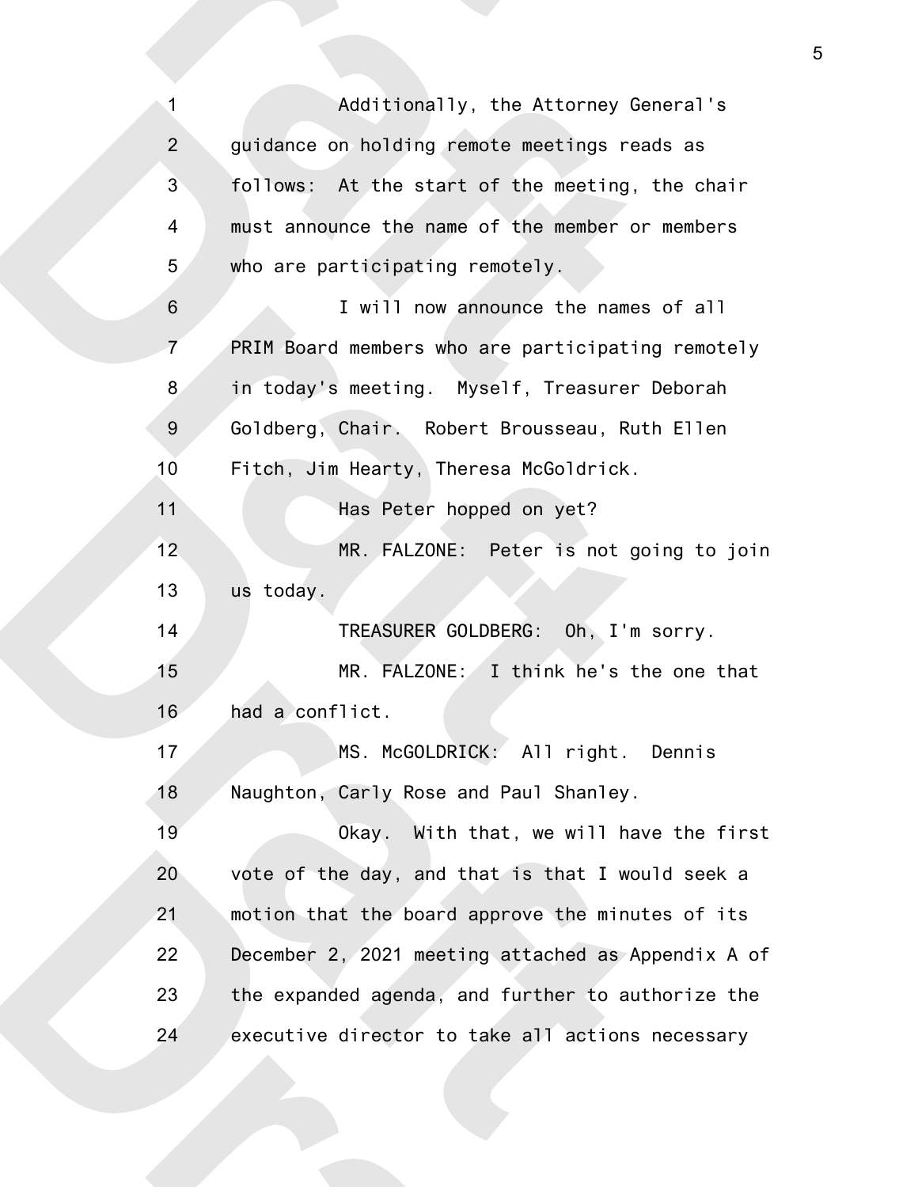Additionally, the Attorney General's guidance on holding remote meetings reads as follows: At the start of the meeting, the chair must announce the name of the member or members who are participating remotely.

I will now announce the names of all PRIM Board members who are participating remotely in today's meeting. Myself, Treasurer Deborah Goldberg, Chair. Robert Brousseau, Ruth Ellen Fitch, Jim Hearty, Theresa McGoldrick.

Has Peter hopped on yet?

MR. FALZONE: Peter is not going to join us today.

TREASURER GOLDBERG: Oh, I'm sorry.

MR. FALZONE: I think he's the one that had a conflict.

MS. McGOLDRICK: All right. Dennis Naughton, Carly Rose and Paul Shanley.

Okay. With that, we will have the first vote of the day, and that is that I would seek a motion that the board approve the minutes of its December 2, 2021 meeting attached as Appendix A of the expanded agenda, and further to authorize the executive director to take all actions necessary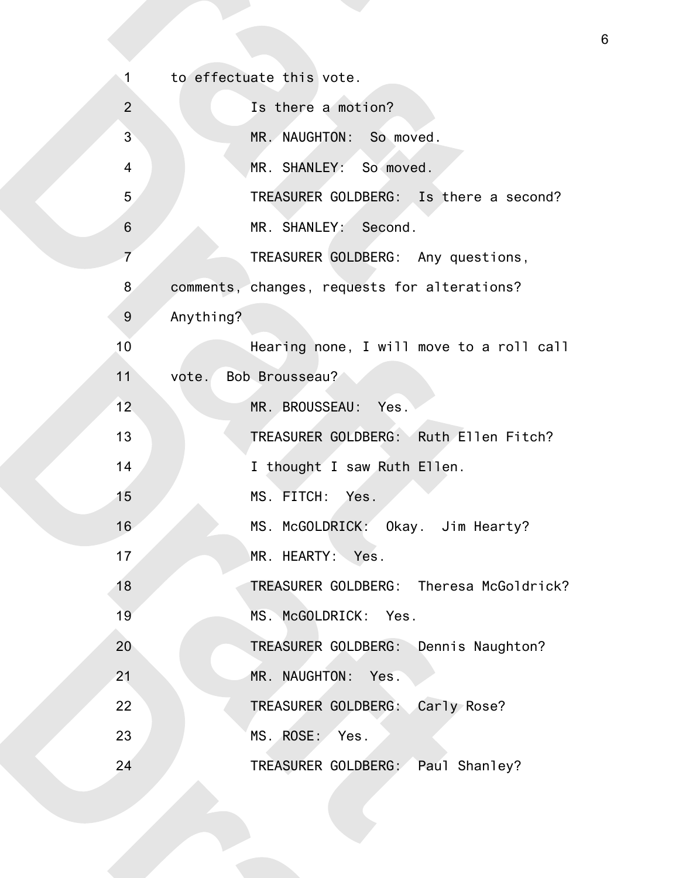1 to effectuate this vote.

2 Is there a motion?

3 MR. NAUGHTON: So moved.

4 MR. SHANLEY: So moved.

5 TREASURER GOLDBERG: Is there a second?

6 MR. SHANLEY: Second.

7 TREASURER GOLDBERG: Any questions,

8 comments, changes, requests for alterations?

9 Anything?

10 Hearing none, I will move to a roll call

11 vote. Bob Brousseau?

12 MR. BROUSSEAU: Yes.

13 TREASURER GOLDBERG: Ruth Ellen Fitch?

14 I thought I saw Ruth Ellen.

15 MS. FITCH: Yes.

16 MS. McGOLDRICK: Okay. Jim Hearty?

17 MR. HEARTY: Yes.

18 TREASURER GOLDBERG: Theresa McGoldrick?

19 MS. McGOLDRICK: Yes.

20 TREASURER GOLDBERG: Dennis Naughton?

21 MR. NAUGHTON: Yes.

22 TREASURER GOLDBERG: Carly Rose?

23 MS. ROSE: Yes.

24 TREASURER GOLDBERG: Paul Shanley?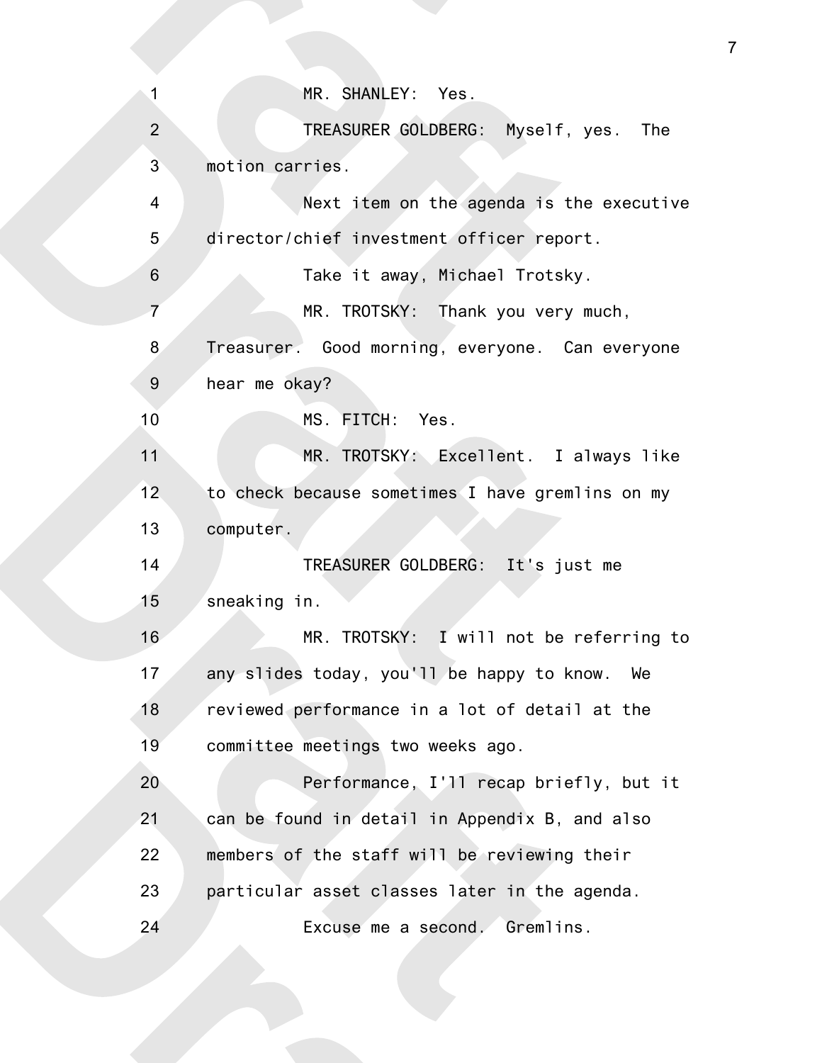MR. SHANLEY: Yes.

TREASURER GOLDBERG: Myself, yes. The motion carries.

Next item on the agenda is the executive director/chief investment officer report.

Take it away, Michael Trotsky.

MR. TROTSKY: Thank you very much, Treasurer. Good morning, everyone. Can everyone hear me okay?

MS. FITCH: Yes.

MR. TROTSKY: Excellent. I always like to check because sometimes I have gremlins on my computer.

TREASURER GOLDBERG: It's just me sneaking in.

MR. TROTSKY: I will not be referring to any slides today, you'll be happy to know. We reviewed performance in a lot of detail at the committee meetings two weeks ago.

Performance, I'll recap briefly, but it can be found in detail in Appendix B, and also members of the staff will be reviewing their particular asset classes later in the agenda.

Excuse me a second. Gremlins.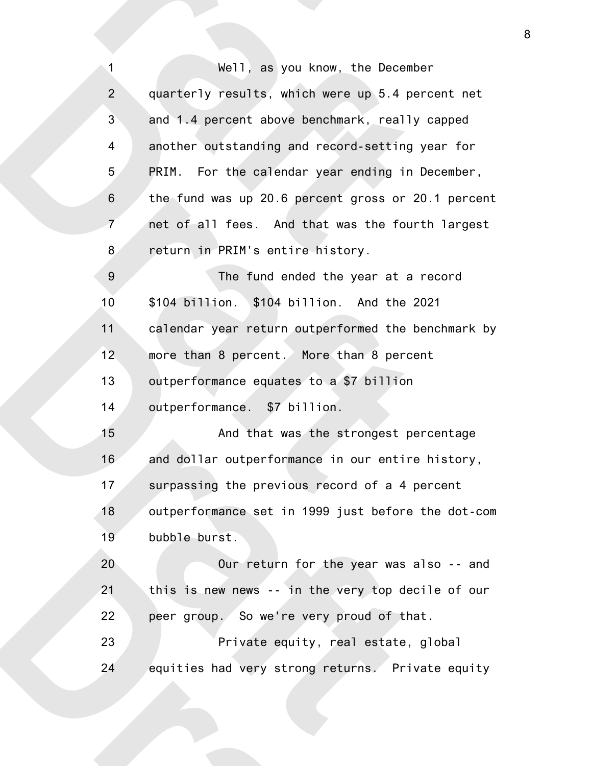Well, as you know, the December quarterly results, which were up 5.4 percent net and 1.4 percent above benchmark, really capped another outstanding and record-setting year for PRIM. For the calendar year ending in December, the fund was up 20.6 percent gross or 20.1 percent net of all fees. And that was the fourth largest return in PRIM's entire history.

The fund ended the year at a record $104 billion. $104 billion. And the 2021 calendar year return outperformed the benchmark by more than 8 percent. More than 8 percent outperformance equates to a $7 billion outperformance. $7 billion.

And that was the strongest percentage and dollar outperformance in our entire history, surpassing the previous record of a 4 percent outperformance set in 1999 just before the dot-com bubble burst.

Our return for the year was also -- and this is new news -- in the very top decile of our peer group. So we're very proud of that.

Private equity, real estate, global equities had very strong returns. Private equity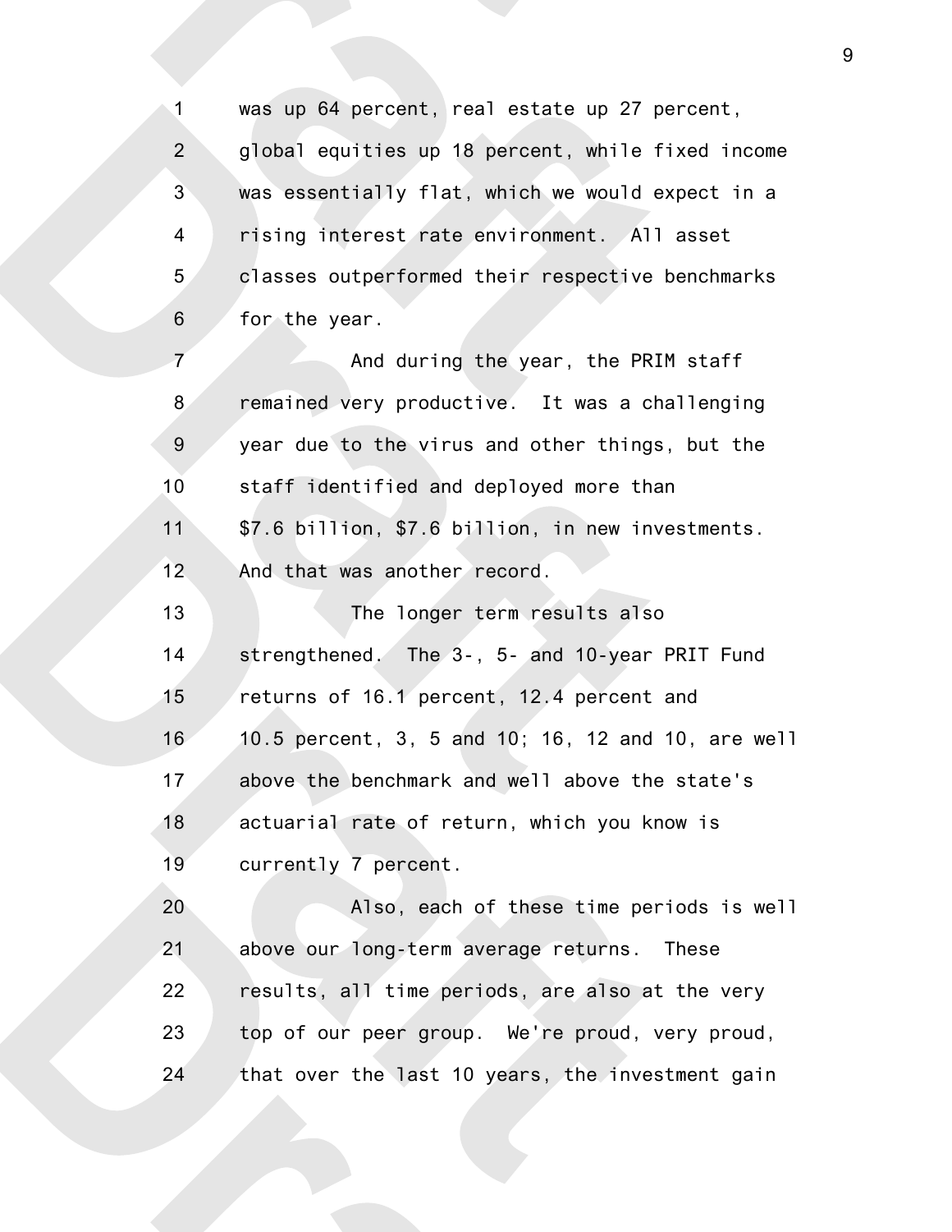was up 64 percent, real estate up 27 percent, global equities up 18 percent, while fixed income was essentially flat, which we would expect in a rising interest rate environment. All asset classes outperformed their respective benchmarks for the year.

And during the year, the PRIM staff remained very productive. It was a challenging year due to the virus and other things, but the staff identified and deployed more than $7.6 billion, $7.6 billion, in new investments. And that was another record.

The longer term results also strengthened. The 3-, 5- and 10-year PRIT Fund returns of 16.1 percent, 12.4 percent and 10.5 percent, 3, 5 and 10; 16, 12 and 10, are well above the benchmark and well above the state's actuarial rate of return, which you know is currently 7 percent.

Also, each of these time periods is well above our long-term average returns. These results, all time periods, are also at the very top of our peer group. We're proud, very proud, that over the last 10 years, the investment gain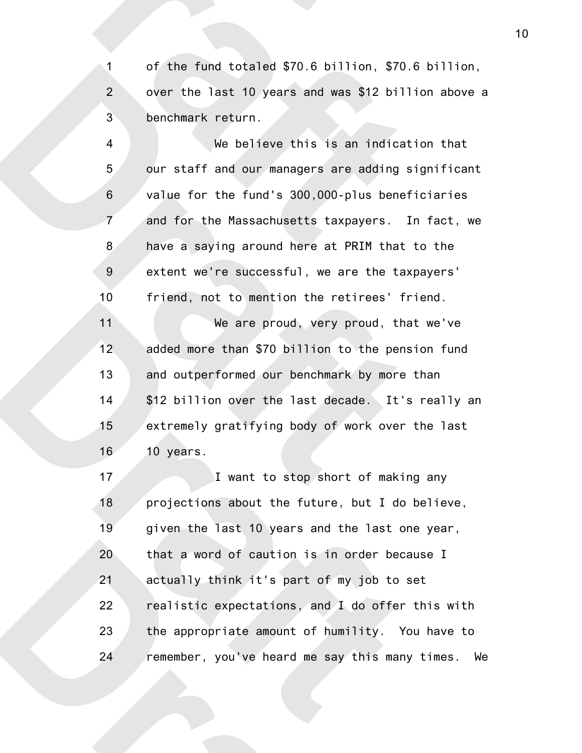of the fund totaled $70.6 billion, $70.6 billion, over the last 10 years and was $12 billion above a benchmark return.

We believe this is an indication that our staff and our managers are adding significant value for the fund's 300,000-plus beneficiaries and for the Massachusetts taxpayers. In fact, we have a saying around here at PRIM that to the extent we're successful, we are the taxpayers' friend, not to mention the retirees' friend.

We are proud, very proud, that we've added more than $70 billion to the pension fund and outperformed our benchmark by more than $12 billion over the last decade. It's really an extremely gratifying body of work over the last 10 years.

I want to stop short of making any projections about the future, but I do believe, given the last 10 years and the last one year, that a word of caution is in order because I actually think it's part of my job to set realistic expectations, and I do offer this with the appropriate amount of humility. You have to remember, you've heard me say this many times. We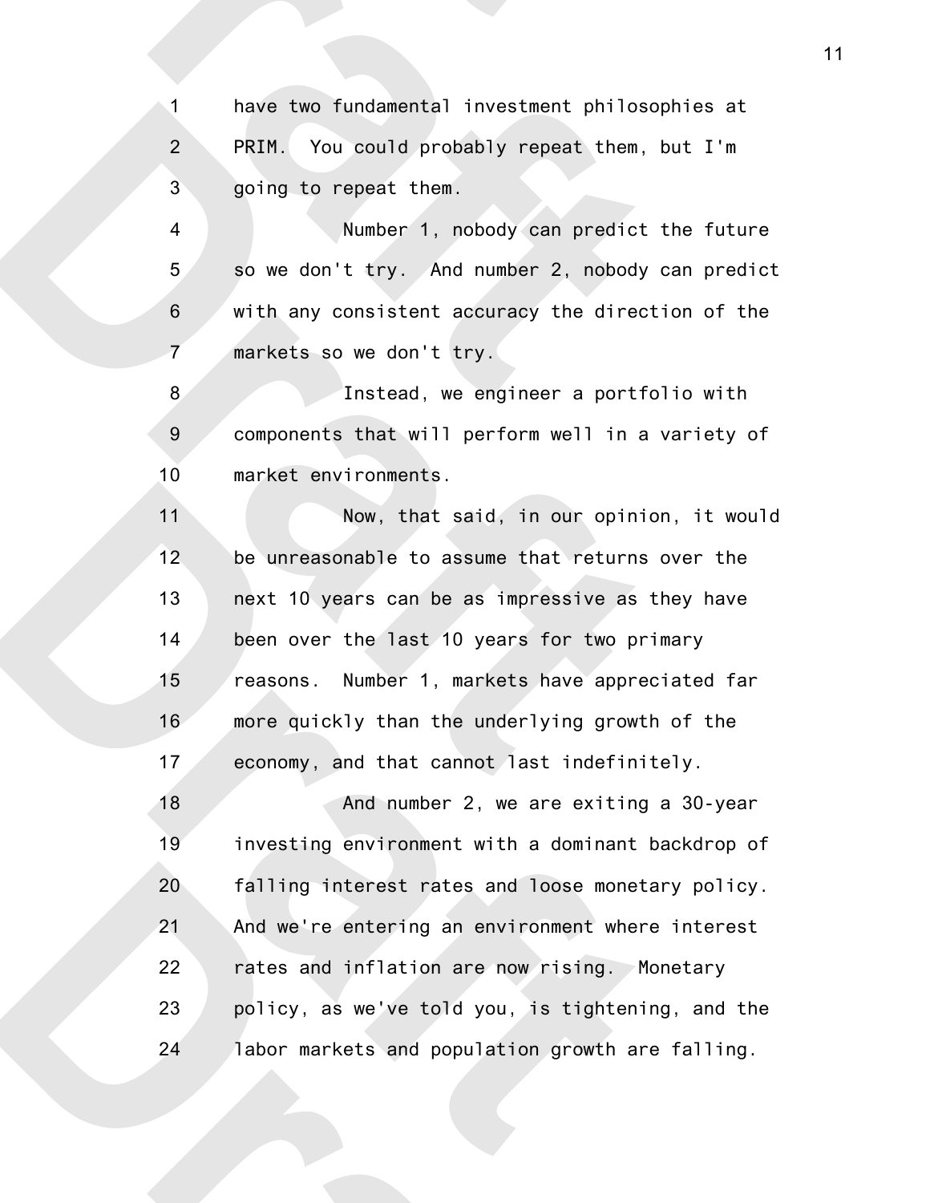have two fundamental investment philosophies at PRIM. You could probably repeat them, but I'm going to repeat them.

Number 1, nobody can predict the future so we don't try. And number 2, nobody can predict with any consistent accuracy the direction of the markets so we don't try.

Instead, we engineer a portfolio with components that will perform well in a variety of market environments.

Now, that said, in our opinion, it would be unreasonable to assume that returns over the next 10 years can be as impressive as they have been over the last 10 years for two primary reasons. Number 1, markets have appreciated far more quickly than the underlying growth of the economy, and that cannot last indefinitely.

And number 2, we are exiting a 30-year investing environment with a dominant backdrop of falling interest rates and loose monetary policy. And we're entering an environment where interest rates and inflation are now rising. Monetary policy, as we've told you, is tightening, and the labor markets and population growth are falling.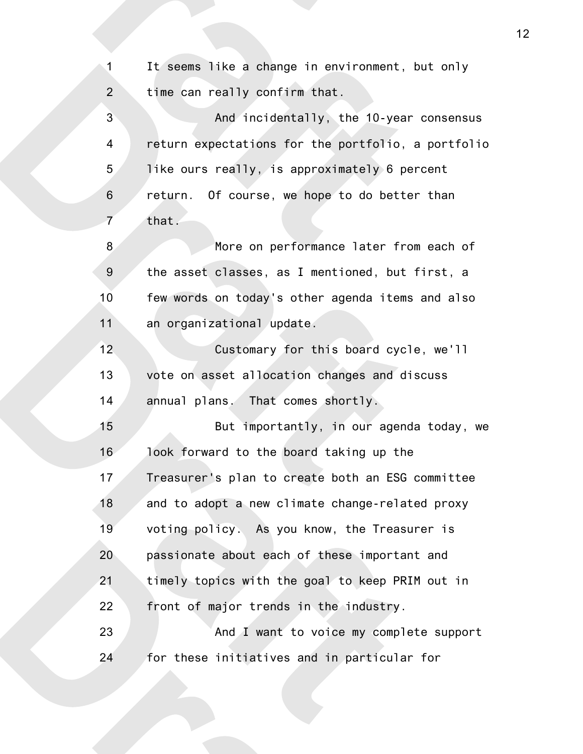It seems like a change in environment, but only time can really confirm that.

And incidentally, the 10-year consensus return expectations for the portfolio, a portfolio like ours really, is approximately 6 percent return. Of course, we hope to do better than that.

More on performance later from each of the asset classes, as I mentioned, but first, a few words on today's other agenda items and also an organizational update.

Customary for this board cycle, we'll vote on asset allocation changes and discuss annual plans. That comes shortly.

But importantly, in our agenda today, we look forward to the board taking up the Treasurer's plan to create both an ESG committee and to adopt a new climate change-related proxy voting policy. As you know, the Treasurer is passionate about each of these important and timely topics with the goal to keep PRIM out in front of major trends in the industry.

And I want to voice my complete support for these initiatives and in particular for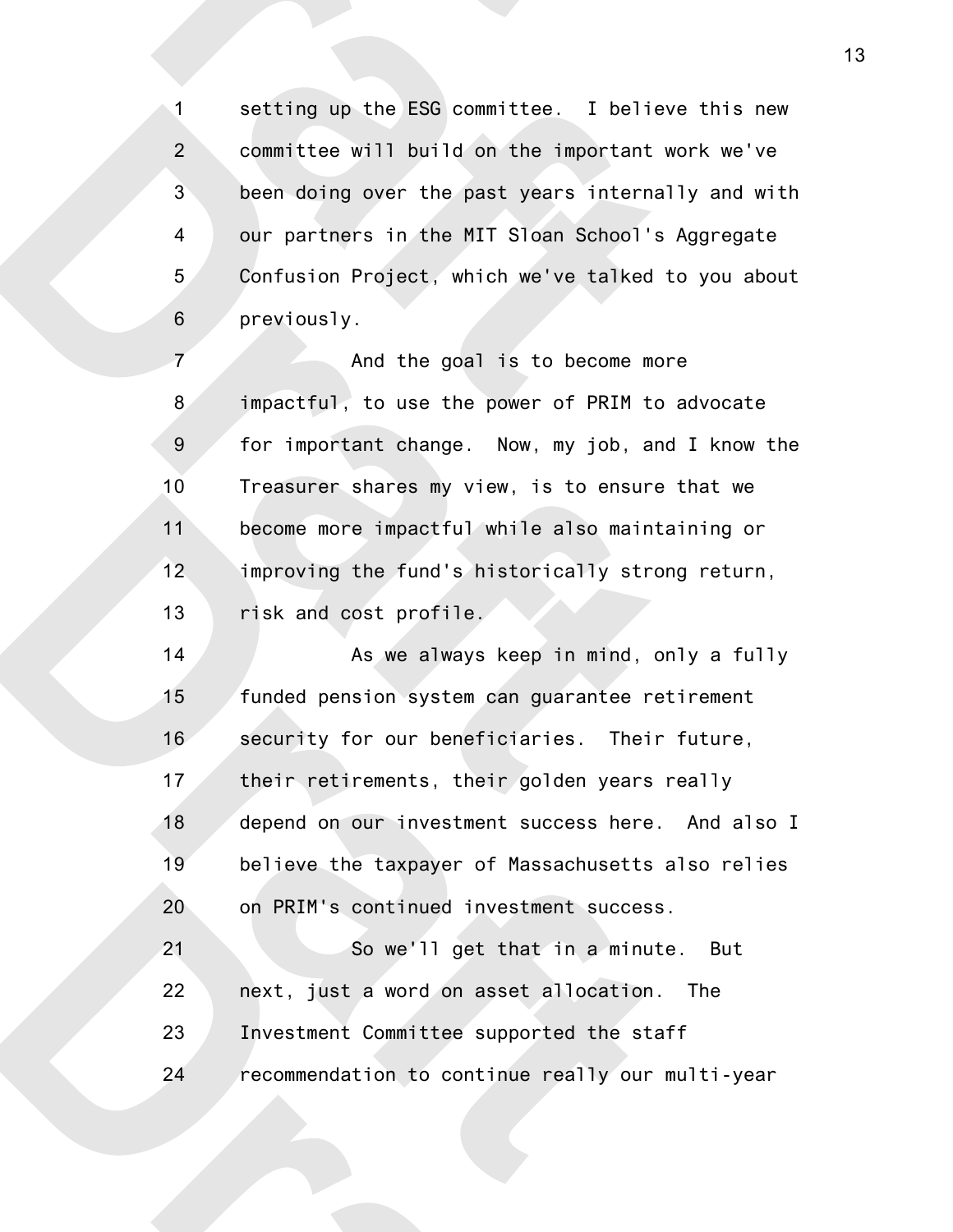setting up the ESG committee. I believe this new committee will build on the important work we've been doing over the past years internally and with our partners in the MIT Sloan School's Aggregate Confusion Project, which we've talked to you about previously.

And the goal is to become more impactful, to use the power of PRIM to advocate for important change. Now, my job, and I know the Treasurer shares my view, is to ensure that we become more impactful while also maintaining or improving the fund's historically strong return, risk and cost profile.

As we always keep in mind, only a fully funded pension system can guarantee retirement security for our beneficiaries. Their future, their retirements, their golden years really depend on our investment success here. And also I believe the taxpayer of Massachusetts also relies on PRIM's continued investment success.

So we'll get that in a minute. But next, just a word on asset allocation. The Investment Committee supported the staff recommendation to continue really our multi-year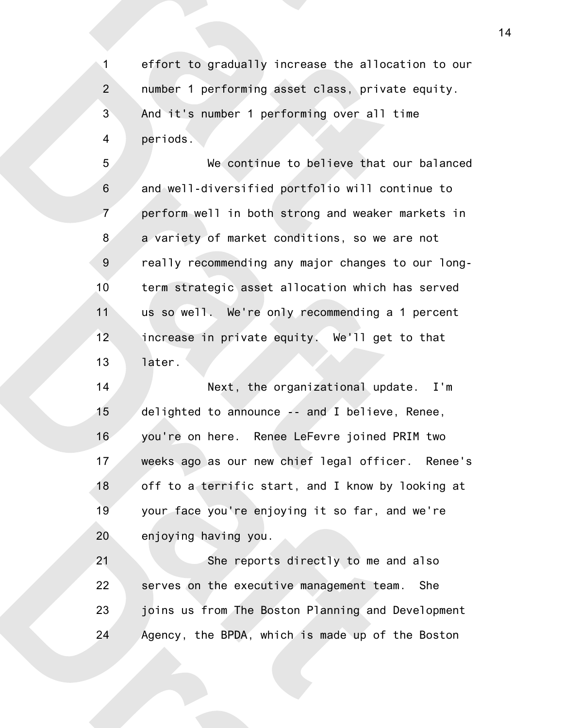effort to gradually increase the allocation to our number 1 performing asset class, private equity. And it's number 1 performing over all time periods.

We continue to believe that our balanced and well-diversified portfolio will continue to perform well in both strong and weaker markets in a variety of market conditions, so we are not really recommending any major changes to our long-term strategic asset allocation which has served us so well. We're only recommending a 1 percent increase in private equity. We'll get to that later.

Next, the organizational update. I'm delighted to announce -- and I believe, Renee, you're on here. Renee LeFevre joined PRIM two weeks ago as our new chief legal officer. Renee's off to a terrific start, and I know by looking at your face you're enjoying it so far, and we're enjoying having you.

She reports directly to me and also serves on the executive management team. She joins us from The Boston Planning and Development Agency, the BPDA, which is made up of the Boston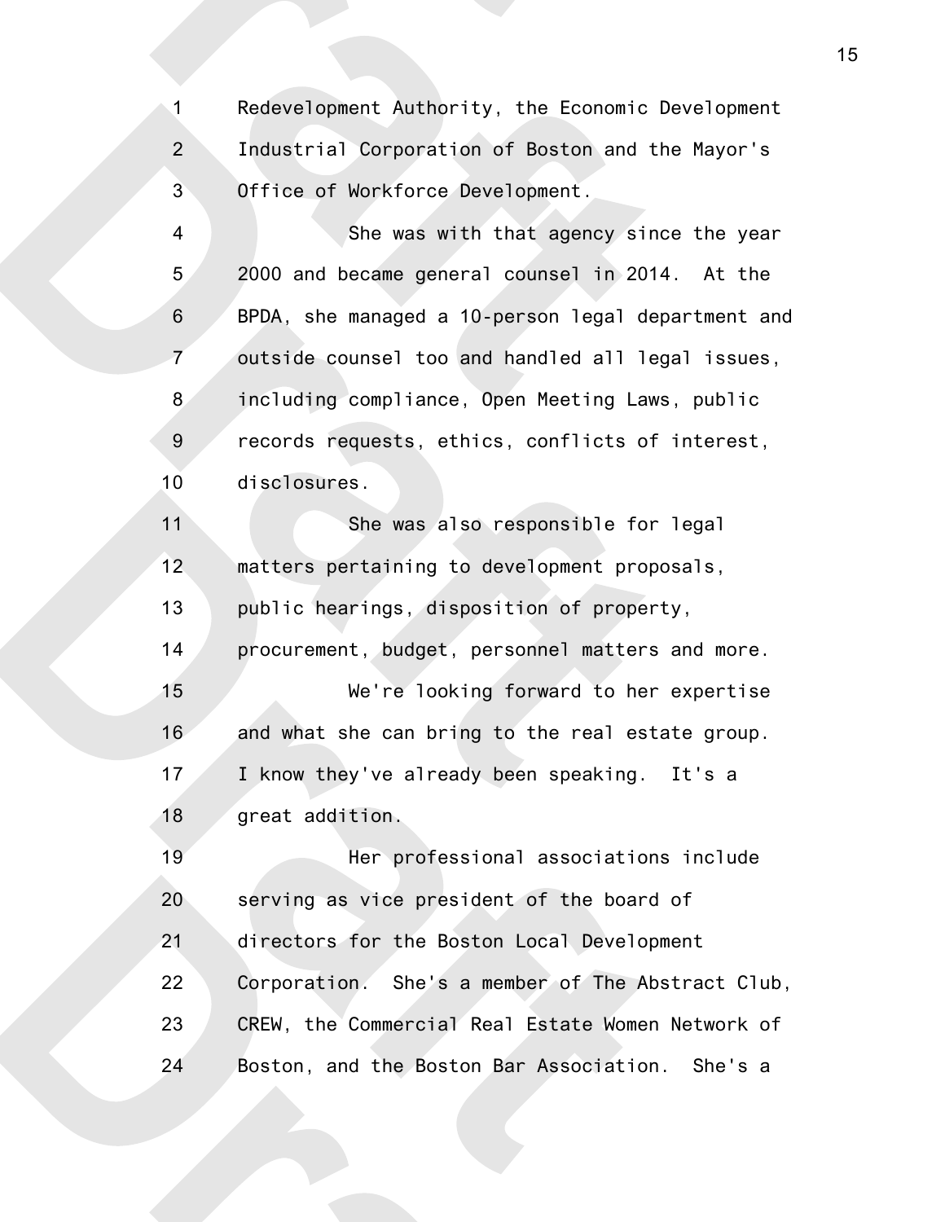Redevelopment Authority, the Economic Development Industrial Corporation of Boston and the Mayor's Office of Workforce Development.

She was with that agency since the year 2000 and became general counsel in 2014. At the BPDA, she managed a 10-person legal department and outside counsel too and handled all legal issues, including compliance, Open Meeting Laws, public records requests, ethics, conflicts of interest, disclosures.

She was also responsible for legal matters pertaining to development proposals, public hearings, disposition of property, procurement, budget, personnel matters and more.

We're looking forward to her expertise and what she can bring to the real estate group. I know they've already been speaking. It's a great addition.

Her professional associations include serving as vice president of the board of directors for the Boston Local Development Corporation. She's a member of The Abstract Club, CREW, the Commercial Real Estate Women Network of Boston, and the Boston Bar Association. She's a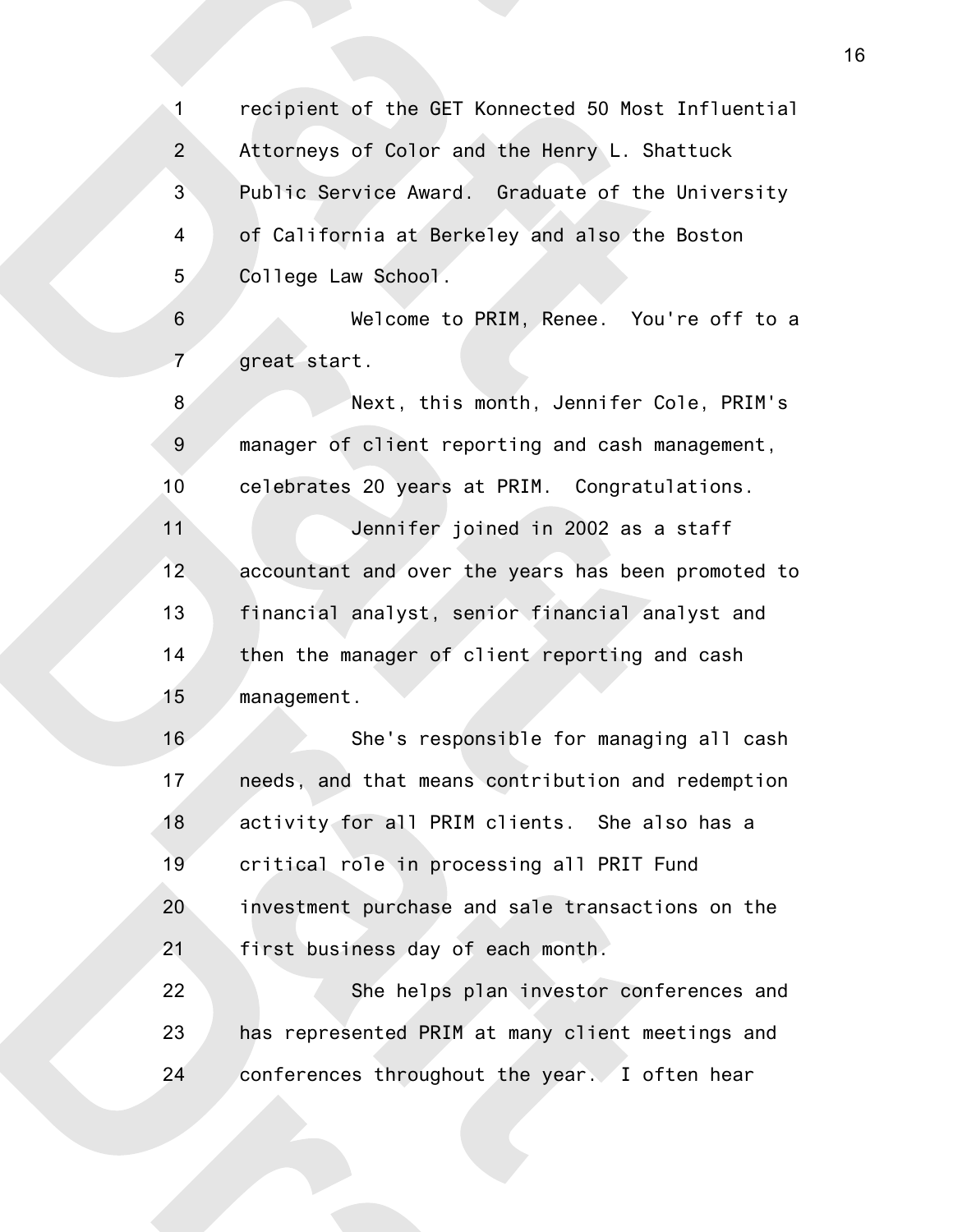recipient of the GET Konnected 50 Most Influential Attorneys of Color and the Henry L. Shattuck Public Service Award. Graduate of the University of California at Berkeley and also the Boston College Law School.

Welcome to PRIM, Renee. You're off to a great start.

Next, this month, Jennifer Cole, PRIM's manager of client reporting and cash management, celebrates 20 years at PRIM. Congratulations.

Jennifer joined in 2002 as a staff accountant and over the years has been promoted to financial analyst, senior financial analyst and then the manager of client reporting and cash management.

She's responsible for managing all cash needs, and that means contribution and redemption activity for all PRIM clients. She also has a critical role in processing all PRIT Fund investment purchase and sale transactions on the first business day of each month.

She helps plan investor conferences and has represented PRIM at many client meetings and conferences throughout the year. I often hear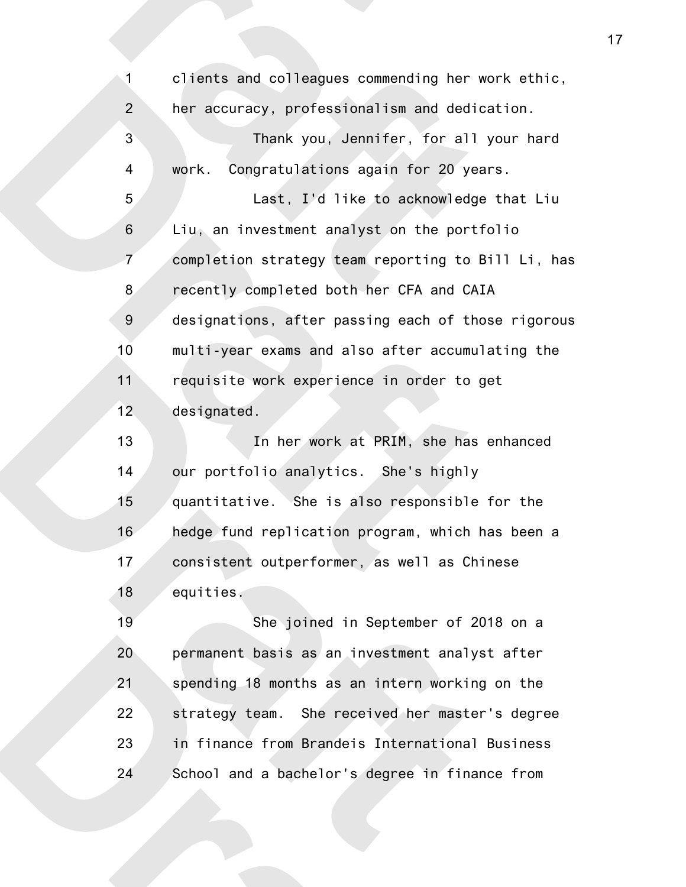clients and colleagues commending her work ethic, her accuracy, professionalism and dedication.

Thank you, Jennifer, for all your hard work. Congratulations again for 20 years.

Last, I'd like to acknowledge that Liu Liu, an investment analyst on the portfolio completion strategy team reporting to Bill Li, has recently completed both her CFA and CAIA designations, after passing each of those rigorous multi-year exams and also after accumulating the requisite work experience in order to get designated.

In her work at PRIM, she has enhanced our portfolio analytics. She's highly quantitative. She is also responsible for the hedge fund replication program, which has been a consistent outperformer, as well as Chinese equities.

She joined in September of 2018 on a permanent basis as an investment analyst after spending 18 months as an intern working on the strategy team. She received her master's degree in finance from Brandeis International Business School and a bachelor's degree in finance from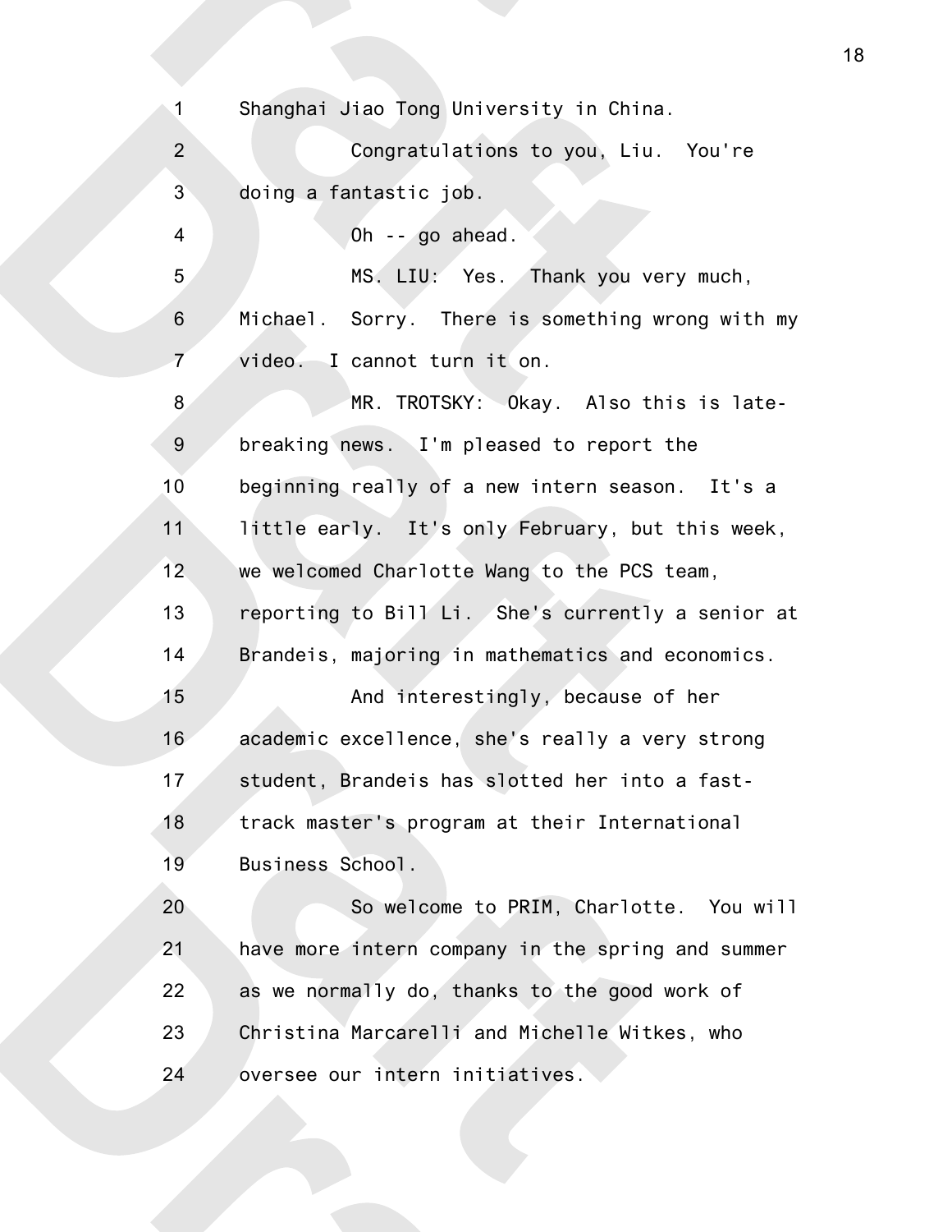Shanghai Jiao Tong University in China.

Congratulations to you, Liu. You're doing a fantastic job.

Oh -- go ahead.

MS. LIU: Yes. Thank you very much, Michael. Sorry. There is something wrong with my video. I cannot turn it on.

MR. TROTSKY: Okay. Also this is late-breaking news. I'm pleased to report the beginning really of a new intern season. It's a little early. It's only February, but this week, we welcomed Charlotte Wang to the PCS team, reporting to Bill Li. She's currently a senior at Brandeis, majoring in mathematics and economics.

And interestingly, because of her academic excellence, she's really a very strong student, Brandeis has slotted her into a fast-track master's program at their International Business School.

So welcome to PRIM, Charlotte. You will have more intern company in the spring and summer as we normally do, thanks to the good work of Christina Marcarelli and Michelle Witkes, who oversee our intern initiatives.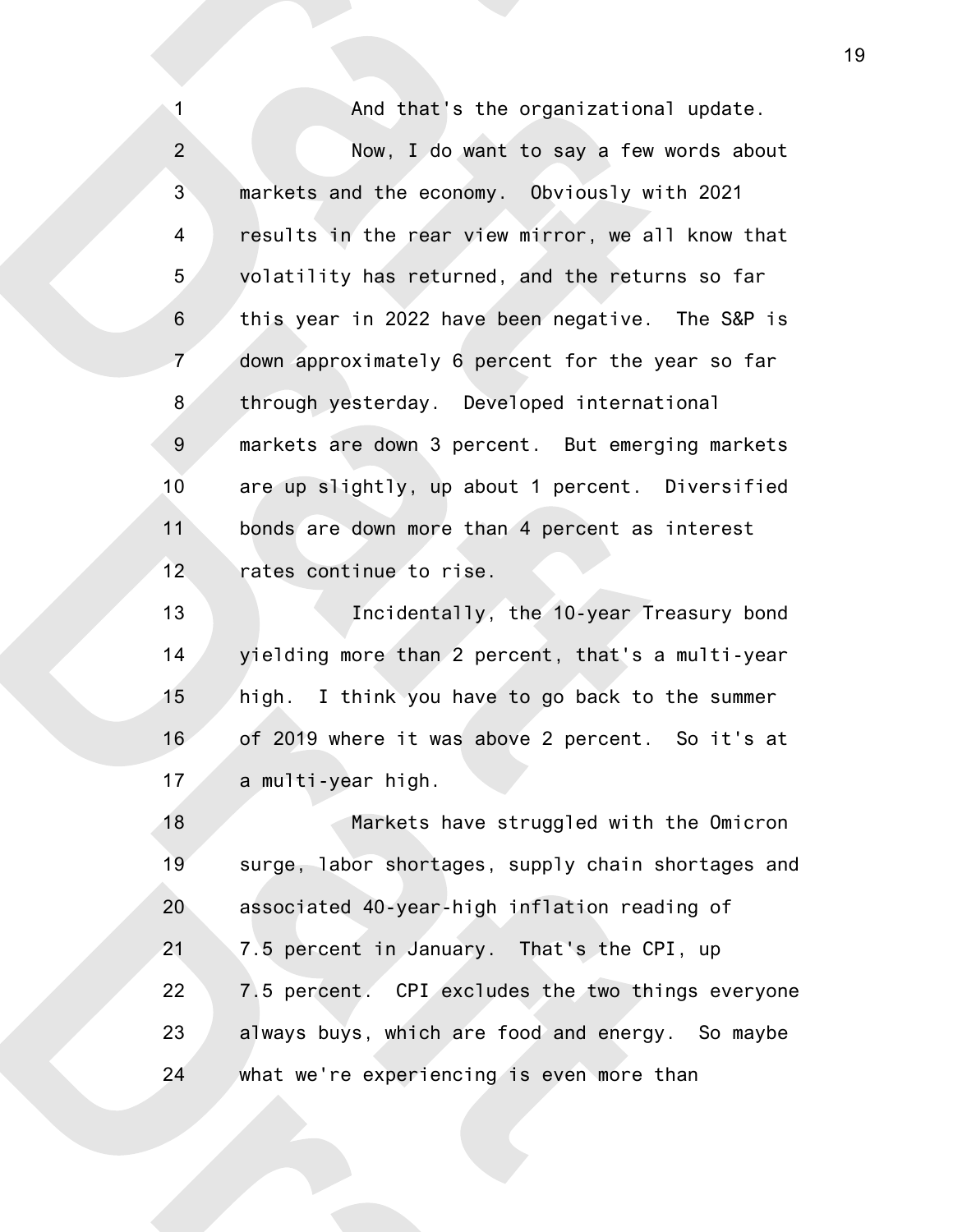And that's the organizational update.

Now, I do want to say a few words about markets and the economy. Obviously with 2021 results in the rear view mirror, we all know that volatility has returned, and the returns so far this year in 2022 have been negative. The S&P is down approximately 6 percent for the year so far through yesterday. Developed international markets are down 3 percent. But emerging markets are up slightly, up about 1 percent. Diversified bonds are down more than 4 percent as interest rates continue to rise.

Incidentally, the 10-year Treasury bond yielding more than 2 percent, that's a multi-year high. I think you have to go back to the summer of 2019 where it was above 2 percent. So it's at a multi-year high.

Markets have struggled with the Omicron surge, labor shortages, supply chain shortages and associated 40-year-high inflation reading of 7.5 percent in January. That's the CPI, up 7.5 percent. CPI excludes the two things everyone always buys, which are food and energy. So maybe what we're experiencing is even more than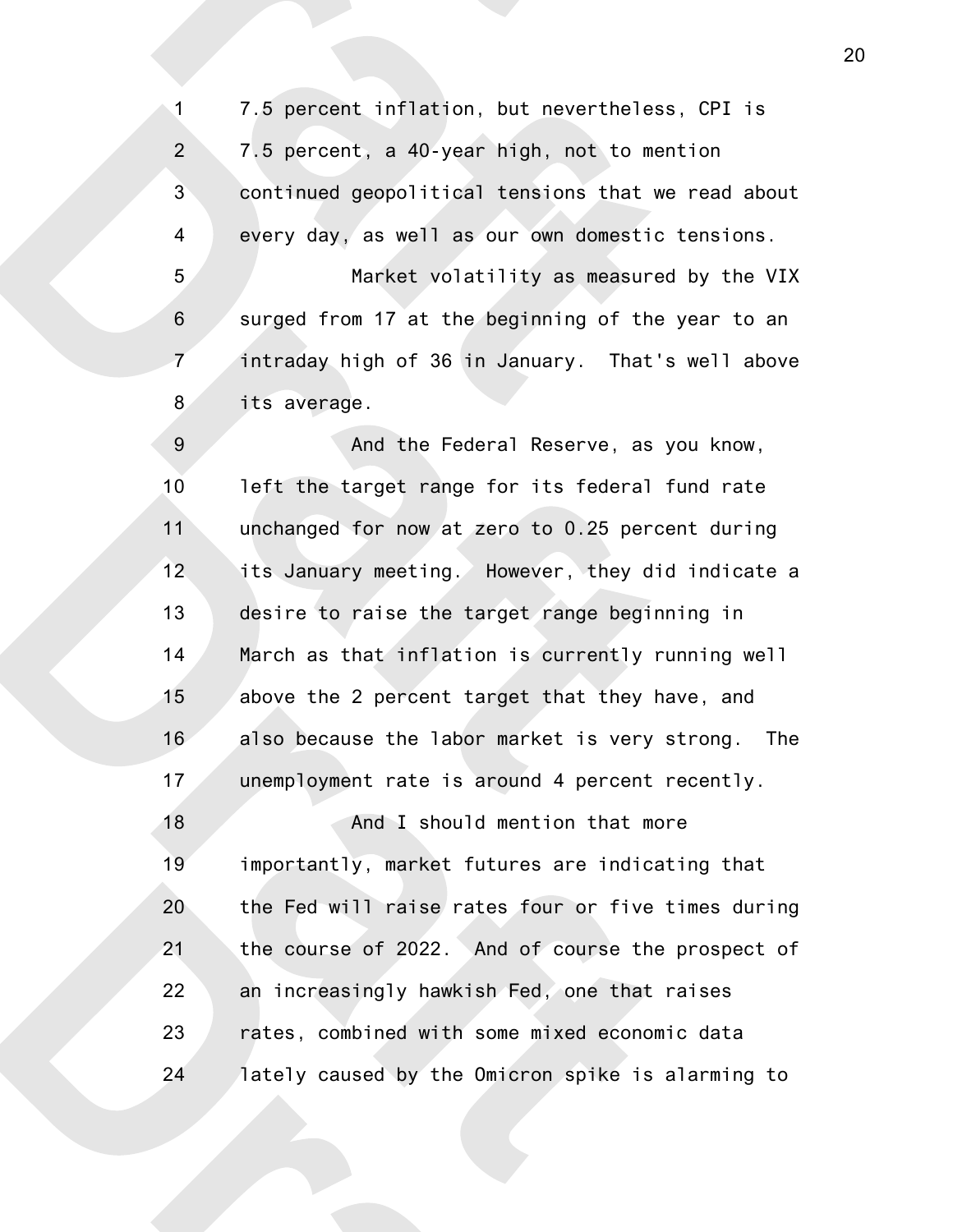7.5 percent inflation, but nevertheless, CPI is 7.5 percent, a 40-year high, not to mention continued geopolitical tensions that we read about every day, as well as our own domestic tensions.

Market volatility as measured by the VIX surged from 17 at the beginning of the year to an intraday high of 36 in January. That's well above its average.

And the Federal Reserve, as you know, left the target range for its federal fund rate unchanged for now at zero to 0.25 percent during its January meeting. However, they did indicate a desire to raise the target range beginning in March as that inflation is currently running well above the 2 percent target that they have, and also because the labor market is very strong. The unemployment rate is around 4 percent recently.

And I should mention that more importantly, market futures are indicating that the Fed will raise rates four or five times during the course of 2022. And of course the prospect of an increasingly hawkish Fed, one that raises rates, combined with some mixed economic data lately caused by the Omicron spike is alarming to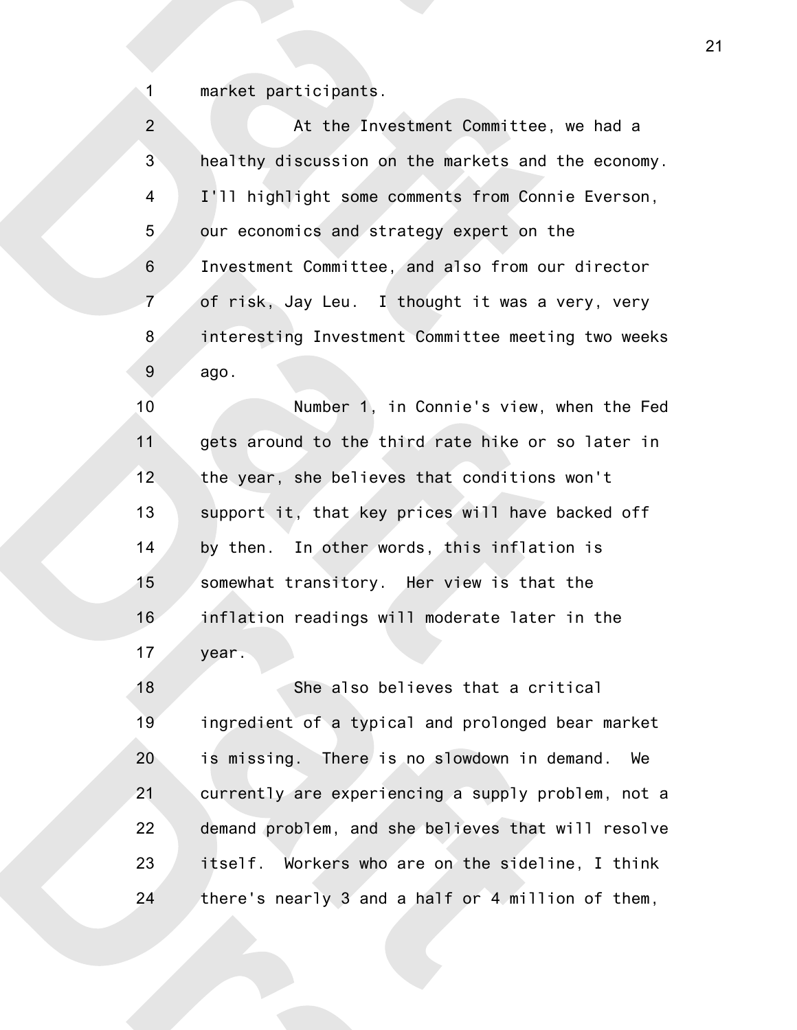market participants.

At the Investment Committee, we had a healthy discussion on the markets and the economy. I'll highlight some comments from Connie Everson, our economics and strategy expert on the Investment Committee, and also from our director of risk, Jay Leu. I thought it was a very, very interesting Investment Committee meeting two weeks ago.

Number 1, in Connie's view, when the Fed gets around to the third rate hike or so later in the year, she believes that conditions won't support it, that key prices will have backed off by then. In other words, this inflation is somewhat transitory. Her view is that the inflation readings will moderate later in the year.

She also believes that a critical ingredient of a typical and prolonged bear market is missing. There is no slowdown in demand. We currently are experiencing a supply problem, not a demand problem, and she believes that will resolve itself. Workers who are on the sideline, I think there's nearly 3 and a half or 4 million of them,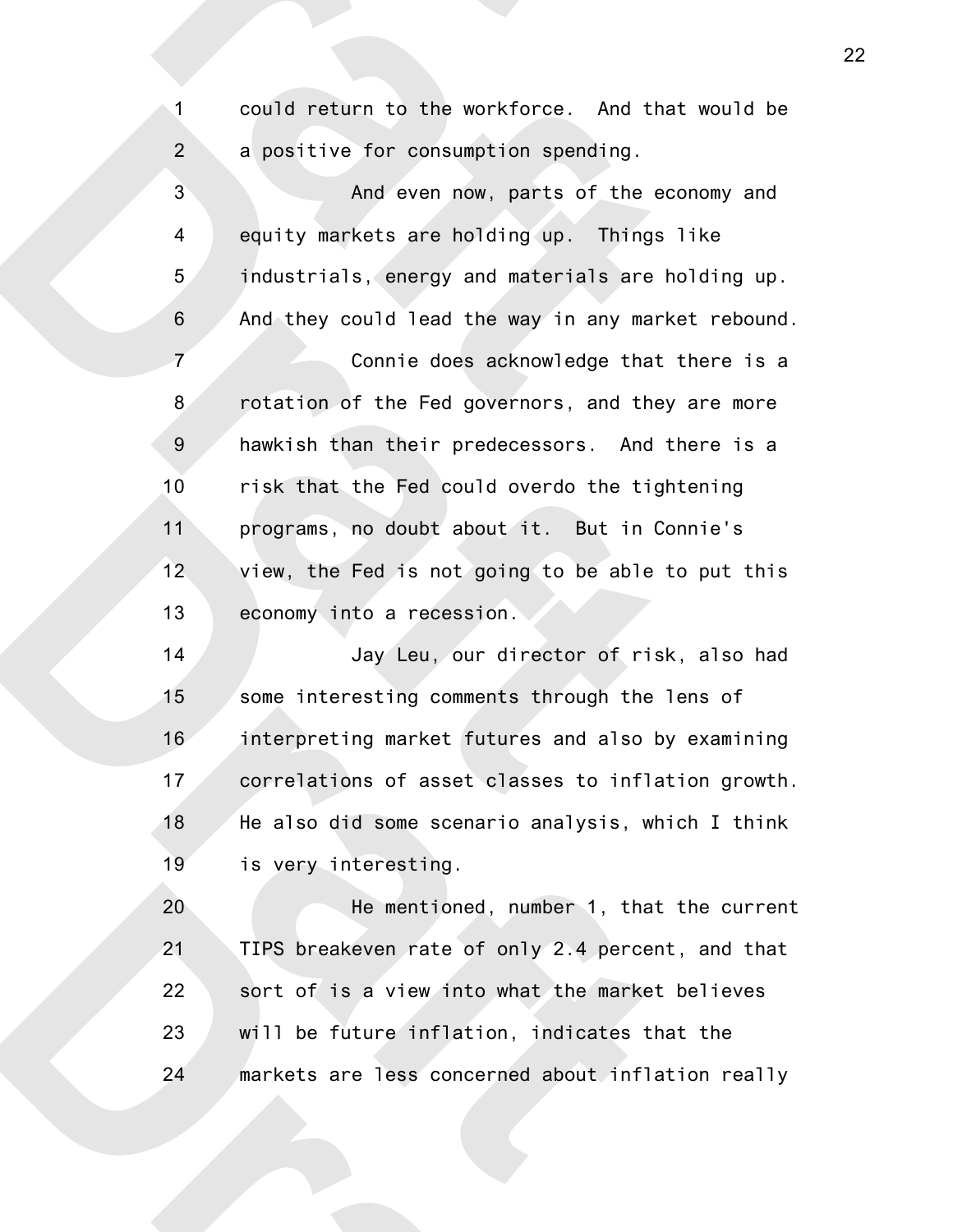could return to the workforce. And that would be a positive for consumption spending.

And even now, parts of the economy and equity markets are holding up. Things like industrials, energy and materials are holding up. And they could lead the way in any market rebound.

Connie does acknowledge that there is a rotation of the Fed governors, and they are more hawkish than their predecessors. And there is a risk that the Fed could overdo the tightening programs, no doubt about it. But in Connie's view, the Fed is not going to be able to put this economy into a recession.

Jay Leu, our director of risk, also had some interesting comments through the lens of interpreting market futures and also by examining correlations of asset classes to inflation growth. He also did some scenario analysis, which I think is very interesting.

He mentioned, number 1, that the current TIPS breakeven rate of only 2.4 percent, and that sort of is a view into what the market believes will be future inflation, indicates that the markets are less concerned about inflation really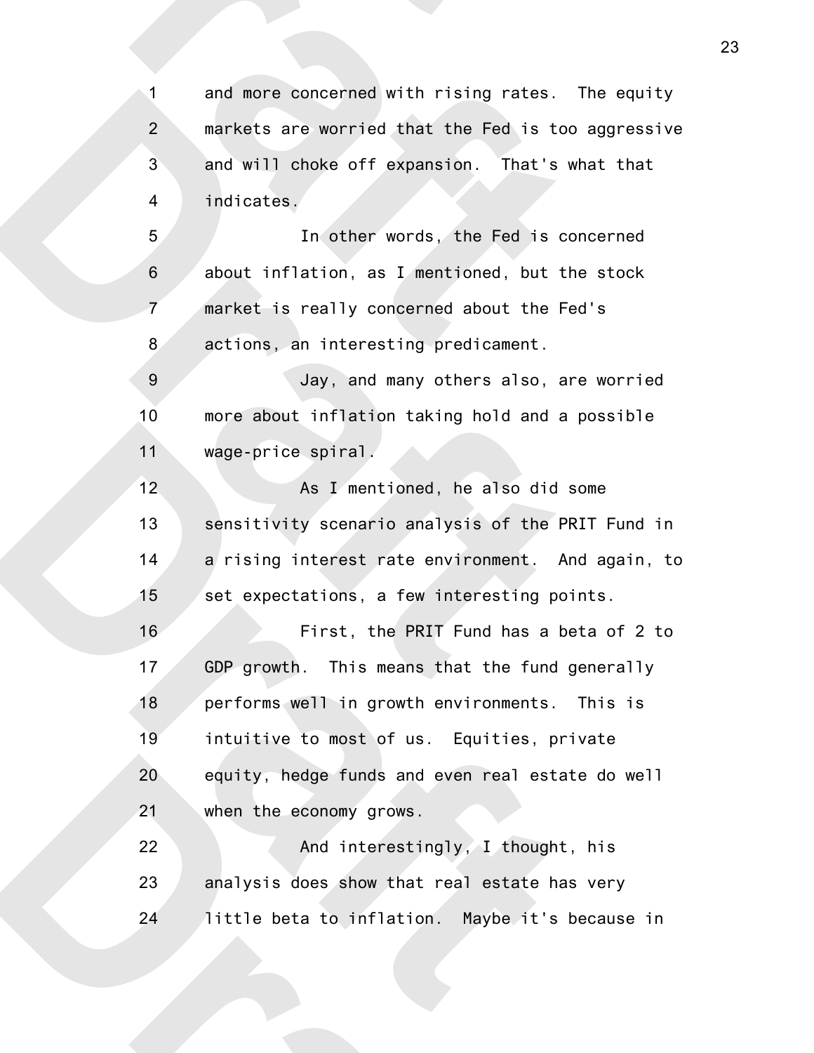and more concerned with rising rates. The equity markets are worried that the Fed is too aggressive and will choke off expansion. That's what that indicates.

In other words, the Fed is concerned about inflation, as I mentioned, but the stock market is really concerned about the Fed's actions, an interesting predicament.

Jay, and many others also, are worried more about inflation taking hold and a possible wage-price spiral.

As I mentioned, he also did some sensitivity scenario analysis of the PRIT Fund in a rising interest rate environment. And again, to set expectations, a few interesting points.

First, the PRIT Fund has a beta of 2 to GDP growth. This means that the fund generally performs well in growth environments. This is intuitive to most of us. Equities, private equity, hedge funds and even real estate do well when the economy grows.

And interestingly, I thought, his analysis does show that real estate has very little beta to inflation. Maybe it's because in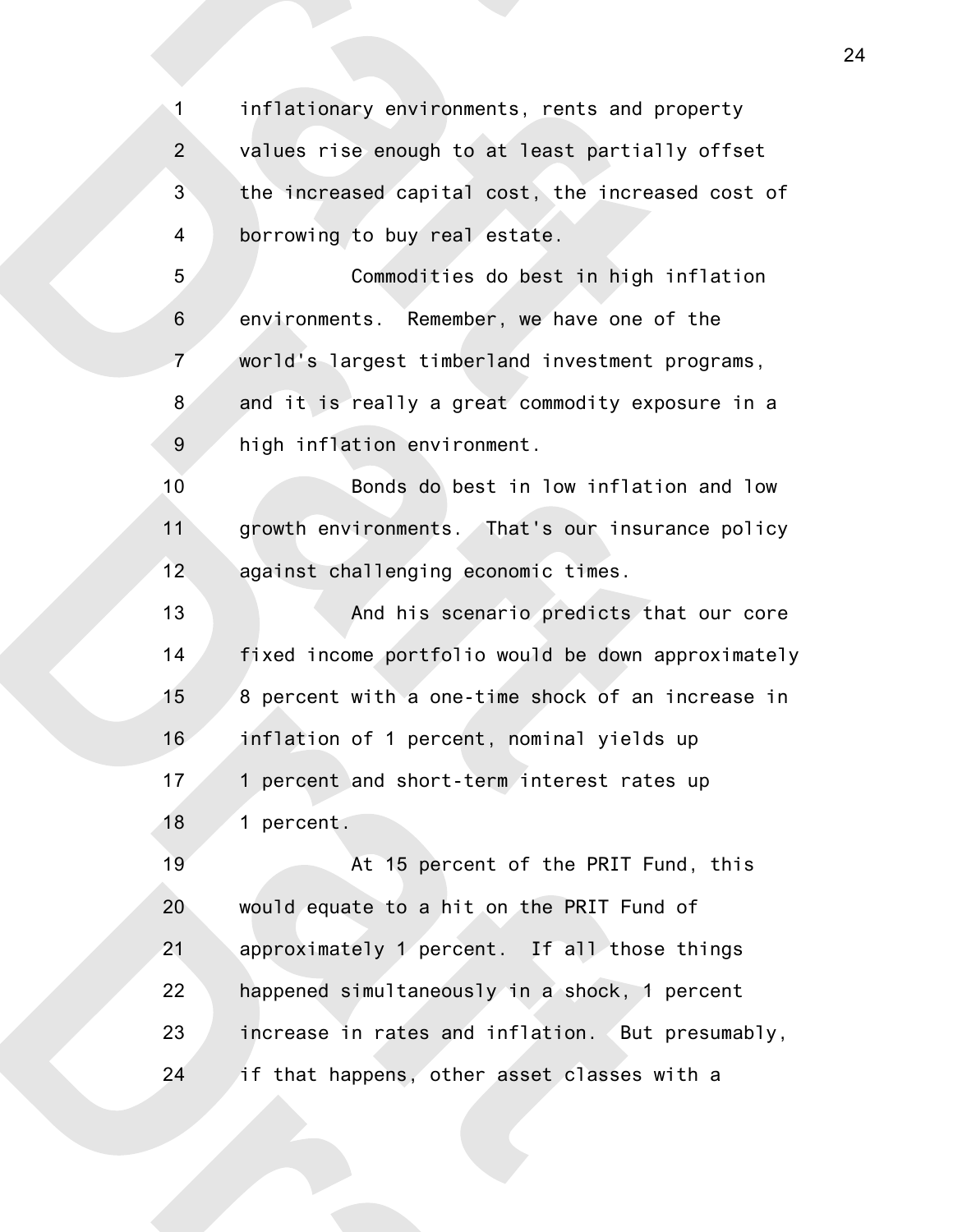inflationary environments, rents and property values rise enough to at least partially offset the increased capital cost, the increased cost of borrowing to buy real estate.

Commodities do best in high inflation environments. Remember, we have one of the world's largest timberland investment programs, and it is really a great commodity exposure in a high inflation environment.

Bonds do best in low inflation and low growth environments. That's our insurance policy against challenging economic times.

And his scenario predicts that our core fixed income portfolio would be down approximately 8 percent with a one-time shock of an increase in inflation of 1 percent, nominal yields up 1 percent and short-term interest rates up 1 percent.

At 15 percent of the PRIT Fund, this would equate to a hit on the PRIT Fund of approximately 1 percent. If all those things happened simultaneously in a shock, 1 percent increase in rates and inflation. But presumably, if that happens, other asset classes with a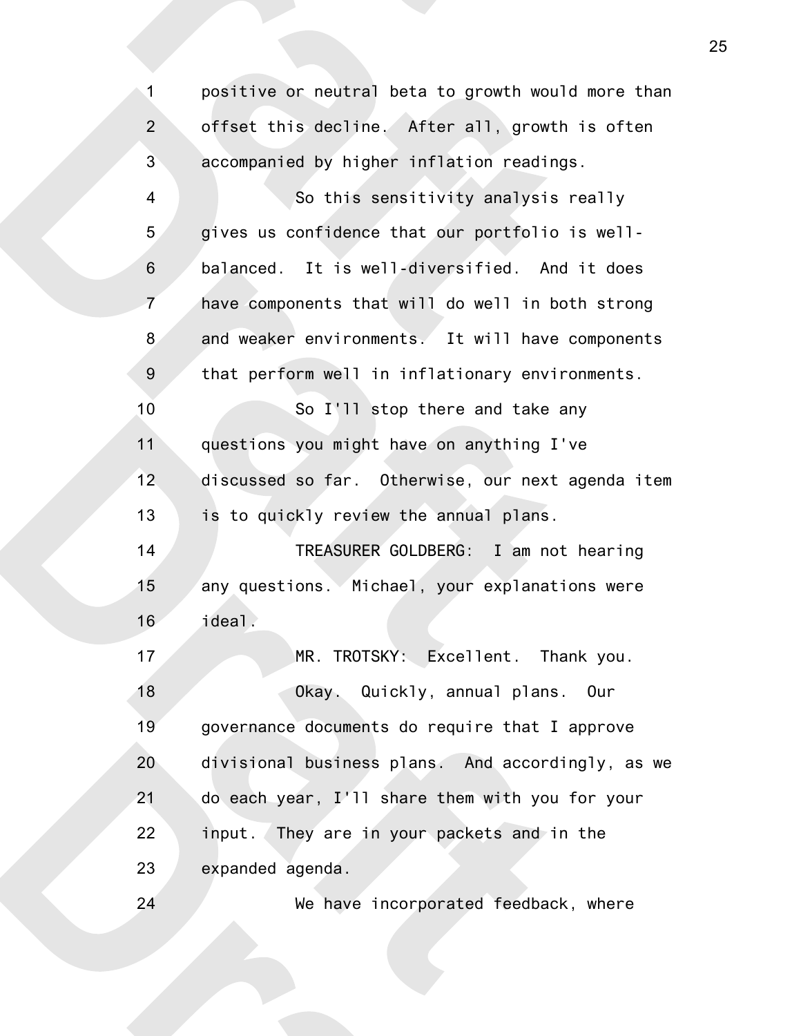positive or neutral beta to growth would more than offset this decline. After all, growth is often accompanied by higher inflation readings.

So this sensitivity analysis really gives us confidence that our portfolio is well-balanced. It is well-diversified. And it does have components that will do well in both strong and weaker environments. It will have components that perform well in inflationary environments.

So I'll stop there and take any questions you might have on anything I've discussed so far. Otherwise, our next agenda item is to quickly review the annual plans.

TREASURER GOLDBERG: I am not hearing any questions. Michael, your explanations were ideal.

MR. TROTSKY: Excellent. Thank you.

Okay. Quickly, annual plans. Our governance documents do require that I approve divisional business plans. And accordingly, as we do each year, I'll share them with you for your input. They are in your packets and in the expanded agenda.

We have incorporated feedback, where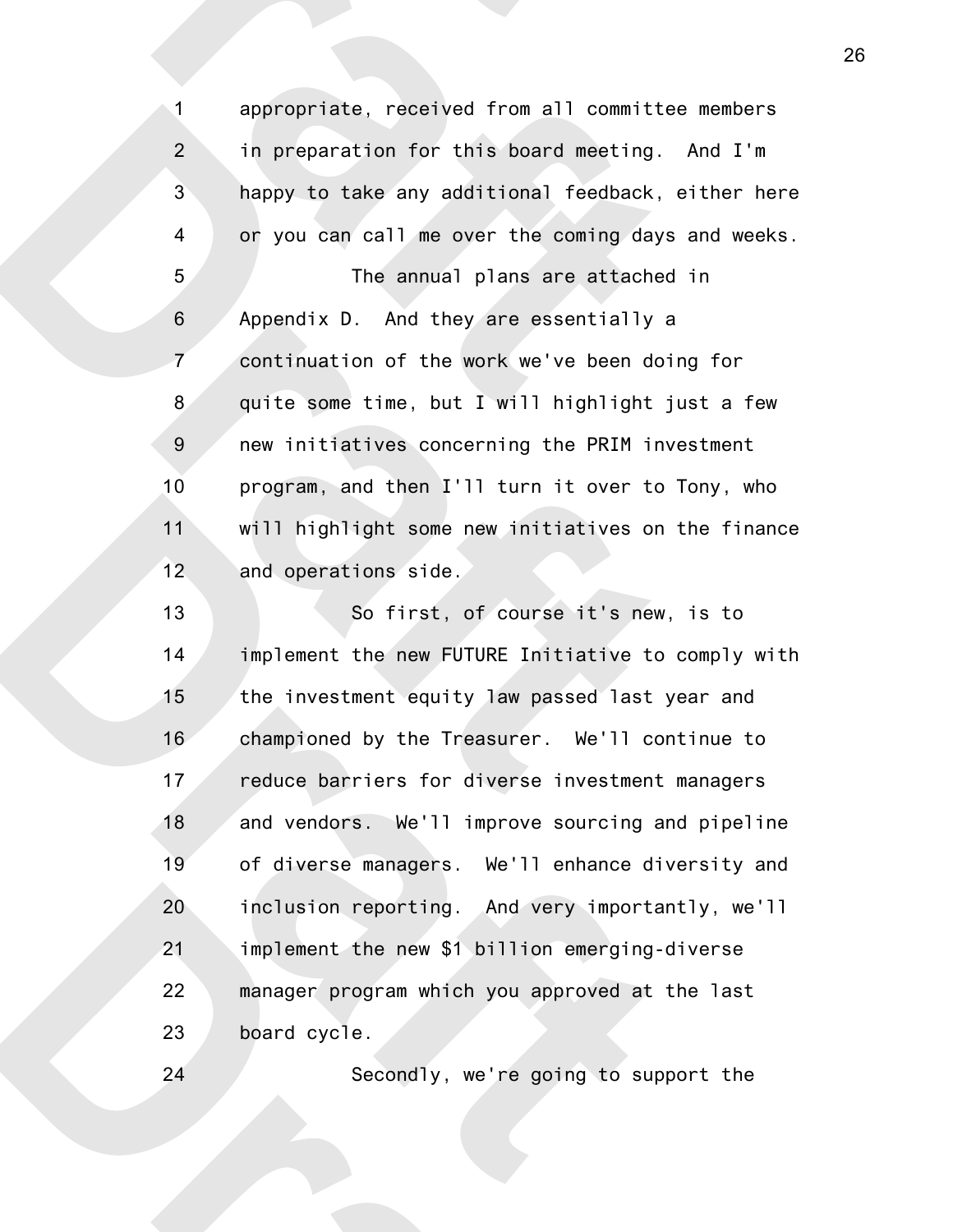appropriate, received from all committee members in preparation for this board meeting. And I'm happy to take any additional feedback, either here or you can call me over the coming days and weeks.

The annual plans are attached in Appendix D. And they are essentially a continuation of the work we've been doing for quite some time, but I will highlight just a few new initiatives concerning the PRIM investment program, and then I'll turn it over to Tony, who will highlight some new initiatives on the finance and operations side.

So first, of course it's new, is to implement the new FUTURE Initiative to comply with the investment equity law passed last year and championed by the Treasurer. We'll continue to reduce barriers for diverse investment managers and vendors. We'll improve sourcing and pipeline of diverse managers. We'll enhance diversity and inclusion reporting. And very importantly, we'll implement the new $1 billion emerging-diverse manager program which you approved at the last board cycle.

Secondly, we're going to support the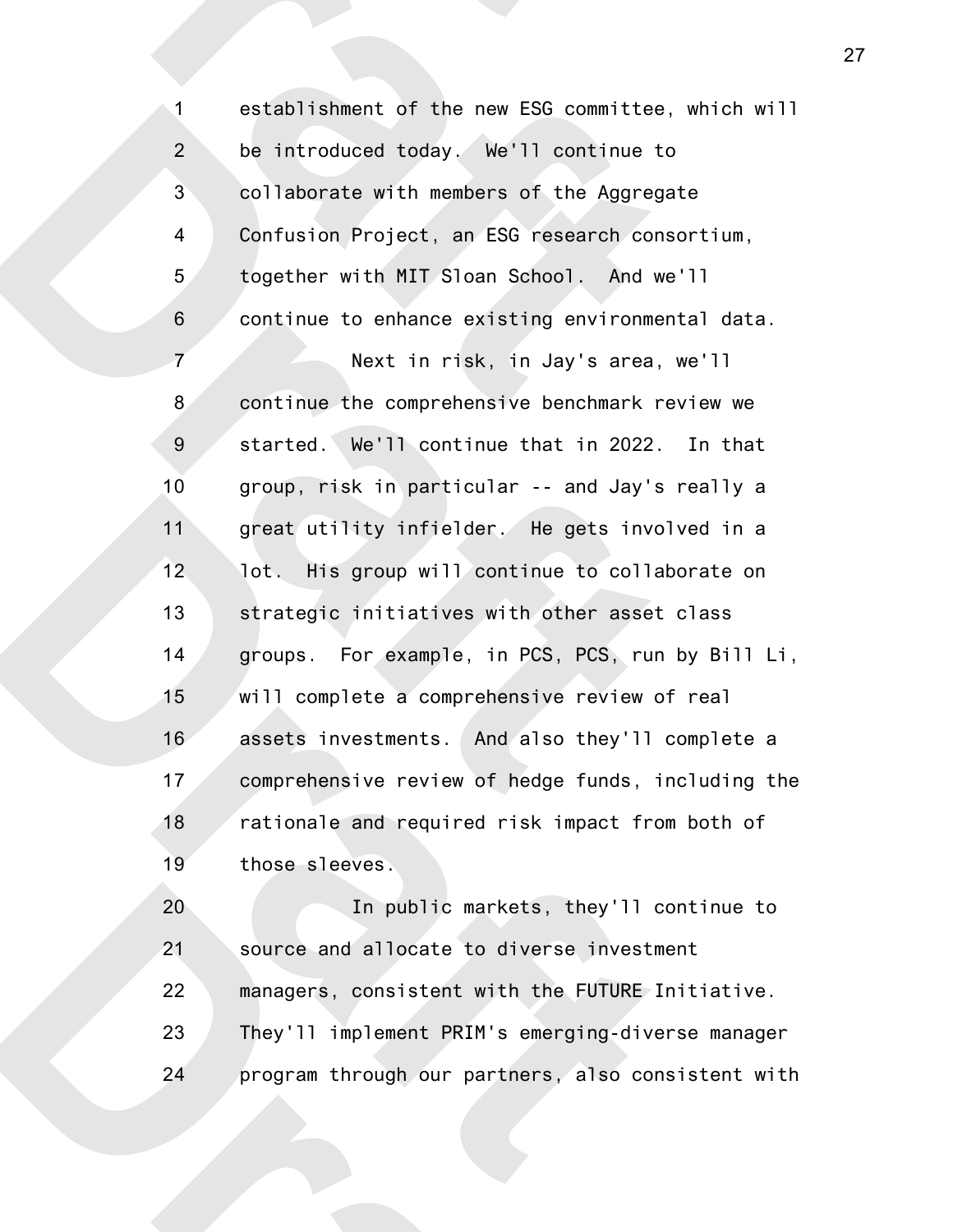establishment of the new ESG committee, which will be introduced today. We'll continue to collaborate with members of the Aggregate Confusion Project, an ESG research consortium, together with MIT Sloan School. And we'll continue to enhance existing environmental data.

Next in risk, in Jay's area, we'll continue the comprehensive benchmark review we started. We'll continue that in 2022. In that group, risk in particular -- and Jay's really a great utility infielder. He gets involved in a lot. His group will continue to collaborate on strategic initiatives with other asset class groups. For example, in PCS, PCS, run by Bill Li, will complete a comprehensive review of real assets investments. And also they'll complete a comprehensive review of hedge funds, including the rationale and required risk impact from both of those sleeves.

In public markets, they'll continue to source and allocate to diverse investment managers, consistent with the FUTURE Initiative. They'll implement PRIM's emerging-diverse manager program through our partners, also consistent with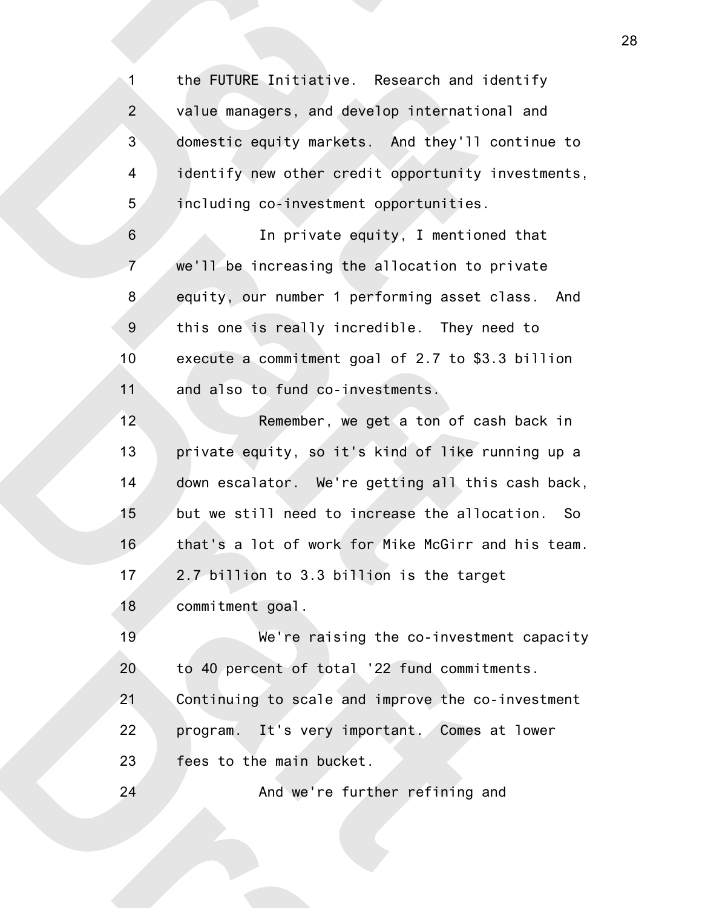the FUTURE Initiative. Research and identify value managers, and develop international and domestic equity markets. And they'll continue to identify new other credit opportunity investments, including co-investment opportunities.

In private equity, I mentioned that we'll be increasing the allocation to private equity, our number 1 performing asset class. And this one is really incredible. They need to execute a commitment goal of 2.7 to $3.3 billion and also to fund co-investments.

Remember, we get a ton of cash back in private equity, so it's kind of like running up a down escalator. We're getting all this cash back, but we still need to increase the allocation. So that's a lot of work for Mike McGirr and his team. 2.7 billion to 3.3 billion is the target commitment goal.

We're raising the co-investment capacity to 40 percent of total '22 fund commitments. Continuing to scale and improve the co-investment program. It's very important. Comes at lower fees to the main bucket.

And we're further refining and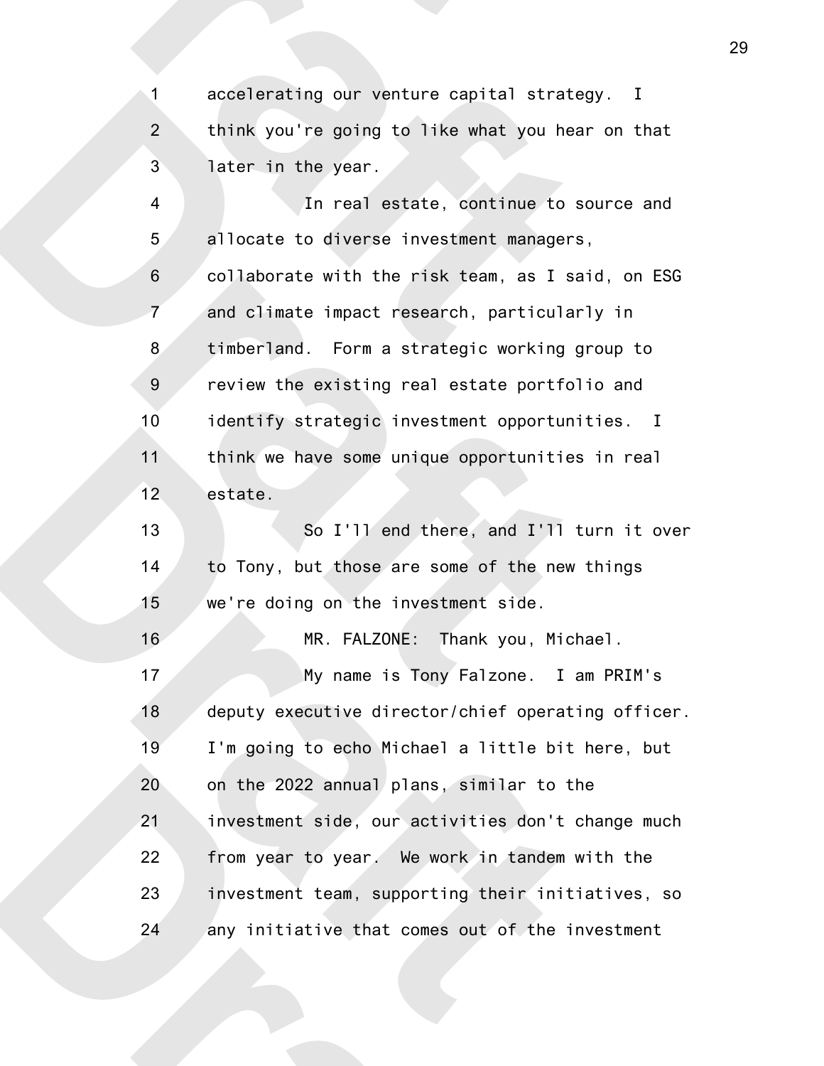accelerating our venture capital strategy. I think you're going to like what you hear on that later in the year.

In real estate, continue to source and allocate to diverse investment managers, collaborate with the risk team, as I said, on ESG and climate impact research, particularly in timberland. Form a strategic working group to review the existing real estate portfolio and identify strategic investment opportunities. I think we have some unique opportunities in real estate.

So I'll end there, and I'll turn it over to Tony, but those are some of the new things we're doing on the investment side.

MR. FALZONE: Thank you, Michael.

My name is Tony Falzone. I am PRIM's deputy executive director/chief operating officer. I'm going to echo Michael a little bit here, but on the 2022 annual plans, similar to the investment side, our activities don't change much from year to year. We work in tandem with the investment team, supporting their initiatives, so any initiative that comes out of the investment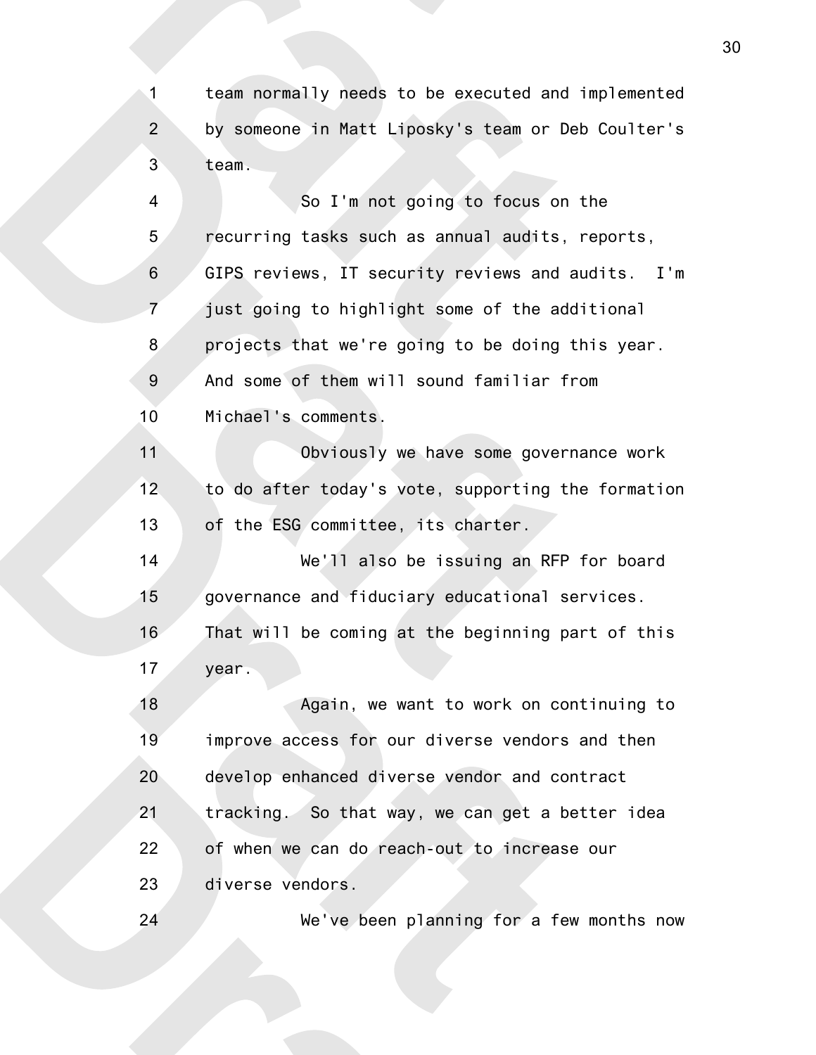1 team normally needs to be executed and implemented
2 by someone in Matt Liposky's team or Deb Coulter's
3 team.

4 So I'm not going to focus on the
5 recurring tasks such as annual audits, reports,
6 GIPS reviews, IT security reviews and audits. I'm
7 just going to highlight some of the additional
8 projects that we're going to be doing this year.
9 And some of them will sound familiar from
10 Michael's comments.

11 Obviously we have some governance work
12 to do after today's vote, supporting the formation
13 of the ESG committee, its charter.

14 We'll also be issuing an RFP for board
15 governance and fiduciary educational services.
16 That will be coming at the beginning part of this
17 year.

18 Again, we want to work on continuing to
19 improve access for our diverse vendors and then
20 develop enhanced diverse vendor and contract
21 tracking. So that way, we can get a better idea
22 of when we can do reach-out to increase our
23 diverse vendors.

24 We've been planning for a few months now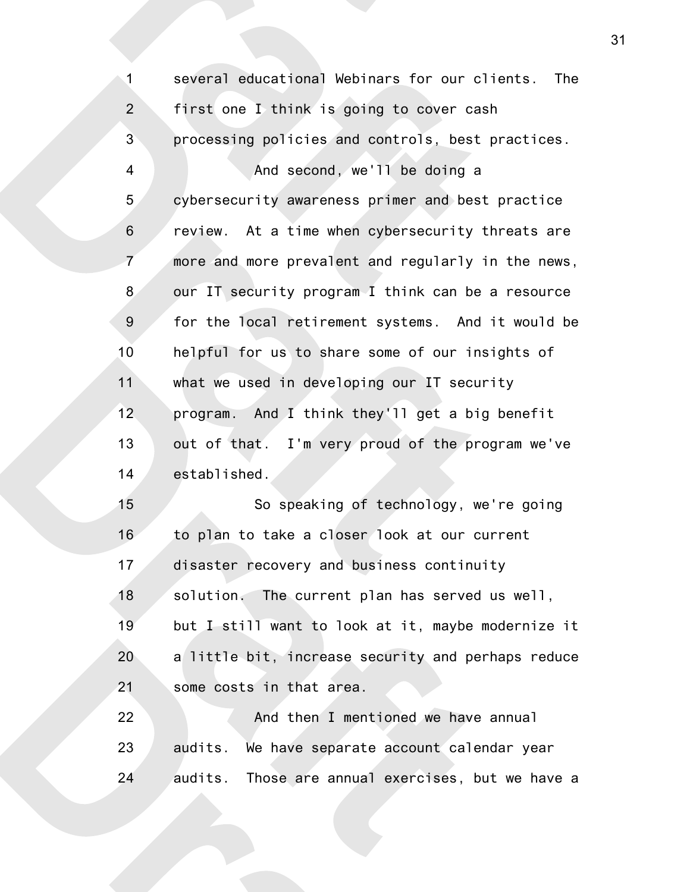several educational Webinars for our clients. The first one I think is going to cover cash processing policies and controls, best practices.

And second, we'll be doing a cybersecurity awareness primer and best practice review. At a time when cybersecurity threats are more and more prevalent and regularly in the news, our IT security program I think can be a resource for the local retirement systems. And it would be helpful for us to share some of our insights of what we used in developing our IT security program. And I think they'll get a big benefit out of that. I'm very proud of the program we've established.

So speaking of technology, we're going to plan to take a closer look at our current disaster recovery and business continuity solution. The current plan has served us well, but I still want to look at it, maybe modernize it a little bit, increase security and perhaps reduce some costs in that area.

And then I mentioned we have annual audits. We have separate account calendar year audits. Those are annual exercises, but we have a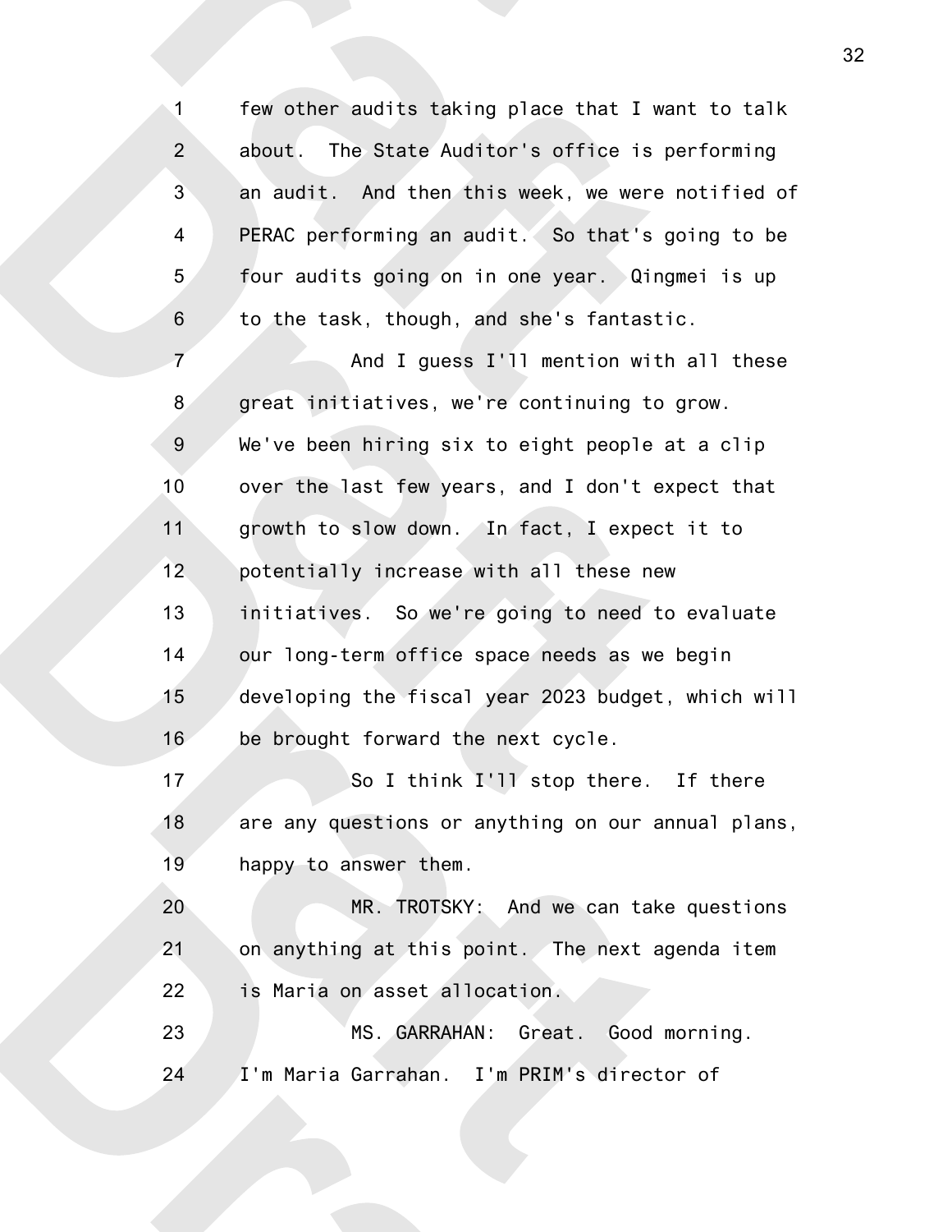few other audits taking place that I want to talk about. The State Auditor's office is performing an audit. And then this week, we were notified of PERAC performing an audit. So that's going to be four audits going on in one year. Qingmei is up to the task, though, and she's fantastic.

And I guess I'll mention with all these great initiatives, we're continuing to grow. We've been hiring six to eight people at a clip over the last few years, and I don't expect that growth to slow down. In fact, I expect it to potentially increase with all these new initiatives. So we're going to need to evaluate our long-term office space needs as we begin developing the fiscal year 2023 budget, which will be brought forward the next cycle.

So I think I'll stop there. If there are any questions or anything on our annual plans, happy to answer them.

MR. TROTSKY: And we can take questions on anything at this point. The next agenda item is Maria on asset allocation.

MS. GARRAHAN: Great. Good morning. I'm Maria Garrahan. I'm PRIM's director of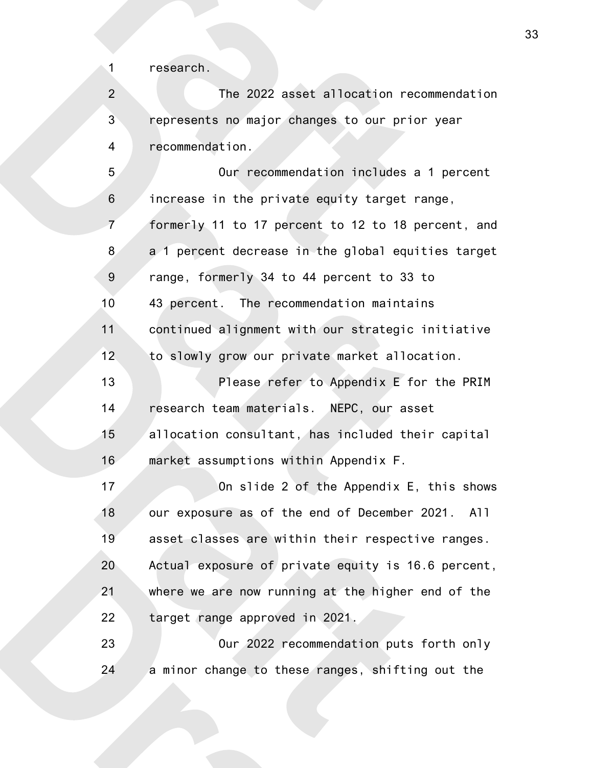research.

The 2022 asset allocation recommendation represents no major changes to our prior year recommendation.

Our recommendation includes a 1 percent increase in the private equity target range, formerly 11 to 17 percent to 12 to 18 percent, and a 1 percent decrease in the global equities target range, formerly 34 to 44 percent to 33 to 43 percent. The recommendation maintains continued alignment with our strategic initiative to slowly grow our private market allocation.

Please refer to Appendix E for the PRIM research team materials. NEPC, our asset allocation consultant, has included their capital market assumptions within Appendix F.

On slide 2 of the Appendix E, this shows our exposure as of the end of December 2021. All asset classes are within their respective ranges. Actual exposure of private equity is 16.6 percent, where we are now running at the higher end of the target range approved in 2021.

Our 2022 recommendation puts forth only a minor change to these ranges, shifting out the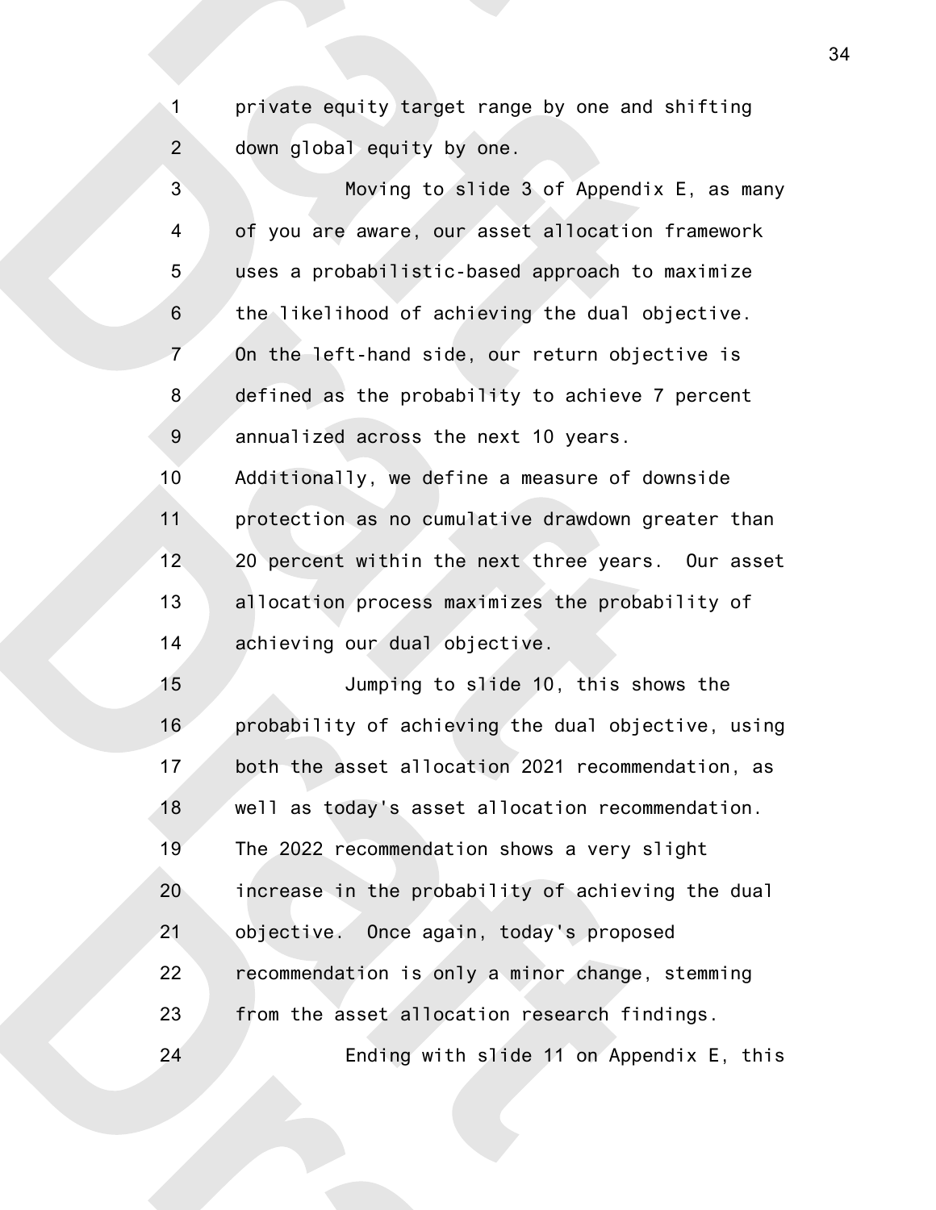private equity target range by one and shifting down global equity by one.

Moving to slide 3 of Appendix E, as many of you are aware, our asset allocation framework uses a probabilistic-based approach to maximize the likelihood of achieving the dual objective. On the left-hand side, our return objective is defined as the probability to achieve 7 percent annualized across the next 10 years. Additionally, we define a measure of downside protection as no cumulative drawdown greater than 20 percent within the next three years. Our asset allocation process maximizes the probability of achieving our dual objective.

Jumping to slide 10, this shows the probability of achieving the dual objective, using both the asset allocation 2021 recommendation, as well as today's asset allocation recommendation. The 2022 recommendation shows a very slight increase in the probability of achieving the dual objective. Once again, today's proposed recommendation is only a minor change, stemming from the asset allocation research findings.

Ending with slide 11 on Appendix E, this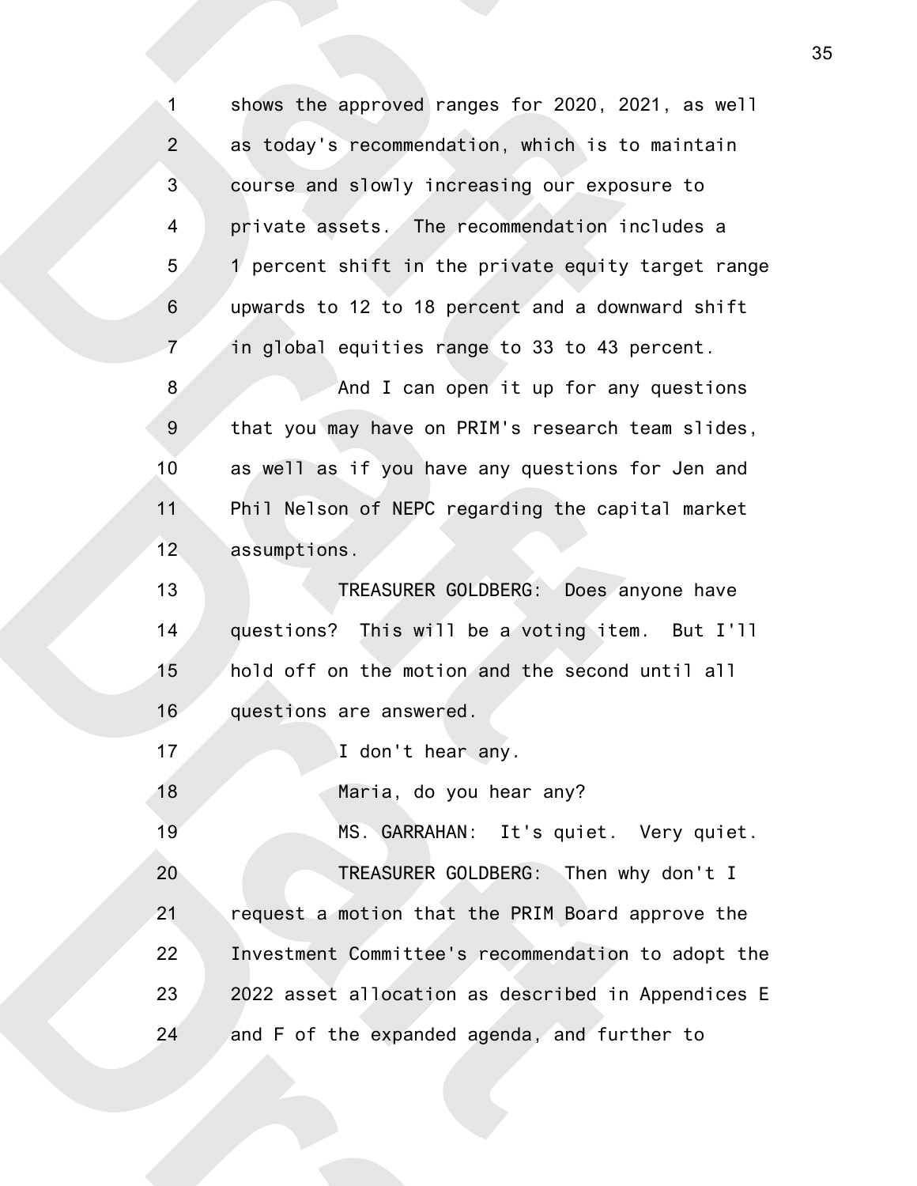shows the approved ranges for 2020, 2021, as well as today's recommendation, which is to maintain course and slowly increasing our exposure to private assets. The recommendation includes a 1 percent shift in the private equity target range upwards to 12 to 18 percent and a downward shift in global equities range to 33 to 43 percent.

And I can open it up for any questions that you may have on PRIM's research team slides, as well as if you have any questions for Jen and Phil Nelson of NEPC regarding the capital market assumptions.

TREASURER GOLDBERG: Does anyone have questions? This will be a voting item. But I'll hold off on the motion and the second until all questions are answered.

I don't hear any.

Maria, do you hear any?

MS. GARRAHAN: It's quiet. Very quiet.

TREASURER GOLDBERG: Then why don't I request a motion that the PRIM Board approve the Investment Committee's recommendation to adopt the 2022 asset allocation as described in Appendices E and F of the expanded agenda, and further to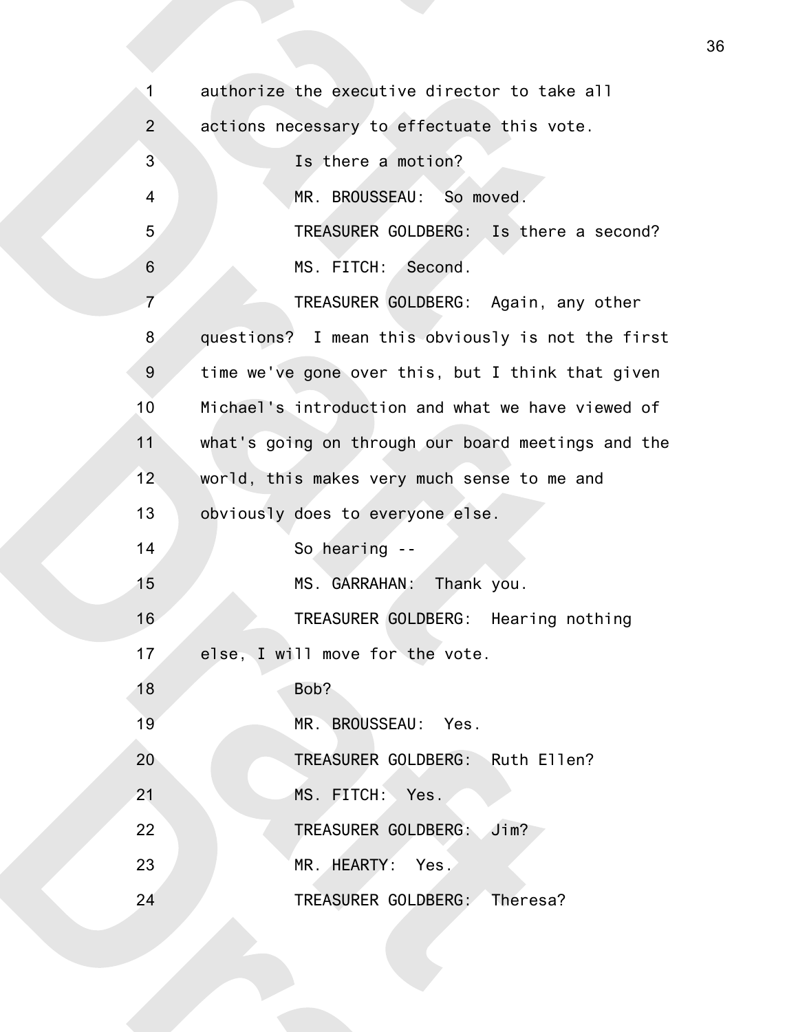authorize the executive director to take all actions necessary to effectuate this vote.

Is there a motion?

MR. BROUSSEAU: So moved.

TREASURER GOLDBERG: Is there a second?

MS. FITCH: Second.

TREASURER GOLDBERG: Again, any other questions? I mean this obviously is not the first time we've gone over this, but I think that given Michael's introduction and what we have viewed of what's going on through our board meetings and the world, this makes very much sense to me and obviously does to everyone else.

So hearing --

MS. GARRAHAN: Thank you.

TREASURER GOLDBERG: Hearing nothing else, I will move for the vote.

Bob?

MR. BROUSSEAU: Yes.

TREASURER GOLDBERG: Ruth Ellen?

MS. FITCH: Yes.

TREASURER GOLDBERG: Jim?

MR. HEARTY: Yes.

TREASURER GOLDBERG: Theresa?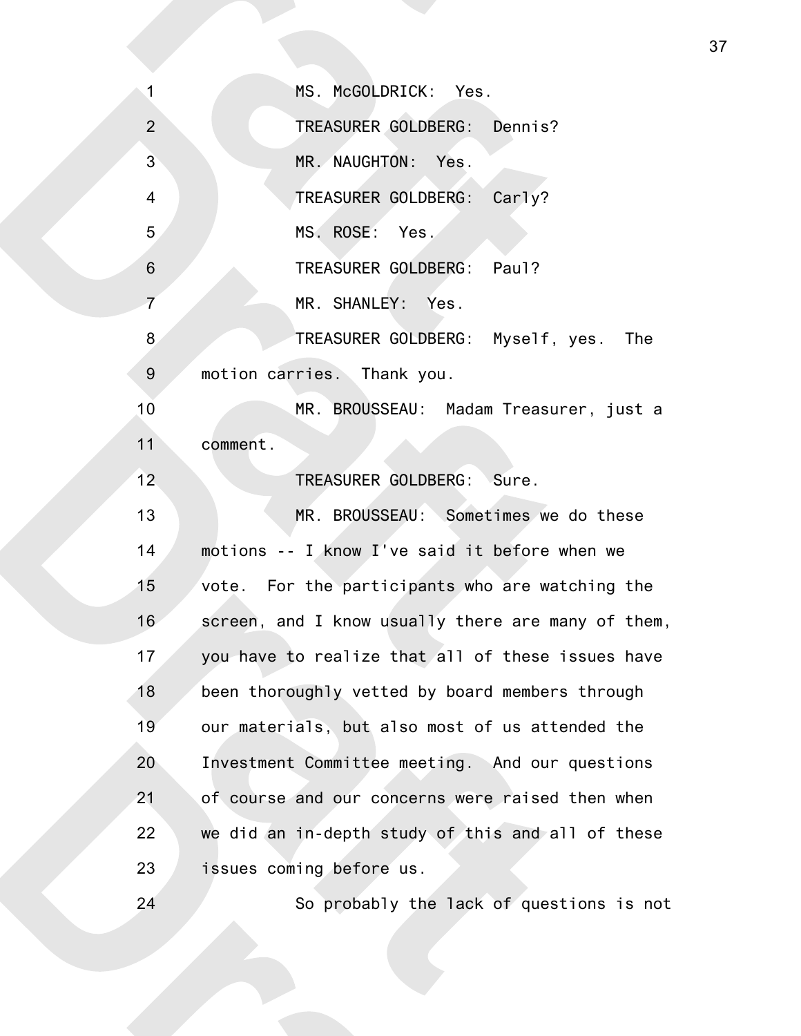MS. McGOLDRICK: Yes.

TREASURER GOLDBERG: Dennis?

MR. NAUGHTON: Yes.

TREASURER GOLDBERG: Carly?

MS. ROSE: Yes.

TREASURER GOLDBERG: Paul?

MR. SHANLEY: Yes.

TREASURER GOLDBERG: Myself, yes. The motion carries. Thank you.

MR. BROUSSEAU: Madam Treasurer, just a comment.

TREASURER GOLDBERG: Sure.

MR. BROUSSEAU: Sometimes we do these motions -- I know I've said it before when we vote. For the participants who are watching the screen, and I know usually there are many of them, you have to realize that all of these issues have been thoroughly vetted by board members through our materials, but also most of us attended the Investment Committee meeting. And our questions of course and our concerns were raised then when we did an in-depth study of this and all of these issues coming before us.

So probably the lack of questions is not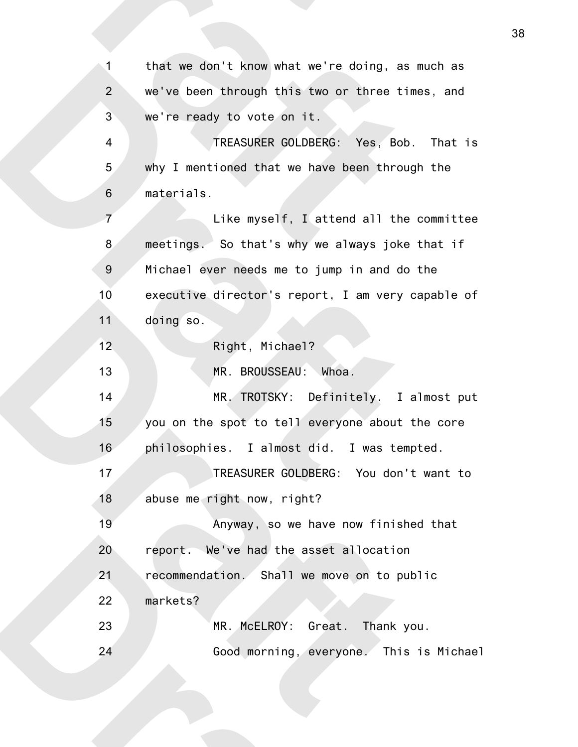that we don't know what we're doing, as much as we've been through this two or three times, and we're ready to vote on it.

TREASURER GOLDBERG: Yes, Bob. That is why I mentioned that we have been through the materials.

Like myself, I attend all the committee meetings. So that's why we always joke that if Michael ever needs me to jump in and do the executive director's report, I am very capable of doing so.

Right, Michael?

MR. BROUSSEAU: Whoa.

MR. TROTSKY: Definitely. I almost put you on the spot to tell everyone about the core philosophies. I almost did. I was tempted.

TREASURER GOLDBERG: You don't want to abuse me right now, right?

Anyway, so we have now finished that report. We've had the asset allocation recommendation. Shall we move on to public markets?

MR. McELROY: Great. Thank you.

Good morning, everyone. This is Michael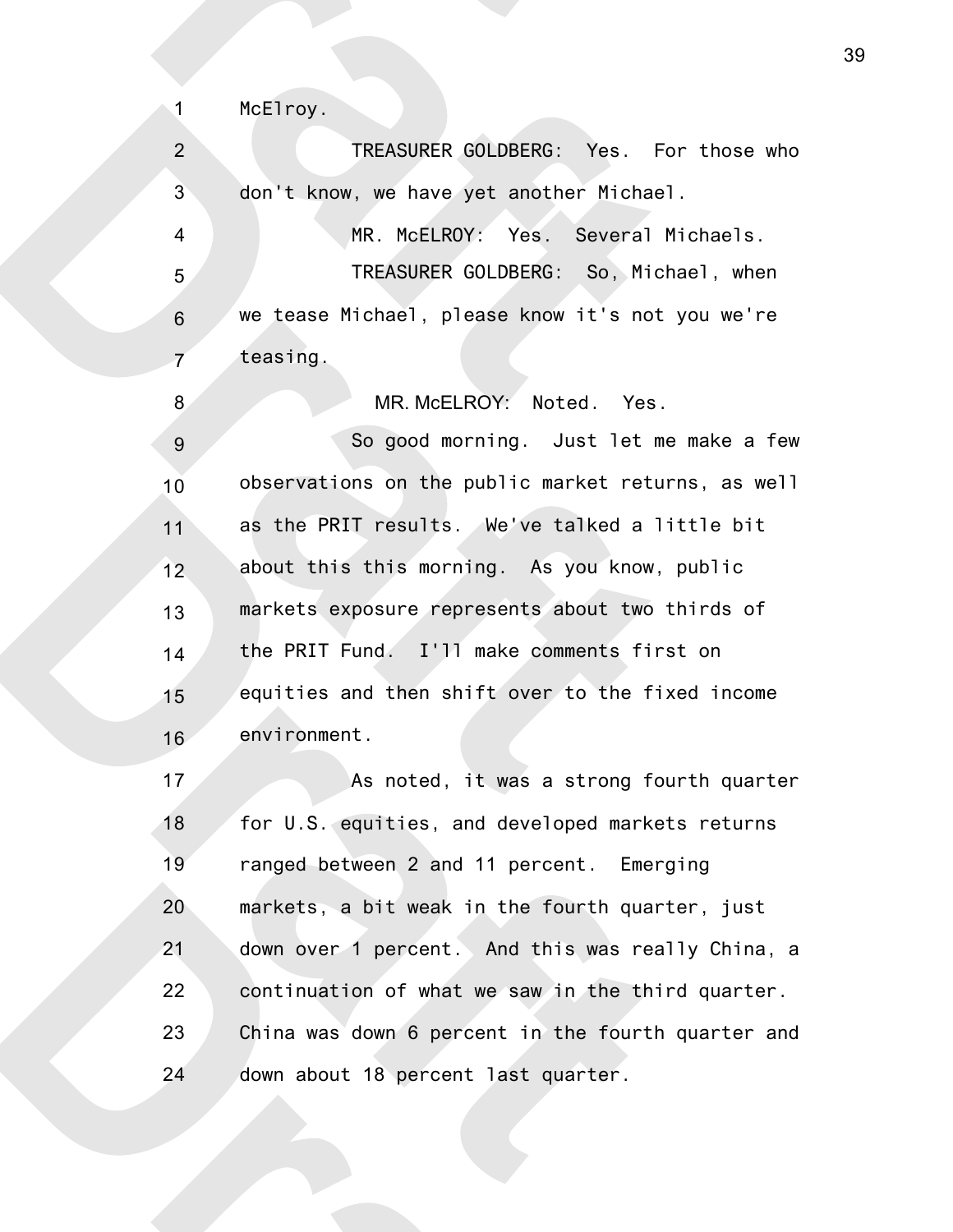McElroy.

TREASURER GOLDBERG: Yes. For those who don't know, we have yet another Michael.

MR. McELROY: Yes. Several Michaels.

TREASURER GOLDBERG: So, Michael, when we tease Michael, please know it's not you we're teasing.

MR. McELROY: Noted. Yes.

So good morning. Just let me make a few observations on the public market returns, as well as the PRIT results. We've talked a little bit about this this morning. As you know, public markets exposure represents about two thirds of the PRIT Fund. I'll make comments first on equities and then shift over to the fixed income environment.

As noted, it was a strong fourth quarter for U.S. equities, and developed markets returns ranged between 2 and 11 percent. Emerging markets, a bit weak in the fourth quarter, just down over 1 percent. And this was really China, a continuation of what we saw in the third quarter. China was down 6 percent in the fourth quarter and down about 18 percent last quarter.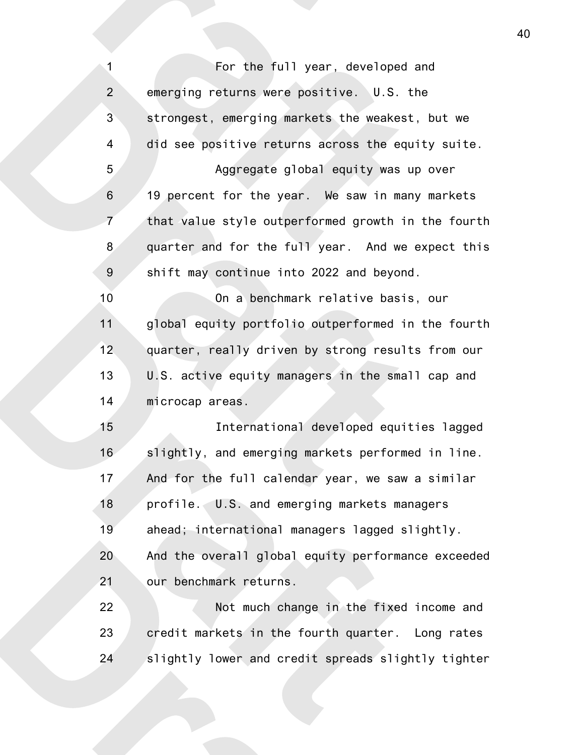For the full year, developed and emerging returns were positive. U.S. the strongest, emerging markets the weakest, but we did see positive returns across the equity suite.

Aggregate global equity was up over 19 percent for the year. We saw in many markets that value style outperformed growth in the fourth quarter and for the full year. And we expect this shift may continue into 2022 and beyond.

On a benchmark relative basis, our global equity portfolio outperformed in the fourth quarter, really driven by strong results from our U.S. active equity managers in the small cap and microcap areas.

International developed equities lagged slightly, and emerging markets performed in line. And for the full calendar year, we saw a similar profile. U.S. and emerging markets managers ahead; international managers lagged slightly. And the overall global equity performance exceeded our benchmark returns.

Not much change in the fixed income and credit markets in the fourth quarter. Long rates slightly lower and credit spreads slightly tighter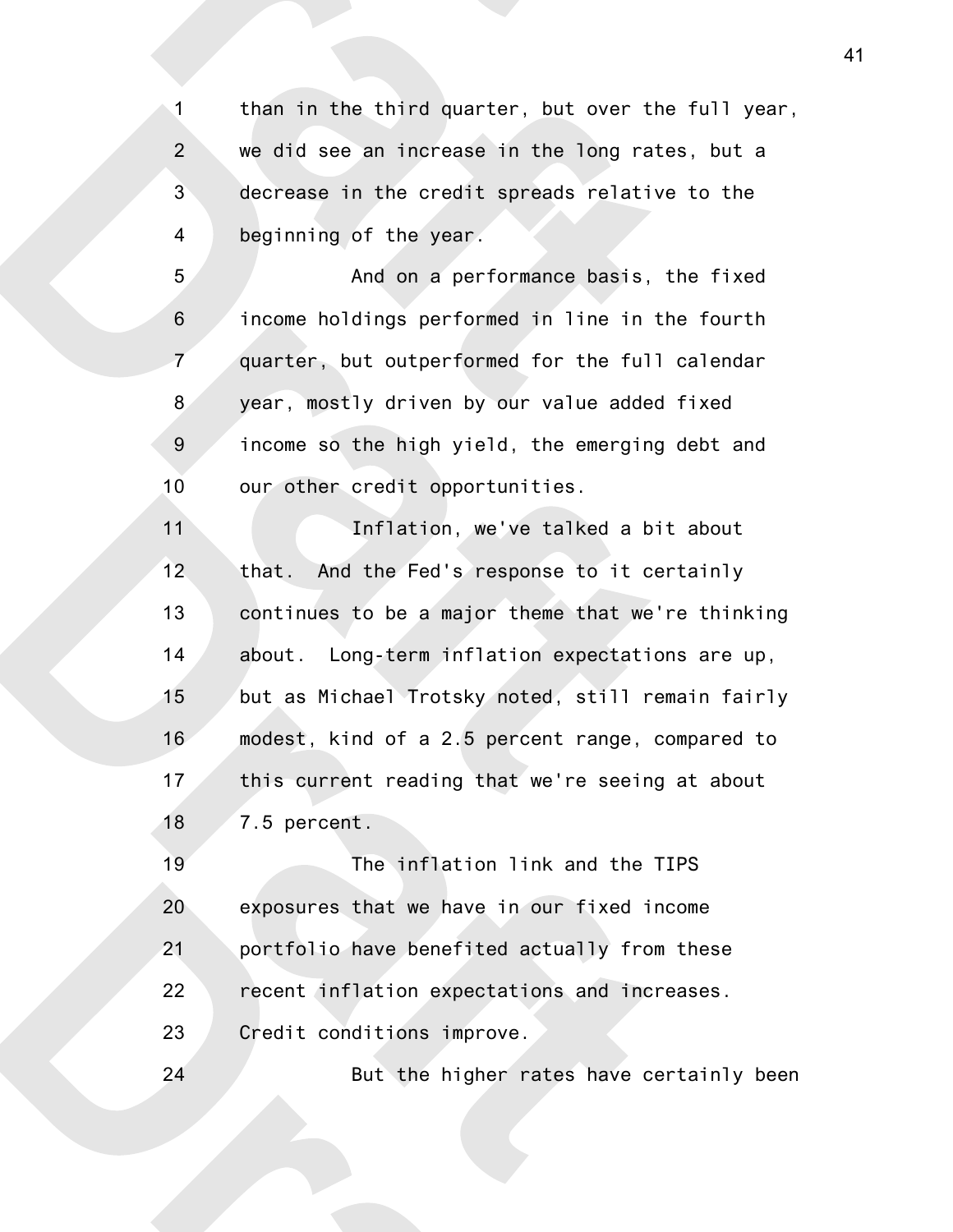than in the third quarter, but over the full year, we did see an increase in the long rates, but a decrease in the credit spreads relative to the beginning of the year.

And on a performance basis, the fixed income holdings performed in line in the fourth quarter, but outperformed for the full calendar year, mostly driven by our value added fixed income so the high yield, the emerging debt and our other credit opportunities.

Inflation, we've talked a bit about that. And the Fed's response to it certainly continues to be a major theme that we're thinking about. Long-term inflation expectations are up, but as Michael Trotsky noted, still remain fairly modest, kind of a 2.5 percent range, compared to this current reading that we're seeing at about 7.5 percent.

The inflation link and the TIPS exposures that we have in our fixed income portfolio have benefited actually from these recent inflation expectations and increases. Credit conditions improve.

But the higher rates have certainly been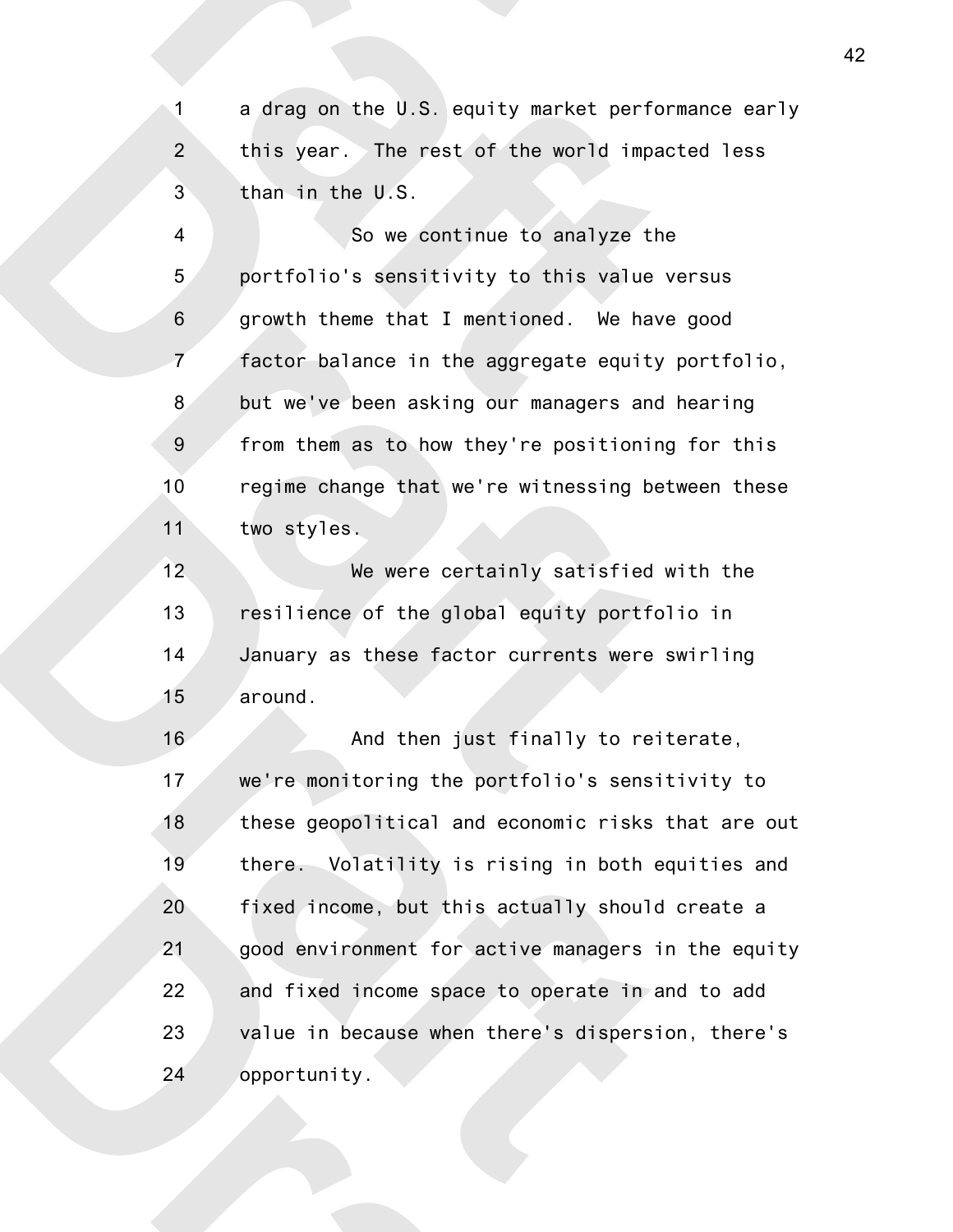a drag on the U.S. equity market performance early this year. The rest of the world impacted less than in the U.S.

So we continue to analyze the portfolio's sensitivity to this value versus growth theme that I mentioned. We have good factor balance in the aggregate equity portfolio, but we've been asking our managers and hearing from them as to how they're positioning for this regime change that we're witnessing between these two styles.

We were certainly satisfied with the resilience of the global equity portfolio in January as these factor currents were swirling around.

And then just finally to reiterate, we're monitoring the portfolio's sensitivity to these geopolitical and economic risks that are out there. Volatility is rising in both equities and fixed income, but this actually should create a good environment for active managers in the equity and fixed income space to operate in and to add value in because when there's dispersion, there's opportunity.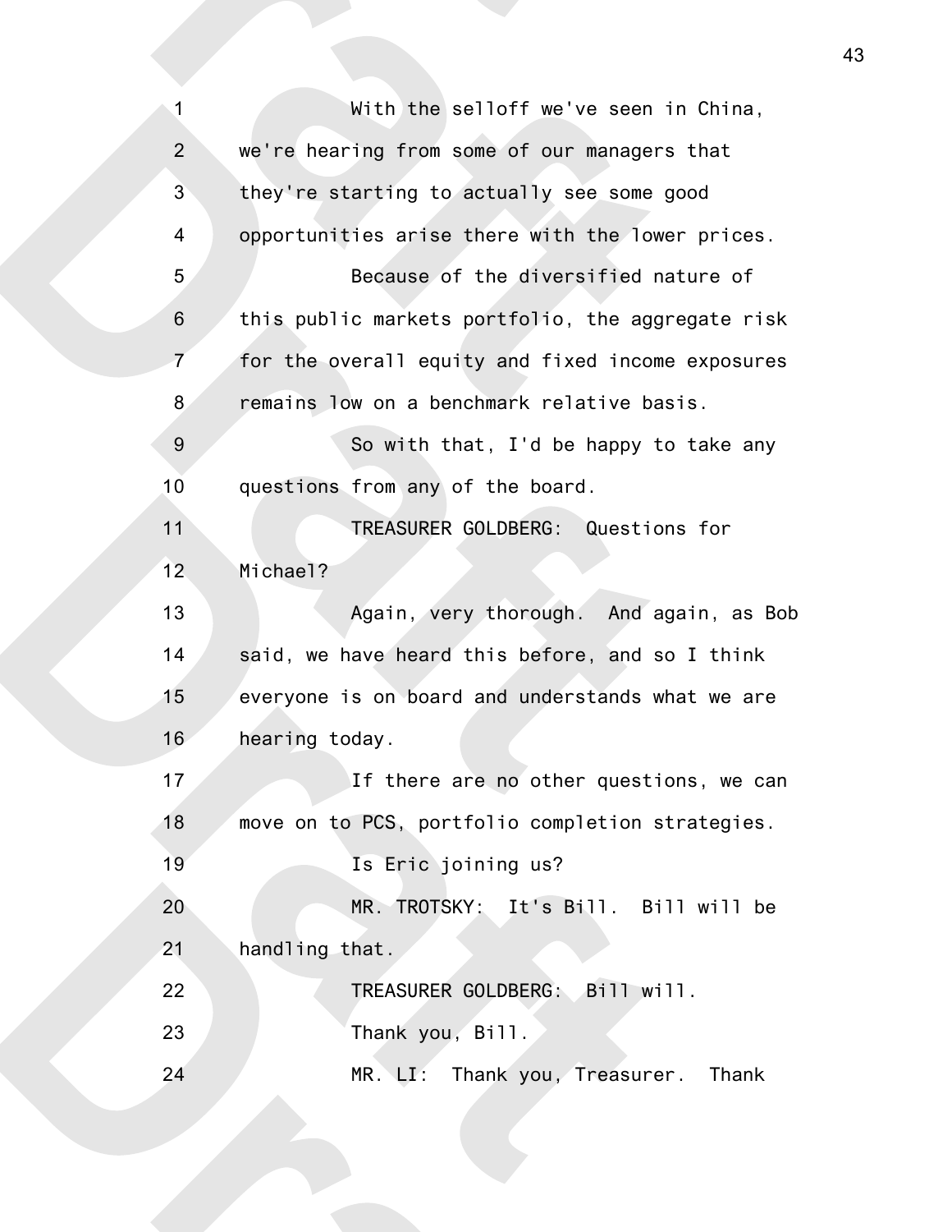With the selloff we've seen in China, we're hearing from some of our managers that they're starting to actually see some good opportunities arise there with the lower prices.

Because of the diversified nature of this public markets portfolio, the aggregate risk for the overall equity and fixed income exposures remains low on a benchmark relative basis.

So with that, I'd be happy to take any questions from any of the board.

TREASURER GOLDBERG: Questions for Michael?

Again, very thorough. And again, as Bob said, we have heard this before, and so I think everyone is on board and understands what we are hearing today.

If there are no other questions, we can move on to PCS, portfolio completion strategies.

Is Eric joining us?

MR. TROTSKY: It's Bill. Bill will be handling that.

TREASURER GOLDBERG: Bill will.

Thank you, Bill.

MR. LI: Thank you, Treasurer. Thank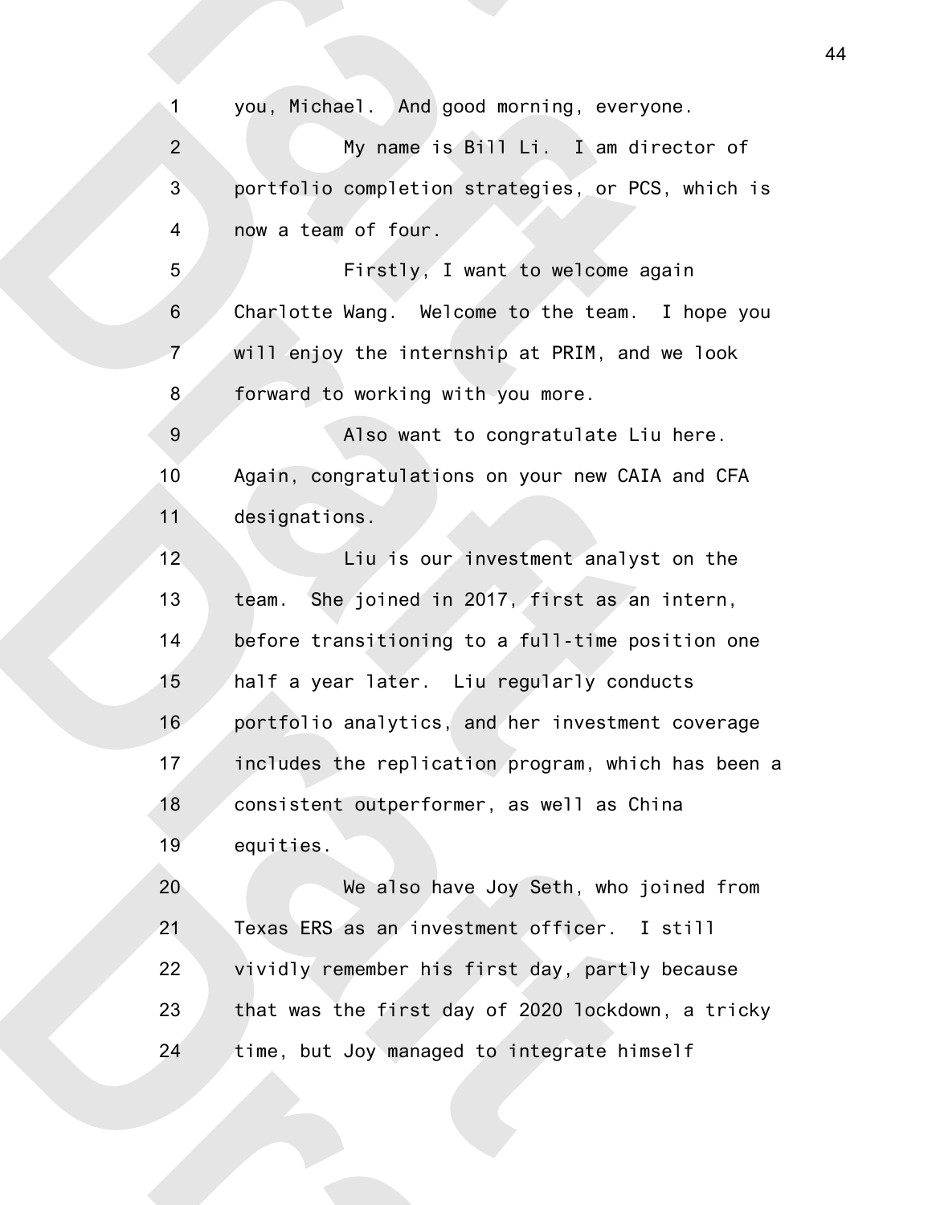you, Michael. And good morning, everyone.

My name is Bill Li. I am director of portfolio completion strategies, or PCS, which is now a team of four.

Firstly, I want to welcome again Charlotte Wang. Welcome to the team. I hope you will enjoy the internship at PRIM, and we look forward to working with you more.

Also want to congratulate Liu here. Again, congratulations on your new CAIA and CFA designations.

Liu is our investment analyst on the team. She joined in 2017, first as an intern, before transitioning to a full-time position one half a year later. Liu regularly conducts portfolio analytics, and her investment coverage includes the replication program, which has been a consistent outperformer, as well as China equities.

We also have Joy Seth, who joined from Texas ERS as an investment officer. I still vividly remember his first day, partly because that was the first day of 2020 lockdown, a tricky time, but Joy managed to integrate himself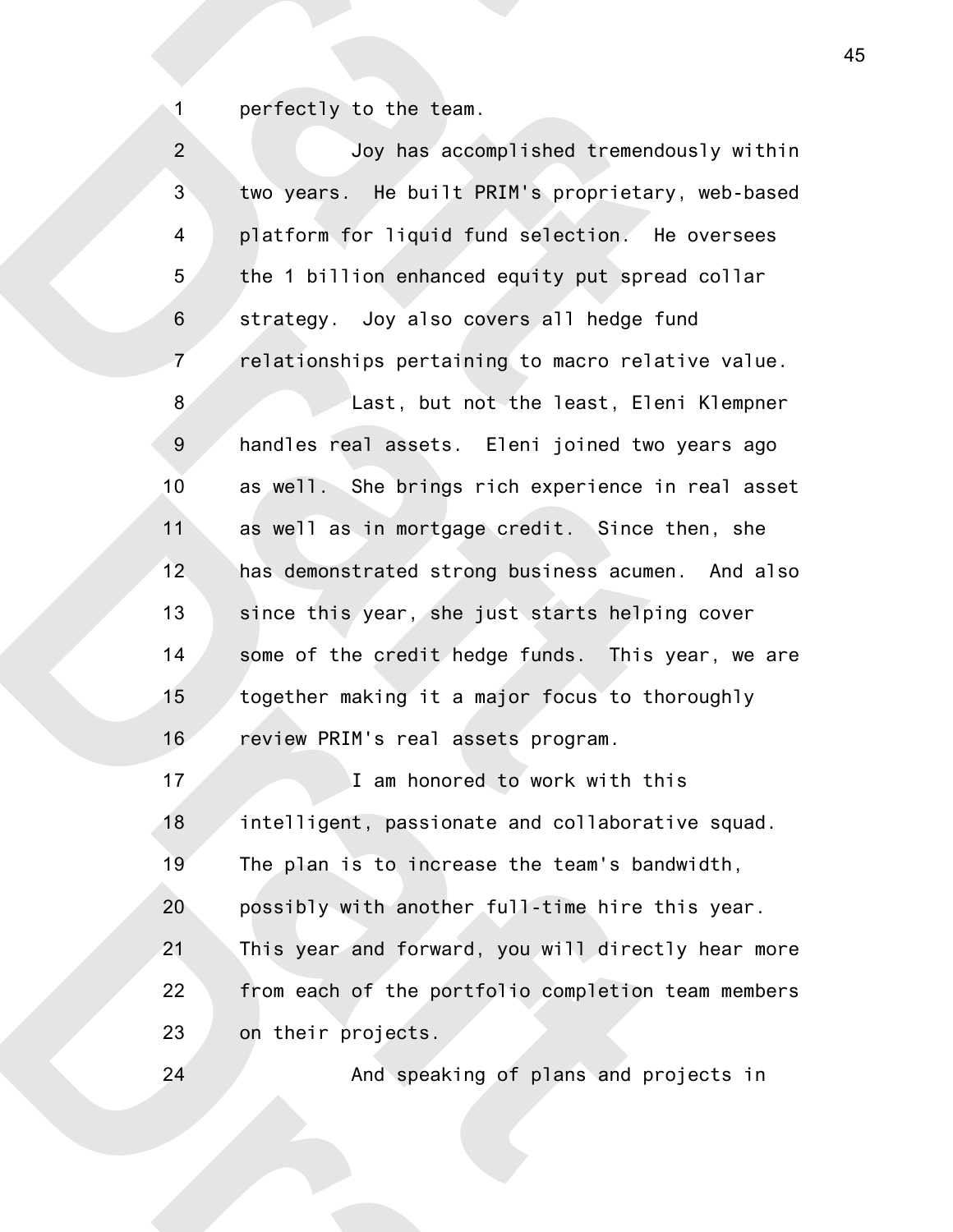perfectly to the team.

Joy has accomplished tremendously within two years. He built PRIM's proprietary, web-based platform for liquid fund selection. He oversees the 1 billion enhanced equity put spread collar strategy. Joy also covers all hedge fund relationships pertaining to macro relative value.

Last, but not the least, Eleni Klempner handles real assets. Eleni joined two years ago as well. She brings rich experience in real asset as well as in mortgage credit. Since then, she has demonstrated strong business acumen. And also since this year, she just starts helping cover some of the credit hedge funds. This year, we are together making it a major focus to thoroughly review PRIM's real assets program.

I am honored to work with this intelligent, passionate and collaborative squad. The plan is to increase the team's bandwidth, possibly with another full-time hire this year. This year and forward, you will directly hear more from each of the portfolio completion team members on their projects.

And speaking of plans and projects in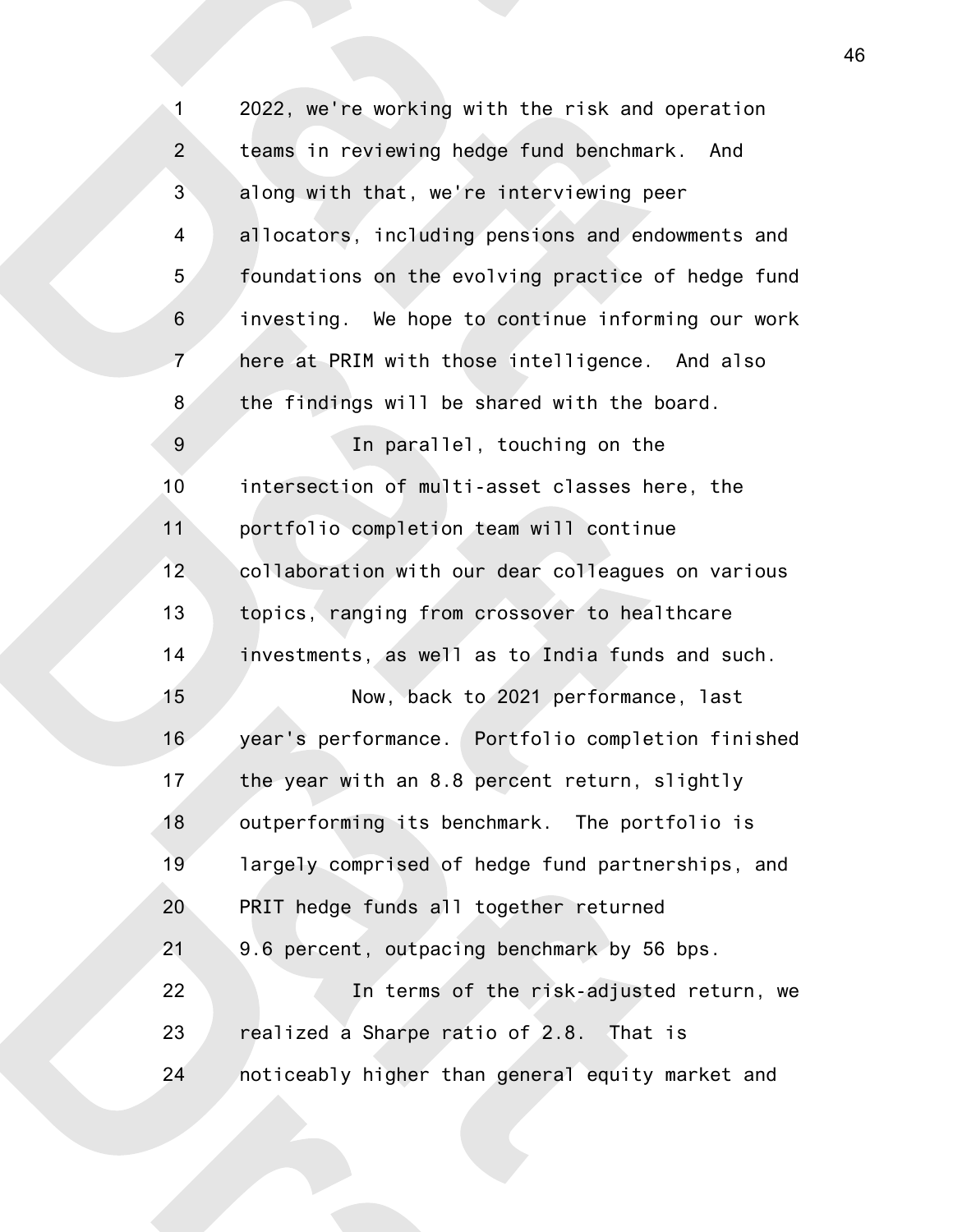2022, we're working with the risk and operation teams in reviewing hedge fund benchmark. And along with that, we're interviewing peer allocators, including pensions and endowments and foundations on the evolving practice of hedge fund investing. We hope to continue informing our work here at PRIM with those intelligence. And also the findings will be shared with the board.

In parallel, touching on the intersection of multi-asset classes here, the portfolio completion team will continue collaboration with our dear colleagues on various topics, ranging from crossover to healthcare investments, as well as to India funds and such.

Now, back to 2021 performance, last year's performance. Portfolio completion finished the year with an 8.8 percent return, slightly outperforming its benchmark. The portfolio is largely comprised of hedge fund partnerships, and PRIT hedge funds all together returned 9.6 percent, outpacing benchmark by 56 bps.

In terms of the risk-adjusted return, we realized a Sharpe ratio of 2.8. That is noticeably higher than general equity market and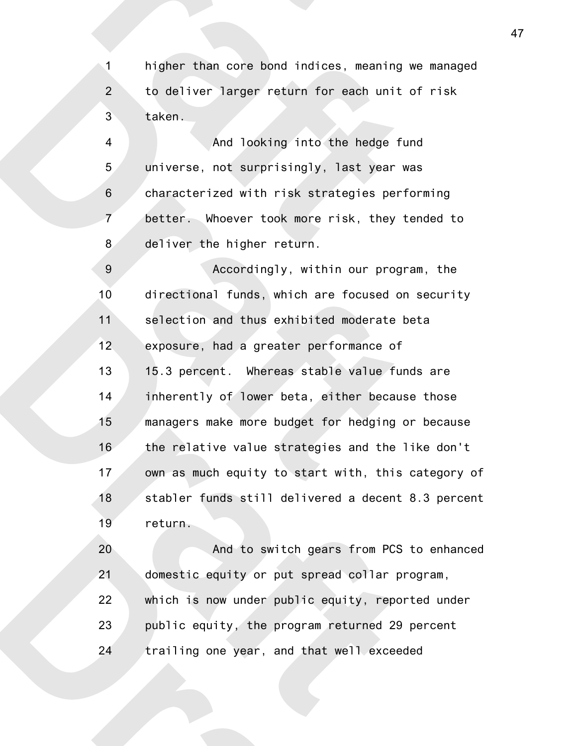higher than core bond indices, meaning we managed to deliver larger return for each unit of risk taken.

And looking into the hedge fund universe, not surprisingly, last year was characterized with risk strategies performing better. Whoever took more risk, they tended to deliver the higher return.

Accordingly, within our program, the directional funds, which are focused on security selection and thus exhibited moderate beta exposure, had a greater performance of 15.3 percent. Whereas stable value funds are inherently of lower beta, either because those managers make more budget for hedging or because the relative value strategies and the like don't own as much equity to start with, this category of stabler funds still delivered a decent 8.3 percent return.

And to switch gears from PCS to enhanced domestic equity or put spread collar program, which is now under public equity, reported under public equity, the program returned 29 percent trailing one year, and that well exceeded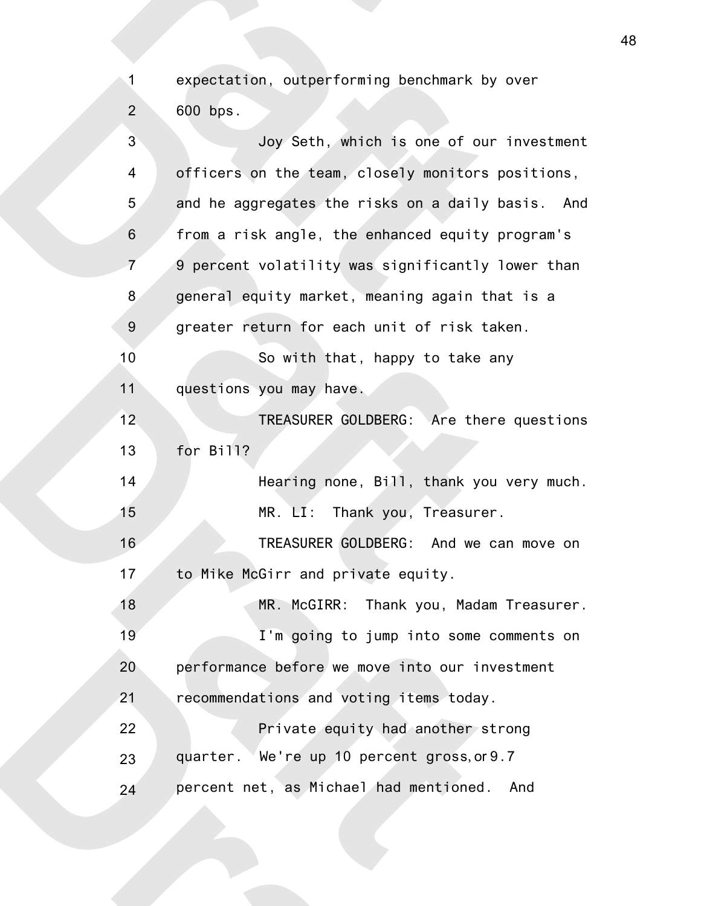expectation, outperforming benchmark by over 600 bps.

Joy Seth, which is one of our investment officers on the team, closely monitors positions, and he aggregates the risks on a daily basis. And from a risk angle, the enhanced equity program's 9 percent volatility was significantly lower than general equity market, meaning again that is a greater return for each unit of risk taken.

So with that, happy to take any questions you may have.

TREASURER GOLDBERG: Are there questions for Bill?

Hearing none, Bill, thank you very much.

MR. LI: Thank you, Treasurer.

TREASURER GOLDBERG: And we can move on to Mike McGirr and private equity.

MR. McGIRR: Thank you, Madam Treasurer.

I'm going to jump into some comments on performance before we move into our investment recommendations and voting items today.

Private equity had another strong quarter. We're up 10 percent gross, or 9.7 percent net, as Michael had mentioned. And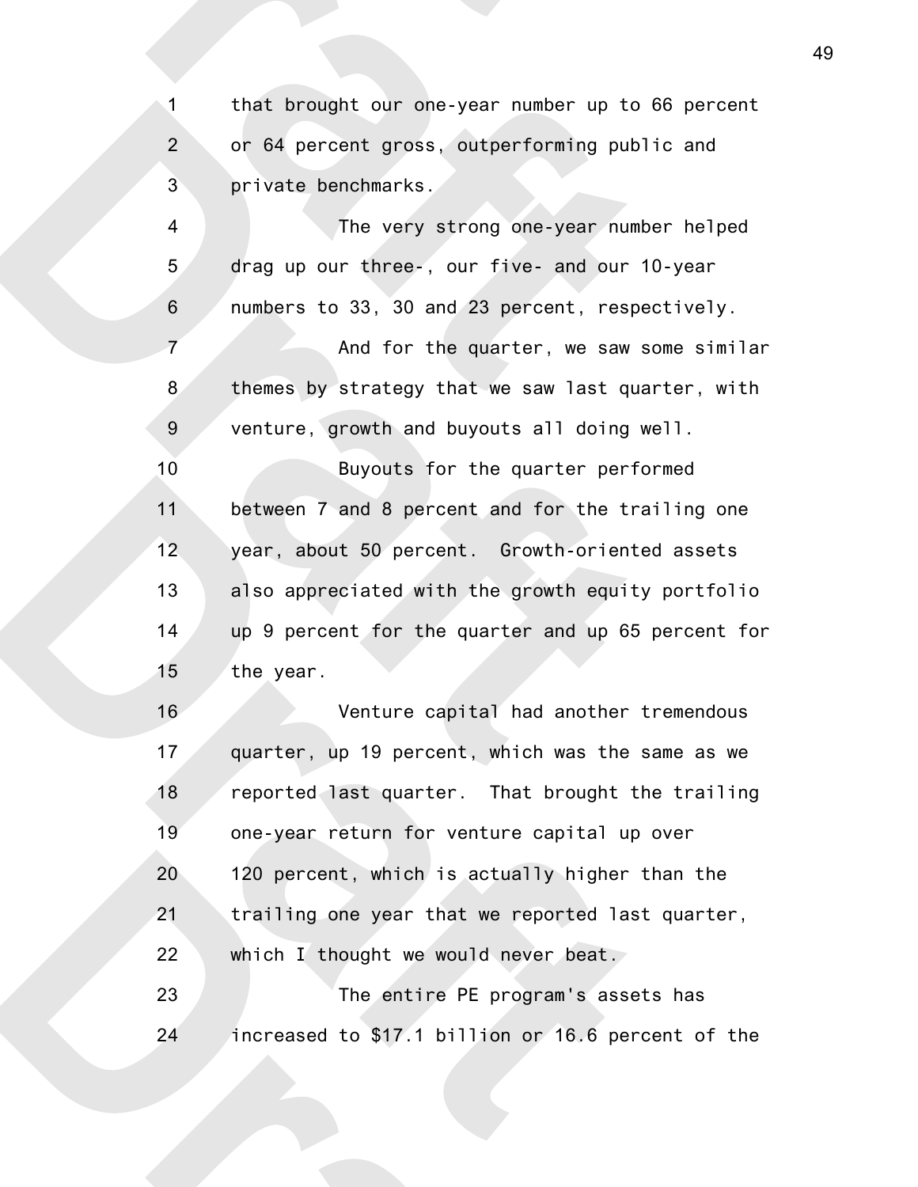that brought our one-year number up to 66 percent or 64 percent gross, outperforming public and private benchmarks.

The very strong one-year number helped drag up our three-, our five- and our 10-year numbers to 33, 30 and 23 percent, respectively.

And for the quarter, we saw some similar themes by strategy that we saw last quarter, with venture, growth and buyouts all doing well.

Buyouts for the quarter performed between 7 and 8 percent and for the trailing one year, about 50 percent. Growth-oriented assets also appreciated with the growth equity portfolio up 9 percent for the quarter and up 65 percent for the year.

Venture capital had another tremendous quarter, up 19 percent, which was the same as we reported last quarter. That brought the trailing one-year return for venture capital up over 120 percent, which is actually higher than the trailing one year that we reported last quarter, which I thought we would never beat.

The entire PE program's assets has increased to $17.1 billion or 16.6 percent of the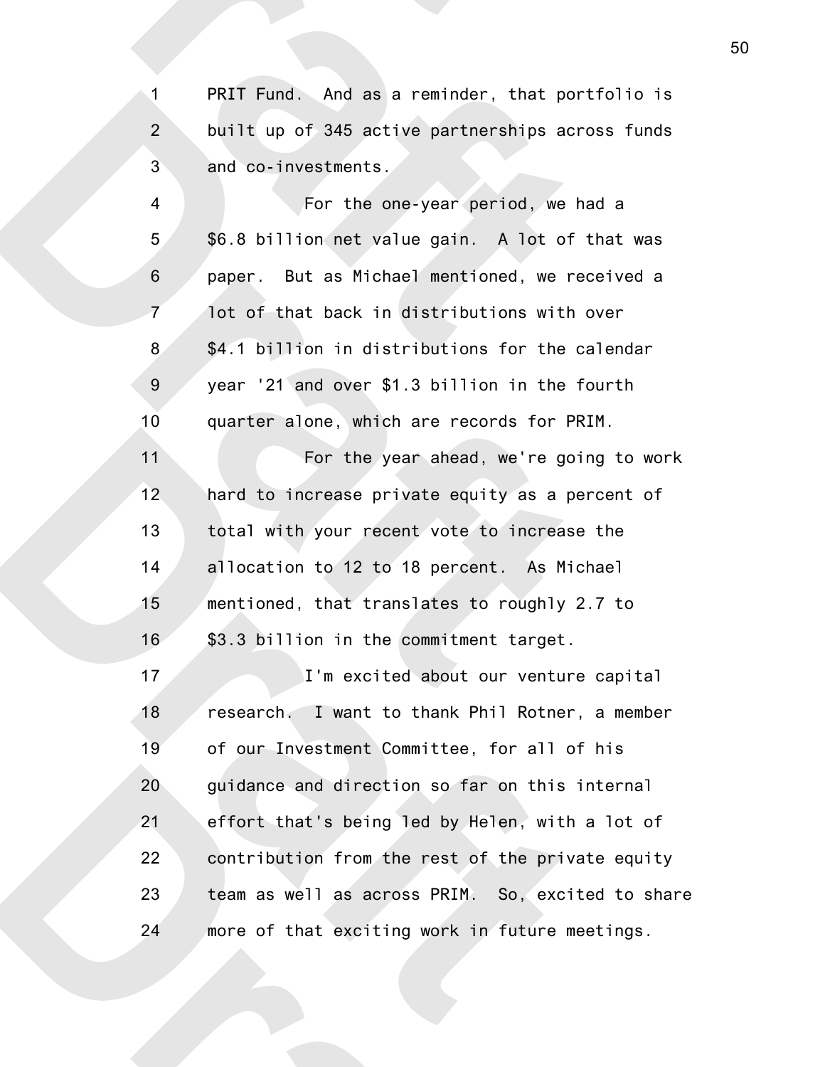PRIT Fund. And as a reminder, that portfolio is built up of 345 active partnerships across funds and co-investments.

For the one-year period, we had a $6.8 billion net value gain. A lot of that was paper. But as Michael mentioned, we received a lot of that back in distributions with over $4.1 billion in distributions for the calendar year '21 and over $1.3 billion in the fourth quarter alone, which are records for PRIM.

For the year ahead, we're going to work hard to increase private equity as a percent of total with your recent vote to increase the allocation to 12 to 18 percent. As Michael mentioned, that translates to roughly 2.7 to $3.3 billion in the commitment target.

I'm excited about our venture capital research. I want to thank Phil Rotner, a member of our Investment Committee, for all of his guidance and direction so far on this internal effort that's being led by Helen, with a lot of contribution from the rest of the private equity team as well as across PRIM. So, excited to share more of that exciting work in future meetings.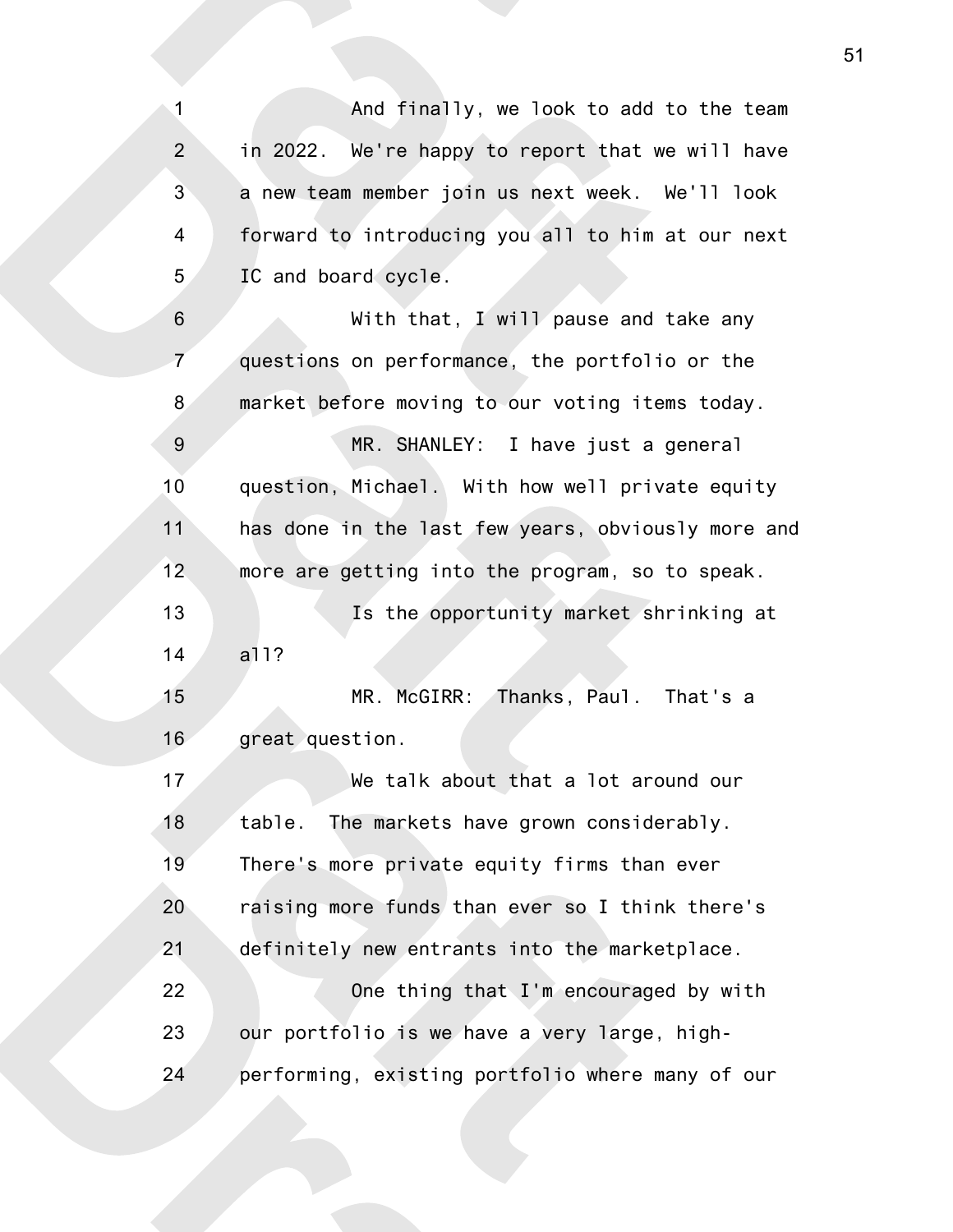And finally, we look to add to the team in 2022. We're happy to report that we will have a new team member join us next week. We'll look forward to introducing you all to him at our next IC and board cycle.

With that, I will pause and take any questions on performance, the portfolio or the market before moving to our voting items today.

MR. SHANLEY: I have just a general question, Michael. With how well private equity has done in the last few years, obviously more and more are getting into the program, so to speak.

Is the opportunity market shrinking at all?

MR. McGIRR: Thanks, Paul. That's a great question.

We talk about that a lot around our table. The markets have grown considerably. There's more private equity firms than ever raising more funds than ever so I think there's definitely new entrants into the marketplace.

One thing that I'm encouraged by with our portfolio is we have a very large, high-performing, existing portfolio where many of our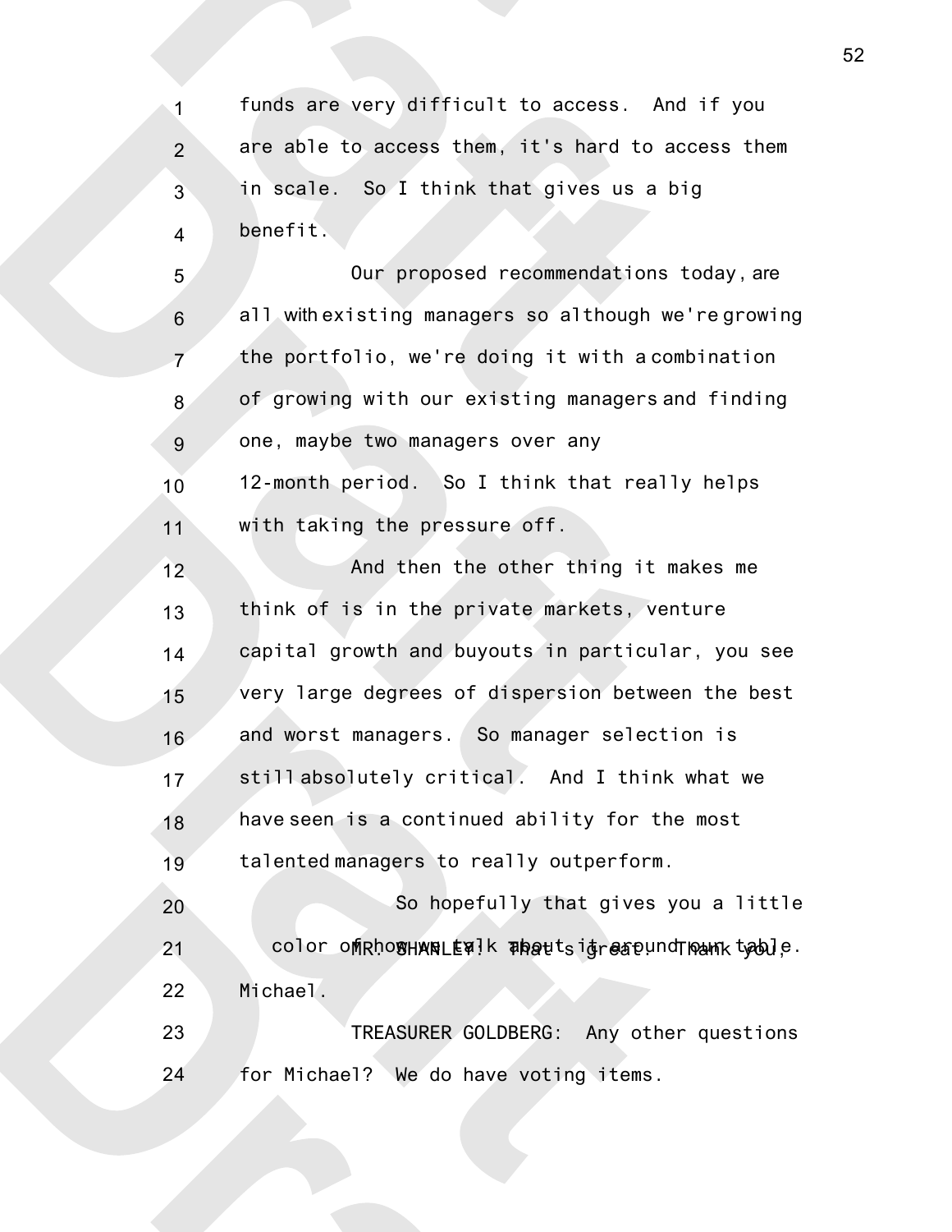funds are very difficult to access. And if you are able to access them, it's hard to access them in scale. So I think that gives us a big benefit.

Our proposed recommendations today, are all with existing managers so although we're growing the portfolio, we're doing it with a combination of growing with our existing managers and finding one, maybe two managers over any 12-month period. So I think that really helps with taking the pressure off.

And then the other thing it makes me think of is in the private markets, venture capital growth and buyouts in particular, you see very large degrees of dispersion between the best and worst managers. So manager selection is still absolutely critical. And I think what we have seen is a continued ability for the most talented managers to really outperform.

So hopefully that gives you a little color of how we talk about it around our table.

MR. SHANLEY: That's great. Thank you, Michael.

TREASURER GOLDBERG: Any other questions for Michael? We do have voting items.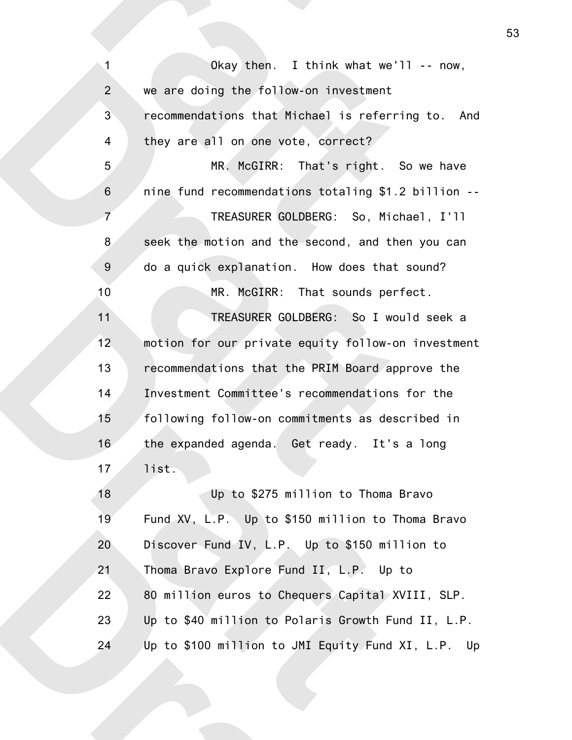1 Okay then. I think what we'll -- now,
2 we are doing the follow-on investment
3 recommendations that Michael is referring to. And
4 they are all on one vote, correct?
5 MR. McGIRR: That's right. So we have
6 nine fund recommendations totaling $1.2 billion --
7 TREASURER GOLDBERG: So, Michael, I'll
8 seek the motion and the second, and then you can
9 do a quick explanation. How does that sound?
10 MR. McGIRR: That sounds perfect.
11 TREASURER GOLDBERG: So I would seek a
12 motion for our private equity follow-on investment
13 recommendations that the PRIM Board approve the
14 Investment Committee's recommendations for the
15 following follow-on commitments as described in
16 the expanded agenda. Get ready. It's a long
17 list.
18 Up to $275 million to Thoma Bravo
19 Fund XV, L.P. Up to $150 million to Thoma Bravo
20 Discover Fund IV, L.P. Up to $150 million to
21 Thoma Bravo Explore Fund II, L.P. Up to
22 80 million euros to Chequers Capital XVIII, SLP.
23 Up to $40 million to Polaris Growth Fund II, L.P.
24 Up to $100 million to JMI Equity Fund XI, L.P. Up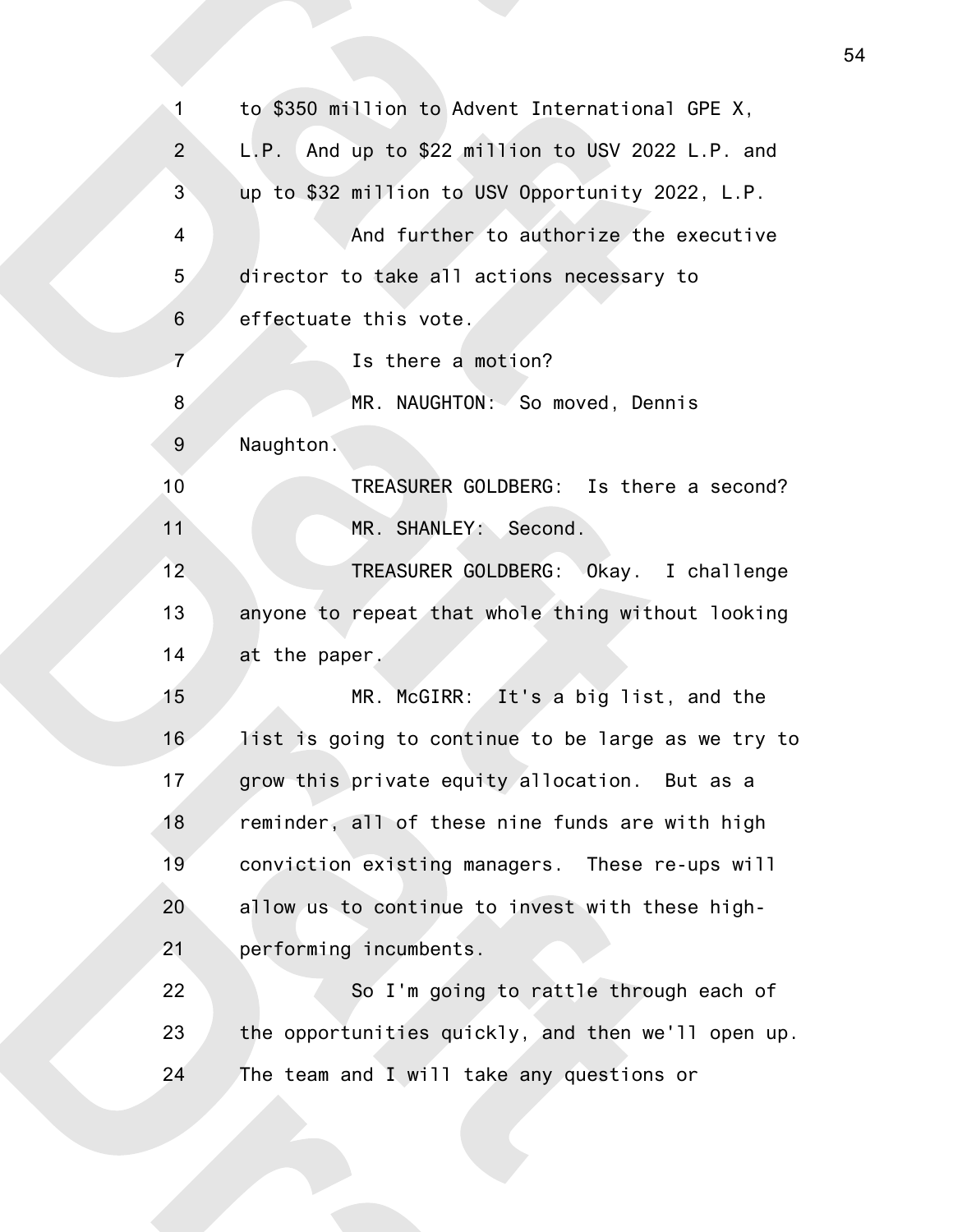to $350 million to Advent International GPE X, L.P. And up to $22 million to USV 2022 L.P. and up to $32 million to USV Opportunity 2022, L.P.

And further to authorize the executive director to take all actions necessary to effectuate this vote.

Is there a motion?

MR. NAUGHTON: So moved, Dennis Naughton.

TREASURER GOLDBERG: Is there a second?

MR. SHANLEY: Second.

TREASURER GOLDBERG: Okay. I challenge anyone to repeat that whole thing without looking at the paper.

MR. McGIRR: It's a big list, and the list is going to continue to be large as we try to grow this private equity allocation. But as a reminder, all of these nine funds are with high conviction existing managers. These re-ups will allow us to continue to invest with these high-performing incumbents.

So I'm going to rattle through each of the opportunities quickly, and then we'll open up. The team and I will take any questions or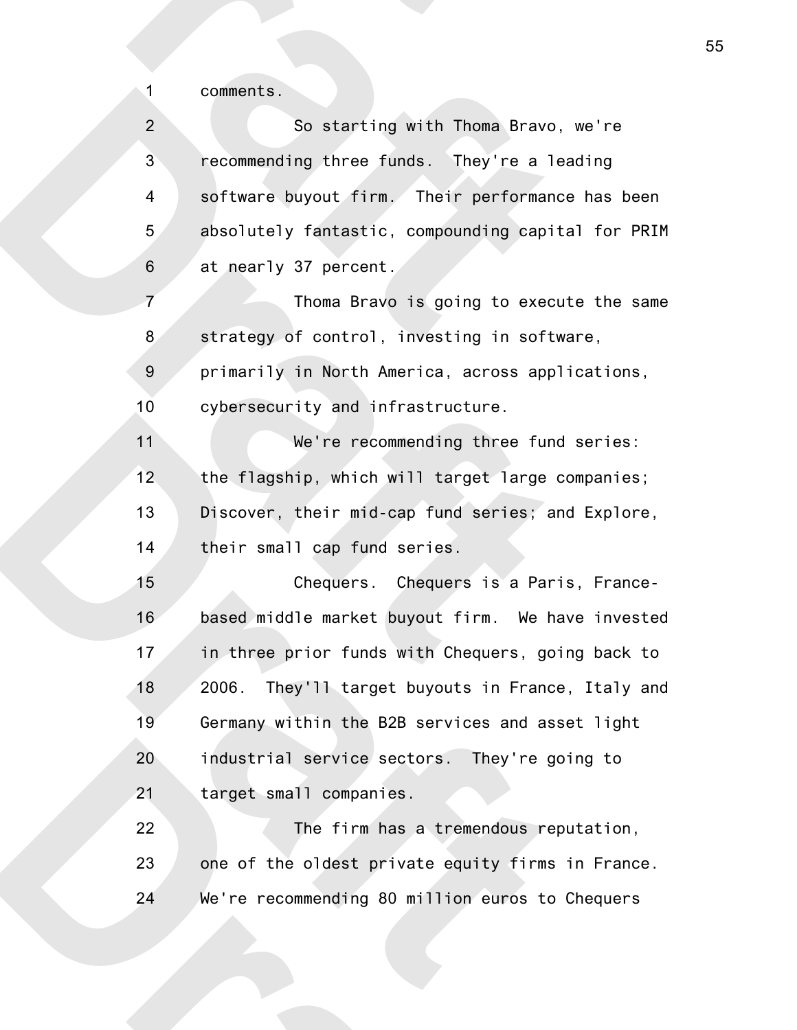comments.

So starting with Thoma Bravo, we're recommending three funds. They're a leading software buyout firm. Their performance has been absolutely fantastic, compounding capital for PRIM at nearly 37 percent.

Thoma Bravo is going to execute the same strategy of control, investing in software, primarily in North America, across applications, cybersecurity and infrastructure.

We're recommending three fund series: the flagship, which will target large companies; Discover, their mid-cap fund series; and Explore, their small cap fund series.

Chequers. Chequers is a Paris, France-based middle market buyout firm. We have invested in three prior funds with Chequers, going back to 2006. They'll target buyouts in France, Italy and Germany within the B2B services and asset light industrial service sectors. They're going to target small companies.

The firm has a tremendous reputation, one of the oldest private equity firms in France. We're recommending 80 million euros to Chequers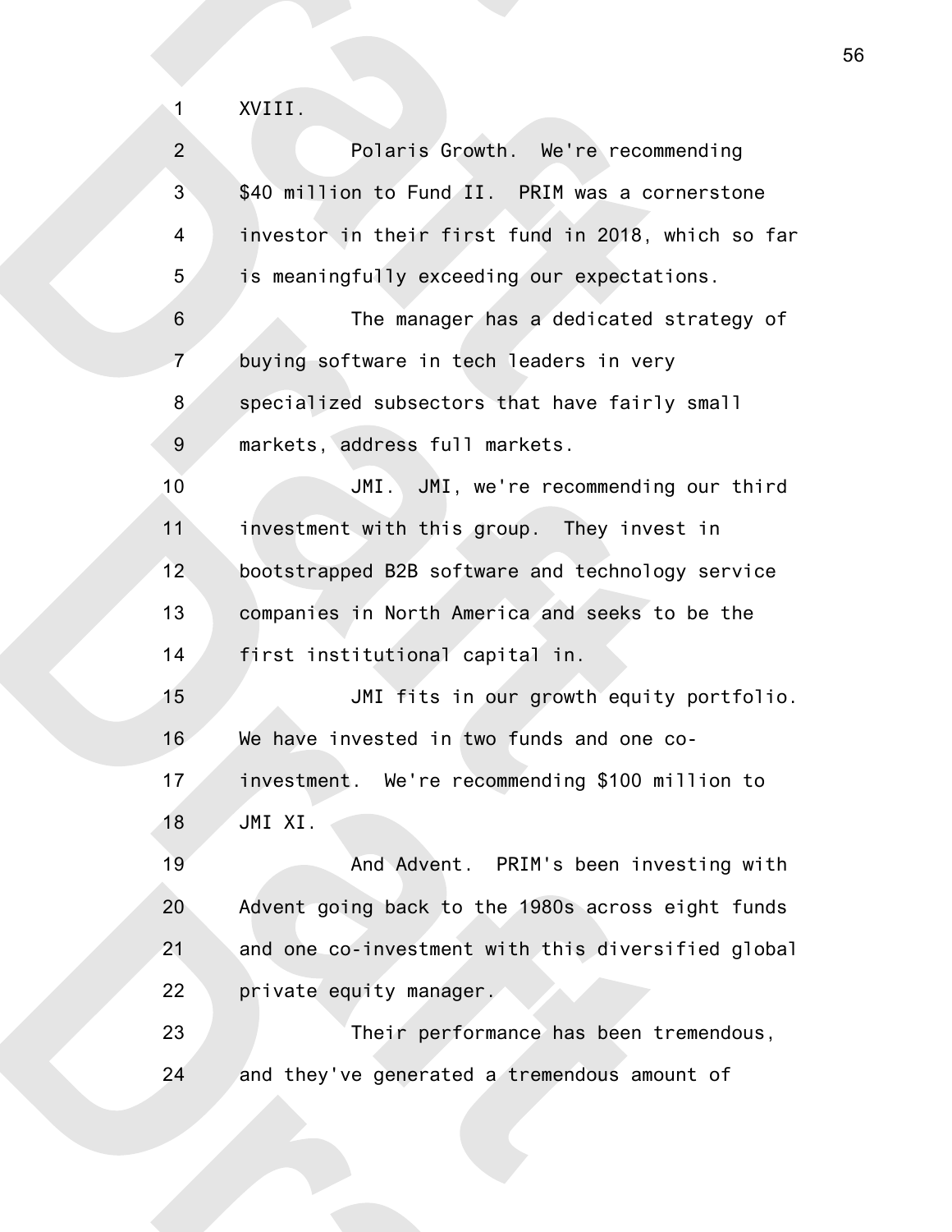XVIII.

Polaris Growth. We're recommending $40 million to Fund II. PRIM was a cornerstone investor in their first fund in 2018, which so far is meaningfully exceeding our expectations.

The manager has a dedicated strategy of buying software in tech leaders in very specialized subsectors that have fairly small markets, address full markets.

JMI. JMI, we're recommending our third investment with this group. They invest in bootstrapped B2B software and technology service companies in North America and seeks to be the first institutional capital in.

JMI fits in our growth equity portfolio. We have invested in two funds and one co-investment. We're recommending $100 million to JMI XI.

And Advent. PRIM's been investing with Advent going back to the 1980s across eight funds and one co-investment with this diversified global private equity manager.

Their performance has been tremendous, and they've generated a tremendous amount of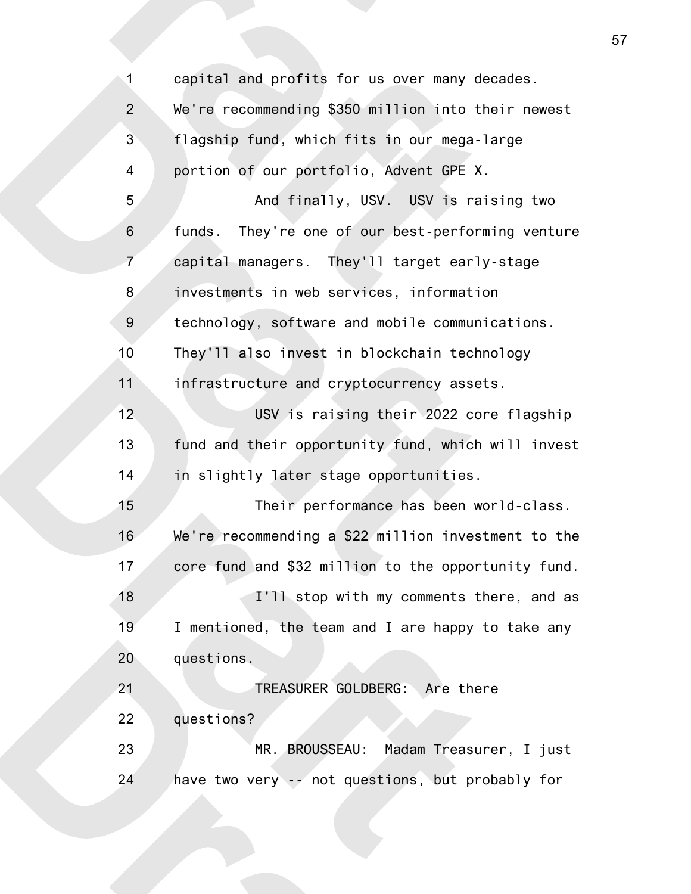capital and profits for us over many decades. We're recommending $350 million into their newest flagship fund, which fits in our mega-large portion of our portfolio, Advent GPE X.

And finally, USV. USV is raising two funds. They're one of our best-performing venture capital managers. They'll target early-stage investments in web services, information technology, software and mobile communications. They'll also invest in blockchain technology infrastructure and cryptocurrency assets.

USV is raising their 2022 core flagship fund and their opportunity fund, which will invest in slightly later stage opportunities.

Their performance has been world-class. We're recommending a $22 million investment to the core fund and $32 million to the opportunity fund.

I'll stop with my comments there, and as I mentioned, the team and I are happy to take any questions.

TREASURER GOLDBERG: Are there questions?

MR. BROUSSEAU: Madam Treasurer, I just have two very -- not questions, but probably for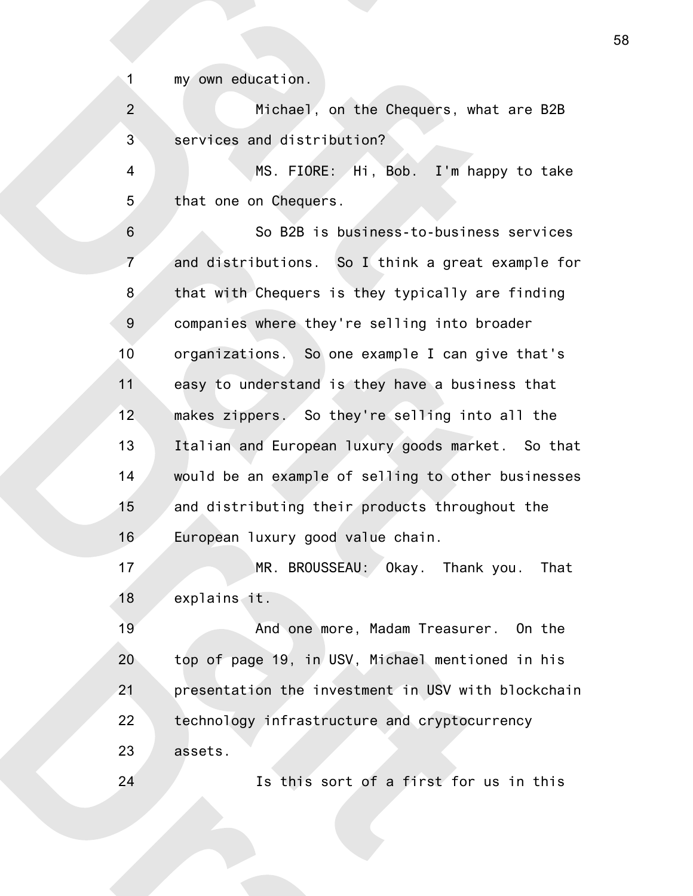my own education.

Michael, on the Chequers, what are B2B services and distribution?

MS. FIORE: Hi, Bob. I'm happy to take that one on Chequers.

So B2B is business-to-business services and distributions. So I think a great example for that with Chequers is they typically are finding companies where they're selling into broader organizations. So one example I can give that's easy to understand is they have a business that makes zippers. So they're selling into all the Italian and European luxury goods market. So that would be an example of selling to other businesses and distributing their products throughout the European luxury good value chain.

MR. BROUSSEAU: Okay. Thank you. That explains it.

And one more, Madam Treasurer. On the top of page 19, in USV, Michael mentioned in his presentation the investment in USV with blockchain technology infrastructure and cryptocurrency assets.

Is this sort of a first for us in this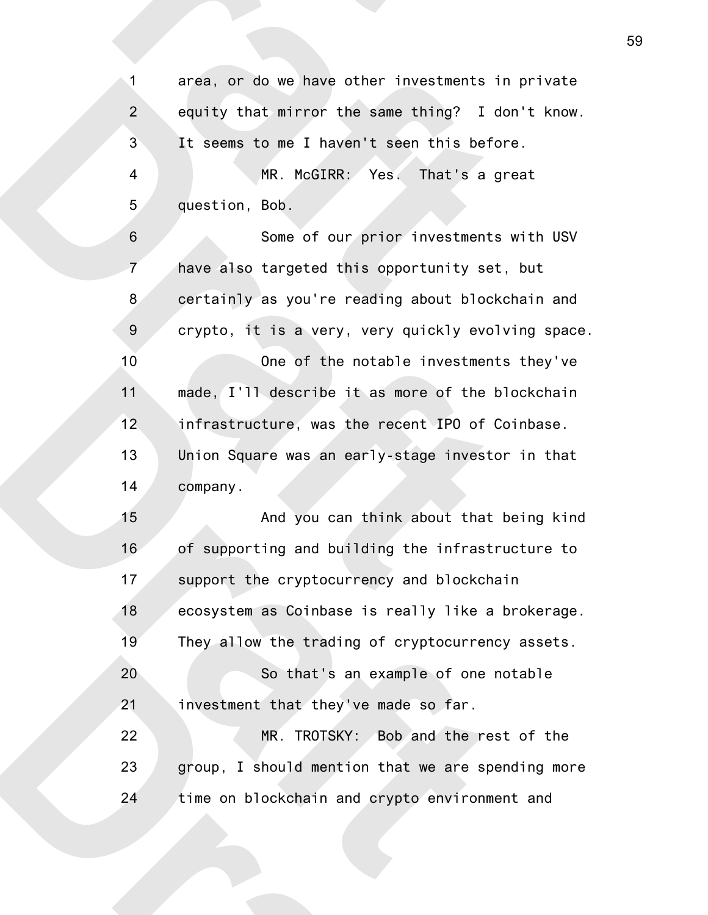area, or do we have other investments in private equity that mirror the same thing? I don't know. It seems to me I haven't seen this before.

MR. McGIRR: Yes. That's a great question, Bob.

Some of our prior investments with USV have also targeted this opportunity set, but certainly as you're reading about blockchain and crypto, it is a very, very quickly evolving space.

One of the notable investments they've made, I'll describe it as more of the blockchain infrastructure, was the recent IPO of Coinbase. Union Square was an early-stage investor in that company.

And you can think about that being kind of supporting and building the infrastructure to support the cryptocurrency and blockchain ecosystem as Coinbase is really like a brokerage. They allow the trading of cryptocurrency assets.

So that's an example of one notable investment that they've made so far.

MR. TROTSKY: Bob and the rest of the group, I should mention that we are spending more time on blockchain and crypto environment and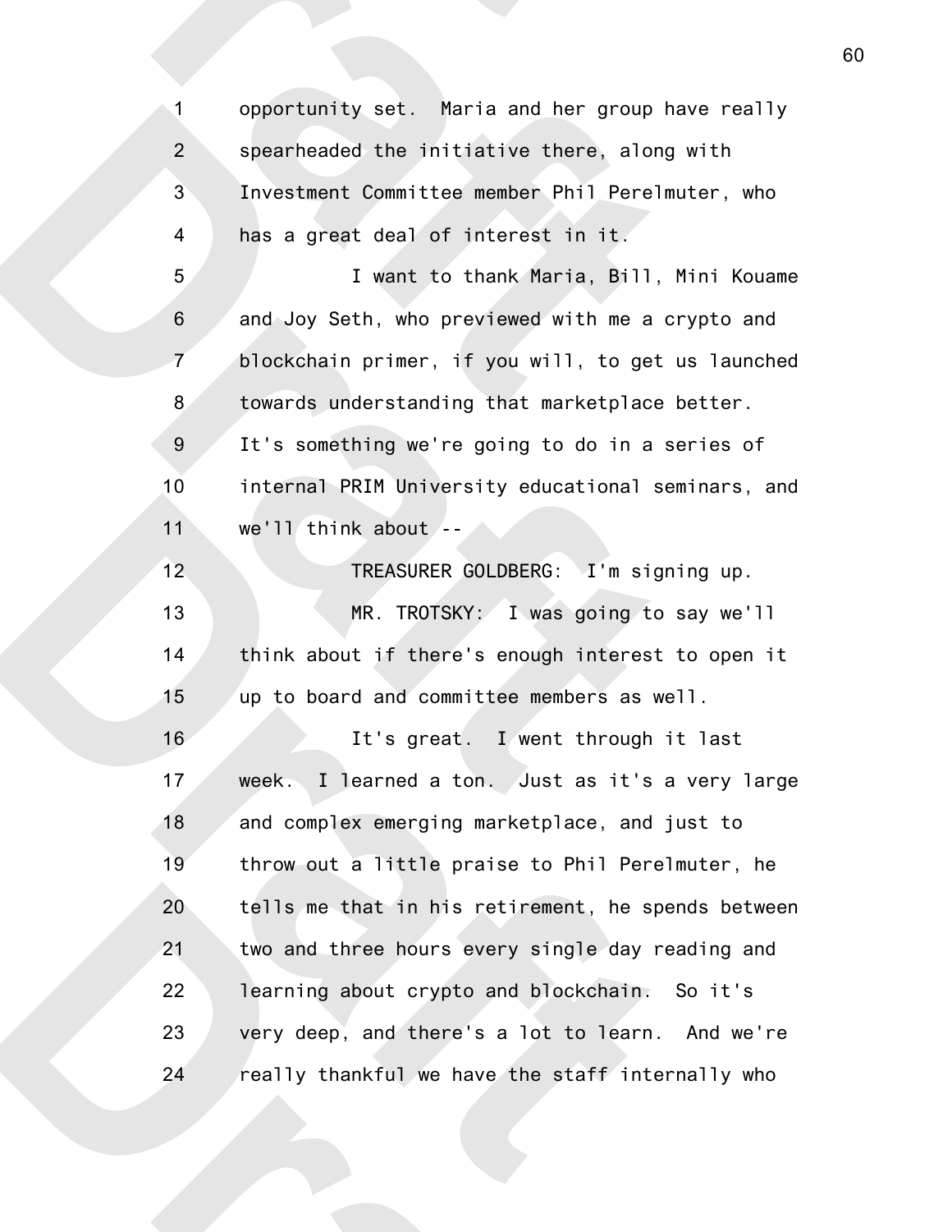opportunity set. Maria and her group have really spearheaded the initiative there, along with Investment Committee member Phil Perelmuter, who has a great deal of interest in it.

I want to thank Maria, Bill, Mini Kouame and Joy Seth, who previewed with me a crypto and blockchain primer, if you will, to get us launched towards understanding that marketplace better. It's something we're going to do in a series of internal PRIM University educational seminars, and we'll think about --

TREASURER GOLDBERG: I'm signing up.

MR. TROTSKY: I was going to say we'll think about if there's enough interest to open it up to board and committee members as well.

It's great. I went through it last week. I learned a ton. Just as it's a very large and complex emerging marketplace, and just to throw out a little praise to Phil Perelmuter, he tells me that in his retirement, he spends between two and three hours every single day reading and learning about crypto and blockchain. So it's very deep, and there's a lot to learn. And we're really thankful we have the staff internally who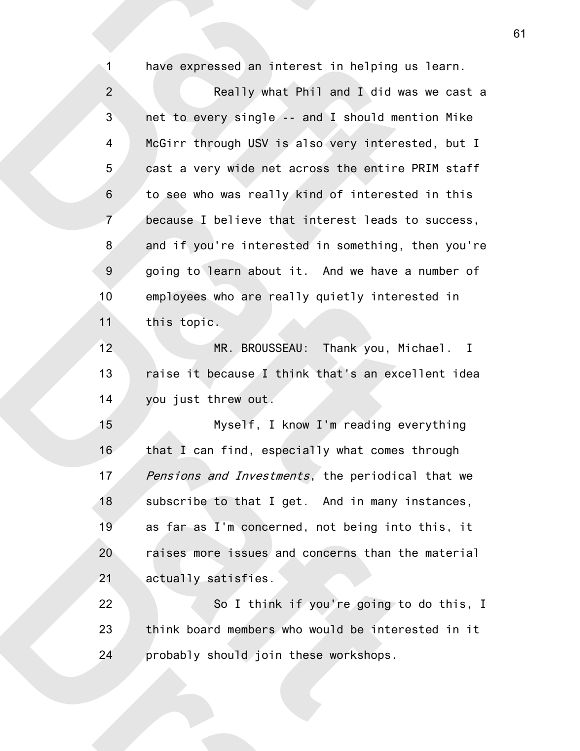have expressed an interest in helping us learn.

Really what Phil and I did was we cast a net to every single -- and I should mention Mike McGirr through USV is also very interested, but I cast a very wide net across the entire PRIM staff to see who was really kind of interested in this because I believe that interest leads to success, and if you're interested in something, then you're going to learn about it. And we have a number of employees who are really quietly interested in this topic.

MR. BROUSSEAU: Thank you, Michael. I raise it because I think that's an excellent idea you just threw out.

Myself, I know I'm reading everything that I can find, especially what comes through *Pensions and Investments*, the periodical that we subscribe to that I get. And in many instances, as far as I'm concerned, not being into this, it raises more issues and concerns than the material actually satisfies.

So I think if you're going to do this, I think board members who would be interested in it probably should join these workshops.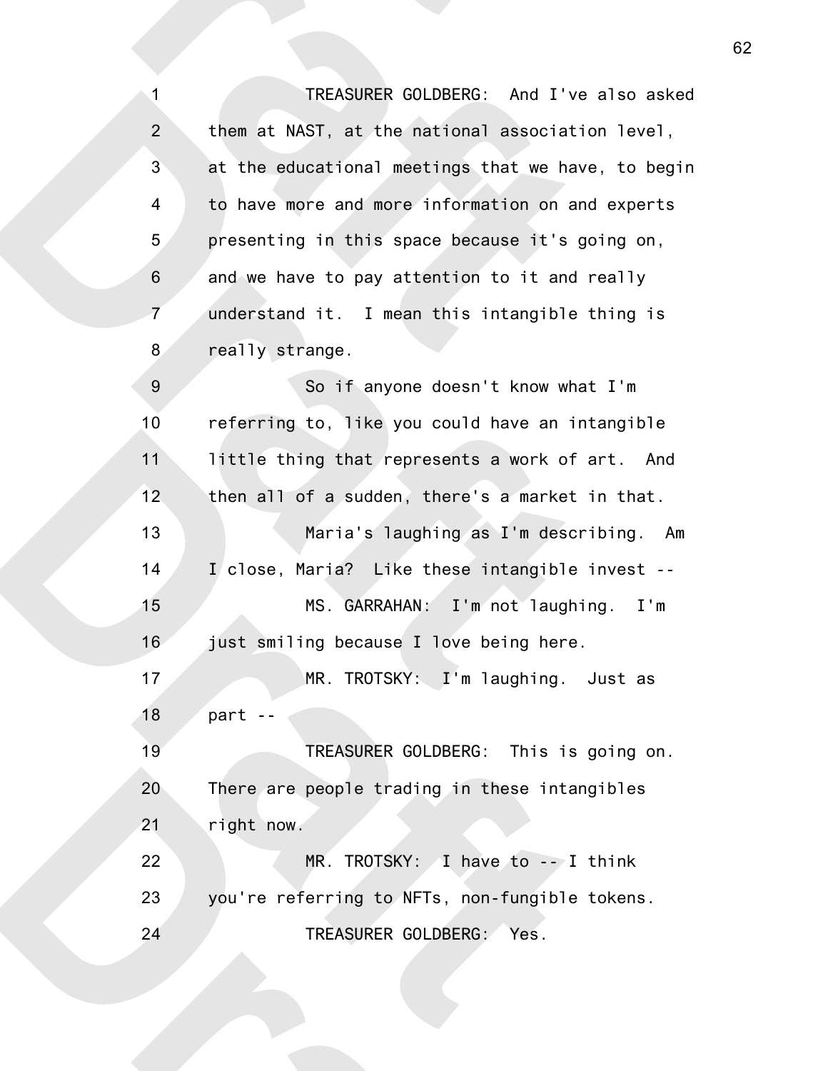TREASURER GOLDBERG: And I've also asked them at NAST, at the national association level, at the educational meetings that we have, to begin to have more and more information on and experts presenting in this space because it's going on, and we have to pay attention to it and really understand it. I mean this intangible thing is really strange.

So if anyone doesn't know what I'm referring to, like you could have an intangible little thing that represents a work of art. And then all of a sudden, there's a market in that.

Maria's laughing as I'm describing. Am I close, Maria? Like these intangible invest --

MS. GARRAHAN: I'm not laughing. I'm just smiling because I love being here.

MR. TROTSKY: I'm laughing. Just as part --

TREASURER GOLDBERG: This is going on. There are people trading in these intangibles right now.

MR. TROTSKY: I have to -- I think you're referring to NFTs, non-fungible tokens.

TREASURER GOLDBERG: Yes.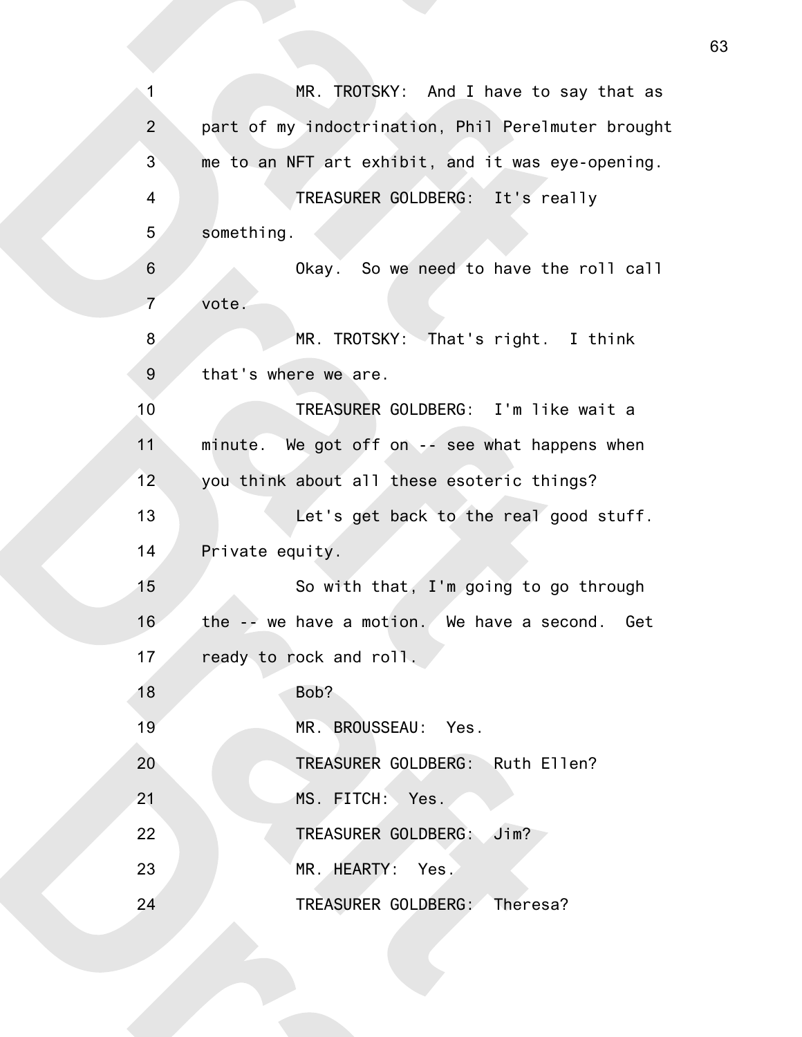MR. TROTSKY: And I have to say that as part of my indoctrination, Phil Perelmuter brought me to an NFT art exhibit, and it was eye-opening.

TREASURER GOLDBERG: It's really something.

Okay. So we need to have the roll call vote.

MR. TROTSKY: That's right. I think that's where we are.

TREASURER GOLDBERG: I'm like wait a minute. We got off on -- see what happens when you think about all these esoteric things?

Let's get back to the real good stuff. Private equity.

So with that, I'm going to go through the -- we have a motion. We have a second. Get ready to rock and roll.

Bob?

MR. BROUSSEAU: Yes.

TREASURER GOLDBERG: Ruth Ellen?

MS. FITCH: Yes.

TREASURER GOLDBERG: Jim?

MR. HEARTY: Yes.

TREASURER GOLDBERG: Theresa?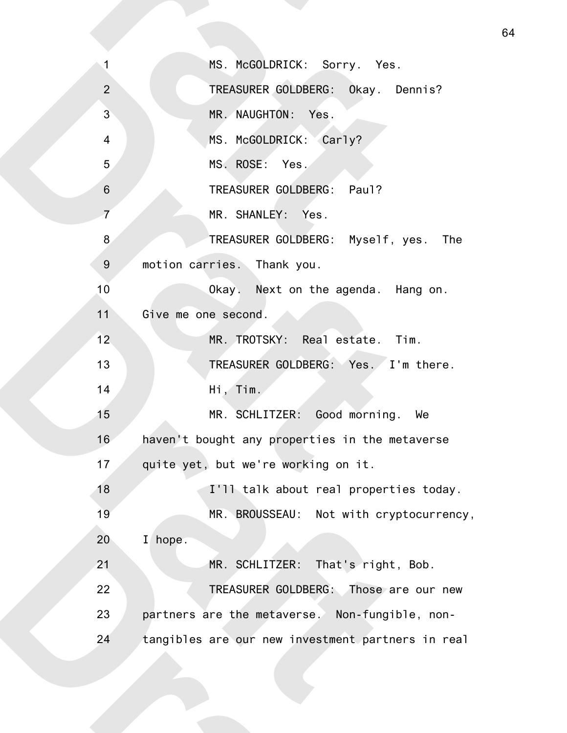MS. McGOLDRICK: Sorry. Yes.

TREASURER GOLDBERG: Okay. Dennis?

MR. NAUGHTON: Yes.

MS. McGOLDRICK: Carly?

MS. ROSE: Yes.

TREASURER GOLDBERG: Paul?

MR. SHANLEY: Yes.

TREASURER GOLDBERG: Myself, yes. The motion carries. Thank you.

Okay. Next on the agenda. Hang on. Give me one second.

MR. TROTSKY: Real estate. Tim.

TREASURER GOLDBERG: Yes. I'm there.

Hi, Tim.

MR. SCHLITZER: Good morning. We haven't bought any properties in the metaverse quite yet, but we're working on it.

I'll talk about real properties today.

MR. BROUSSEAU: Not with cryptocurrency, I hope.

MR. SCHLITZER: That's right, Bob.

TREASURER GOLDBERG: Those are our new partners are the metaverse. Non-fungible, non-tangibles are our new investment partners in real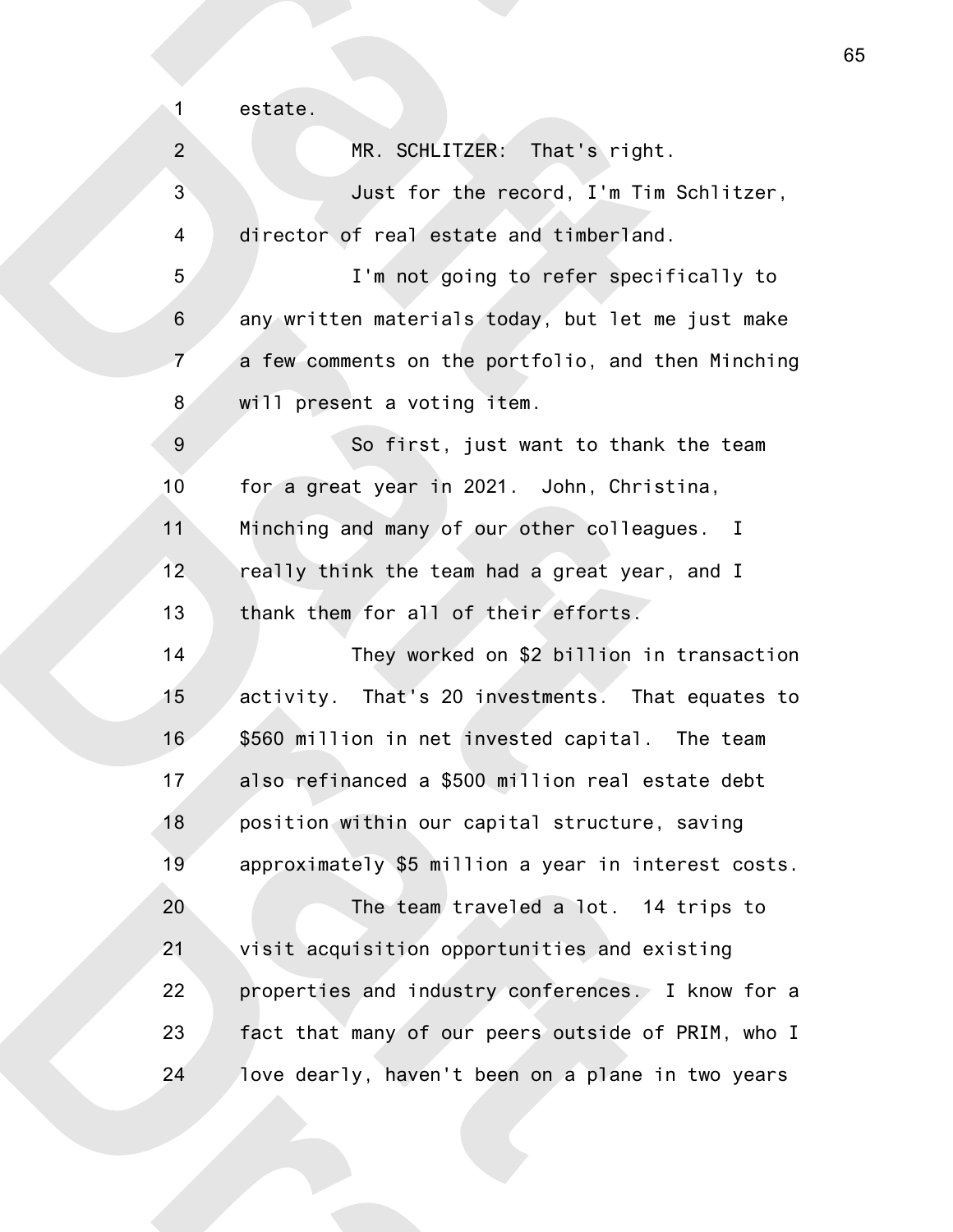estate.

MR. SCHLITZER: That's right.

Just for the record, I'm Tim Schlitzer, director of real estate and timberland.

I'm not going to refer specifically to any written materials today, but let me just make a few comments on the portfolio, and then Minching will present a voting item.

So first, just want to thank the team for a great year in 2021. John, Christina, Minching and many of our other colleagues. I really think the team had a great year, and I thank them for all of their efforts.

They worked on $2 billion in transaction activity. That's 20 investments. That equates to $560 million in net invested capital. The team also refinanced a $500 million real estate debt position within our capital structure, saving approximately $5 million a year in interest costs.

The team traveled a lot. 14 trips to visit acquisition opportunities and existing properties and industry conferences. I know for a fact that many of our peers outside of PRIM, who I love dearly, haven't been on a plane in two years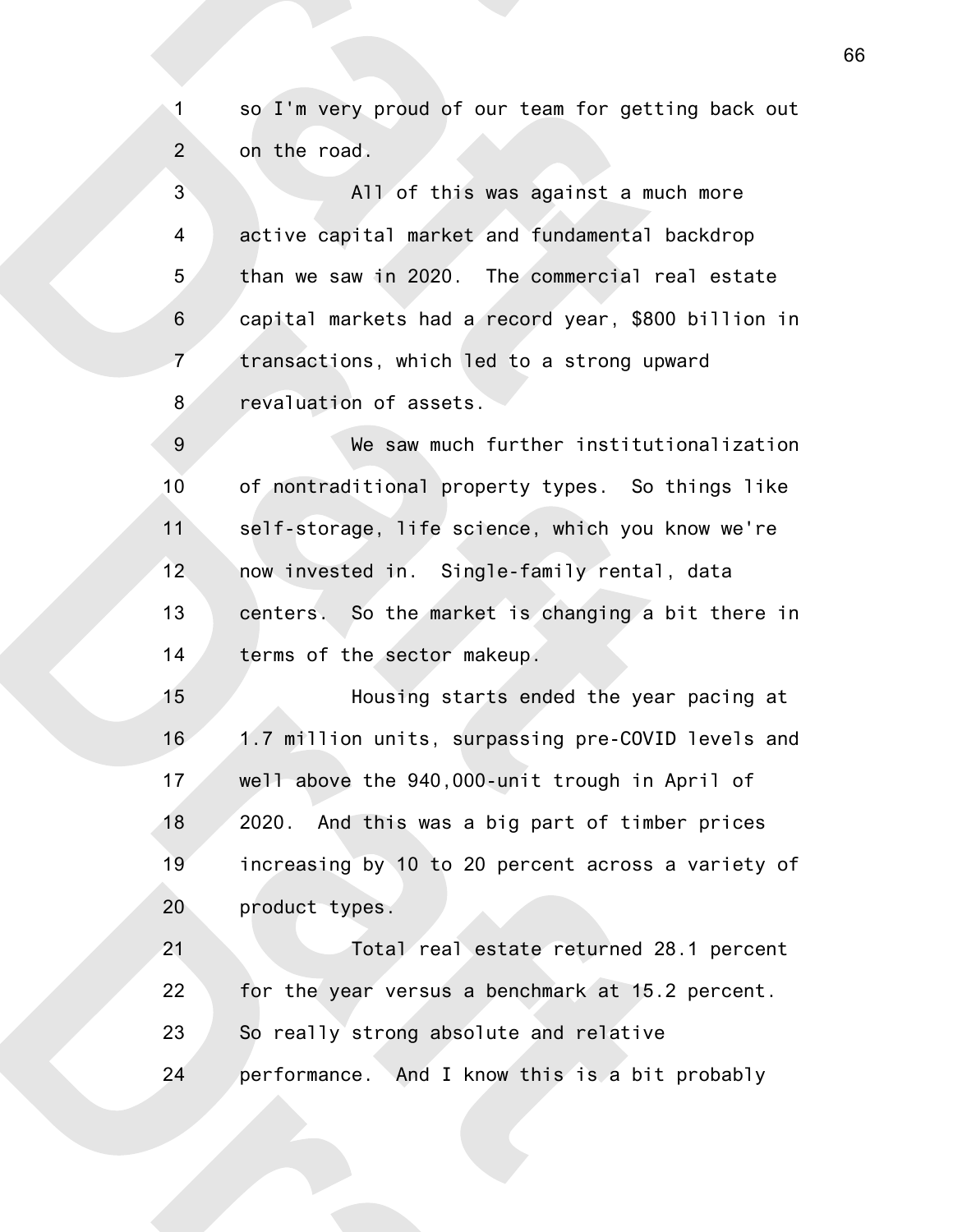so I'm very proud of our team for getting back out on the road.

All of this was against a much more active capital market and fundamental backdrop than we saw in 2020. The commercial real estate capital markets had a record year, $800 billion in transactions, which led to a strong upward revaluation of assets.

We saw much further institutionalization of nontraditional property types. So things like self-storage, life science, which you know we're now invested in. Single-family rental, data centers. So the market is changing a bit there in terms of the sector makeup.

Housing starts ended the year pacing at 1.7 million units, surpassing pre-COVID levels and well above the 940,000-unit trough in April of 2020. And this was a big part of timber prices increasing by 10 to 20 percent across a variety of product types.

Total real estate returned 28.1 percent for the year versus a benchmark at 15.2 percent. So really strong absolute and relative performance. And I know this is a bit probably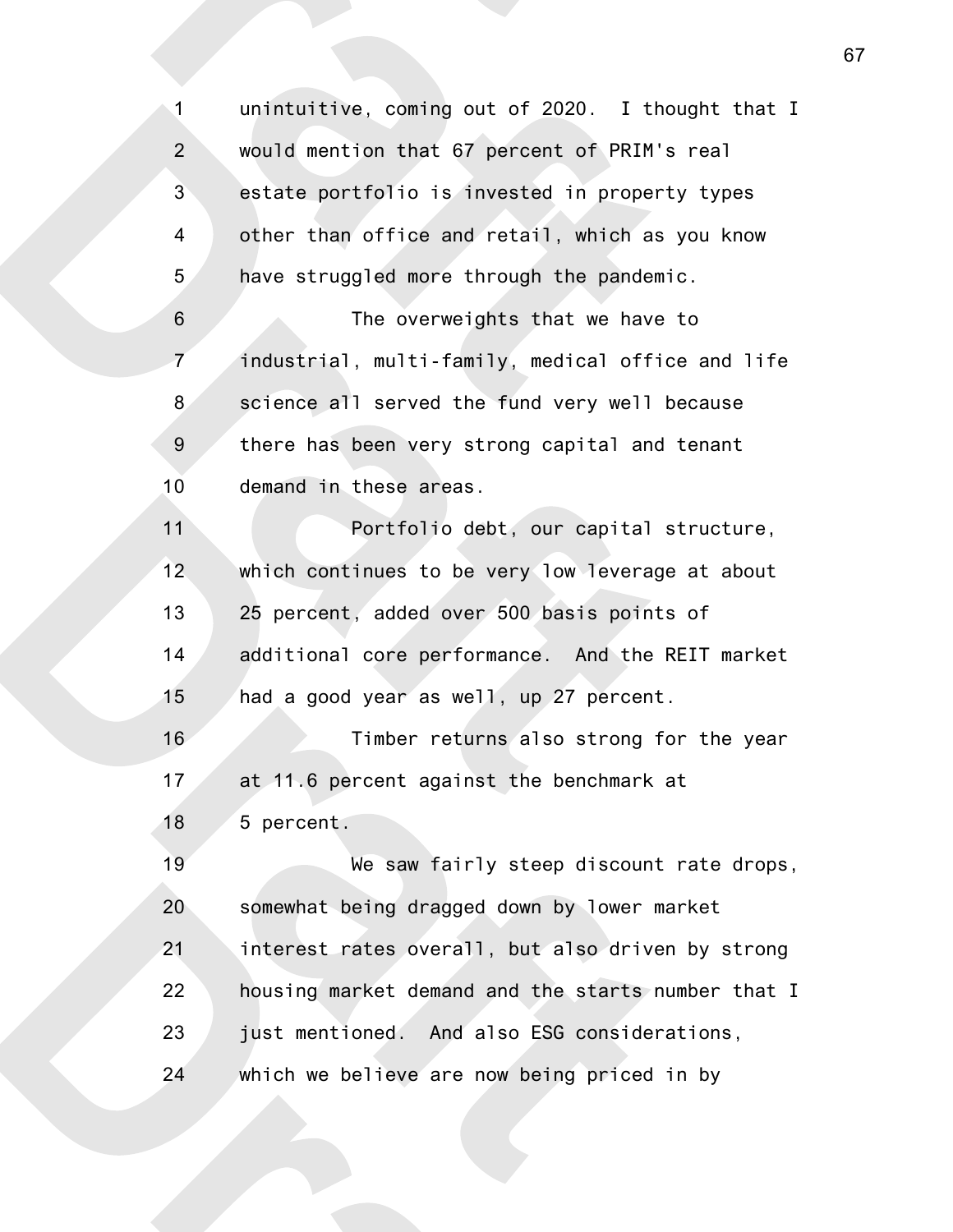unintuitive, coming out of 2020. I thought that I would mention that 67 percent of PRIM's real estate portfolio is invested in property types other than office and retail, which as you know have struggled more through the pandemic.

The overweights that we have to industrial, multi-family, medical office and life science all served the fund very well because there has been very strong capital and tenant demand in these areas.

Portfolio debt, our capital structure, which continues to be very low leverage at about 25 percent, added over 500 basis points of additional core performance. And the REIT market had a good year as well, up 27 percent.

Timber returns also strong for the year at 11.6 percent against the benchmark at 5 percent.

We saw fairly steep discount rate drops, somewhat being dragged down by lower market interest rates overall, but also driven by strong housing market demand and the starts number that I just mentioned. And also ESG considerations, which we believe are now being priced in by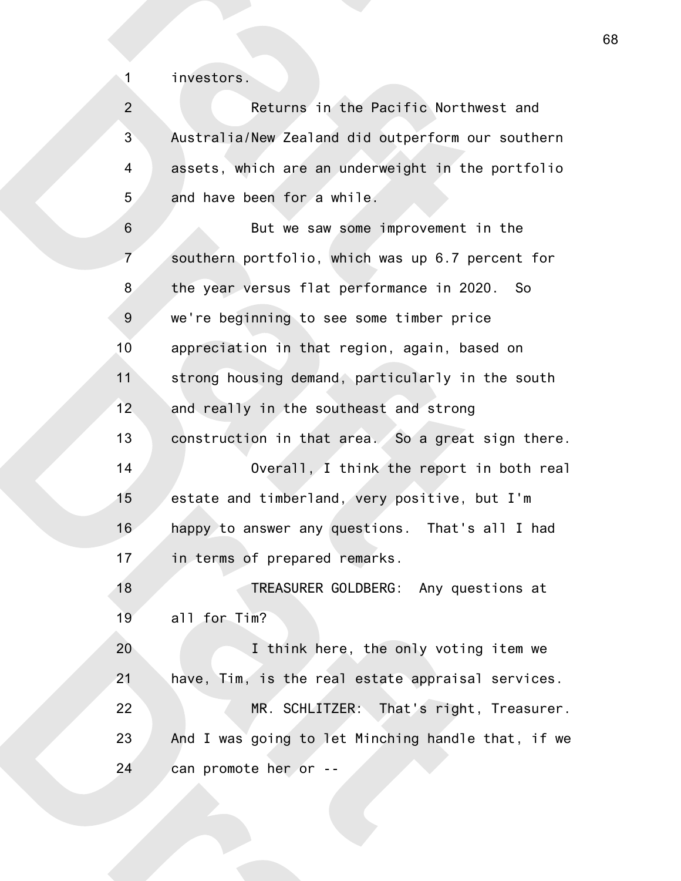investors.

Returns in the Pacific Northwest and Australia/New Zealand did outperform our southern assets, which are an underweight in the portfolio and have been for a while.

But we saw some improvement in the southern portfolio, which was up 6.7 percent for the year versus flat performance in 2020. So we're beginning to see some timber price appreciation in that region, again, based on strong housing demand, particularly in the south and really in the southeast and strong construction in that area. So a great sign there.

Overall, I think the report in both real estate and timberland, very positive, but I'm happy to answer any questions. That's all I had in terms of prepared remarks.

TREASURER GOLDBERG: Any questions at all for Tim?

I think here, the only voting item we have, Tim, is the real estate appraisal services.

MR. SCHLITZER: That's right, Treasurer. And I was going to let Minching handle that, if we can promote her or --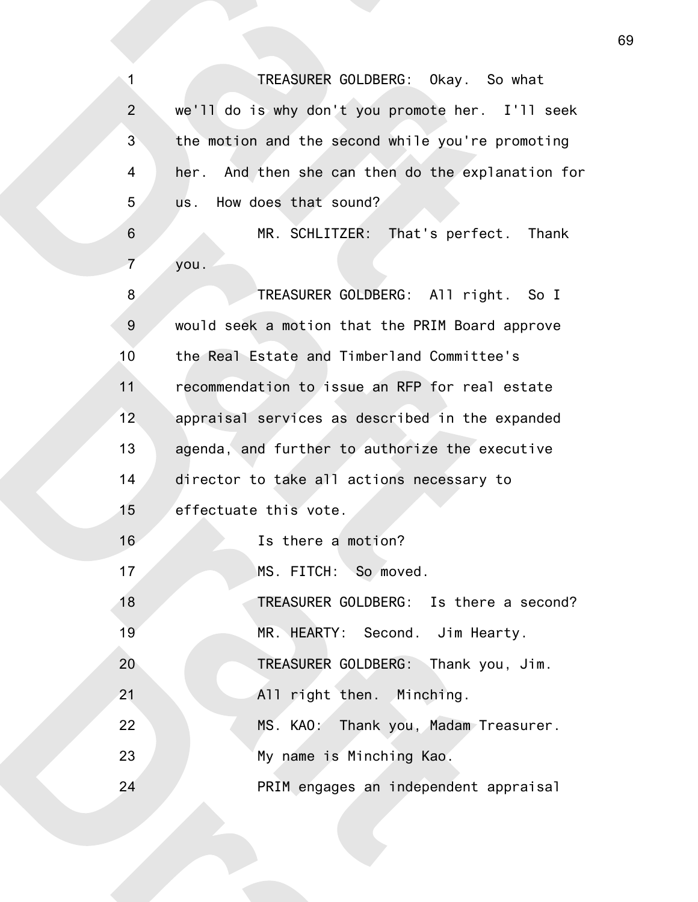TREASURER GOLDBERG: Okay. So what we'll do is why don't you promote her. I'll seek the motion and the second while you're promoting her. And then she can then do the explanation for us. How does that sound?

MR. SCHLITZER: That's perfect. Thank you.

TREASURER GOLDBERG: All right. So I would seek a motion that the PRIM Board approve the Real Estate and Timberland Committee's recommendation to issue an RFP for real estate appraisal services as described in the expanded agenda, and further to authorize the executive director to take all actions necessary to effectuate this vote.

Is there a motion?

MS. FITCH: So moved.

TREASURER GOLDBERG: Is there a second?

MR. HEARTY: Second. Jim Hearty.

TREASURER GOLDBERG: Thank you, Jim.

All right then. Minching.

MS. KAO: Thank you, Madam Treasurer.

My name is Minching Kao.

PRIM engages an independent appraisal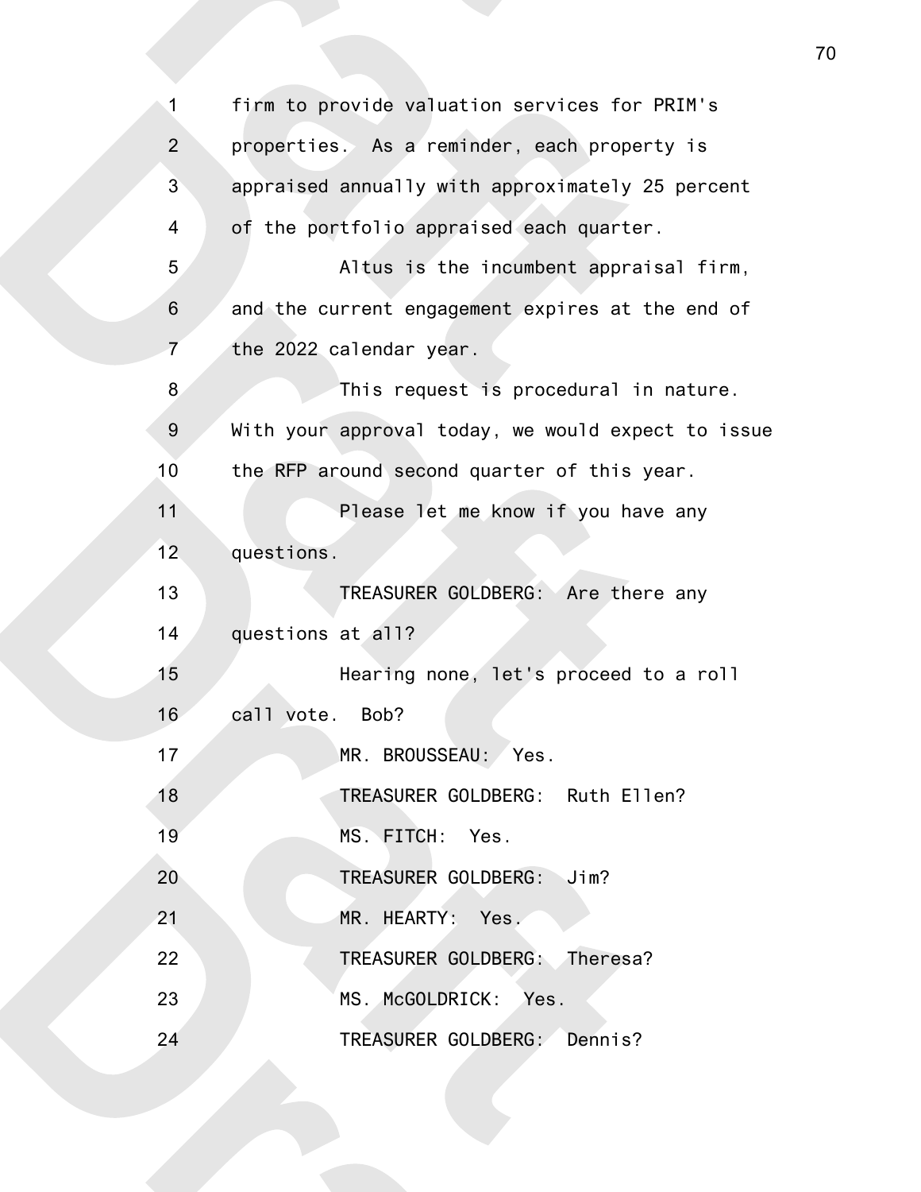firm to provide valuation services for PRIM's properties. As a reminder, each property is appraised annually with approximately 25 percent of the portfolio appraised each quarter.

Altus is the incumbent appraisal firm, and the current engagement expires at the end of the 2022 calendar year.

This request is procedural in nature. With your approval today, we would expect to issue the RFP around second quarter of this year.

Please let me know if you have any questions.

TREASURER GOLDBERG: Are there any questions at all?

Hearing none, let's proceed to a roll call vote. Bob?

MR. BROUSSEAU: Yes.

TREASURER GOLDBERG: Ruth Ellen?

MS. FITCH: Yes.

TREASURER GOLDBERG: Jim?

MR. HEARTY: Yes.

TREASURER GOLDBERG: Theresa?

MS. McGOLDRICK: Yes.

TREASURER GOLDBERG: Dennis?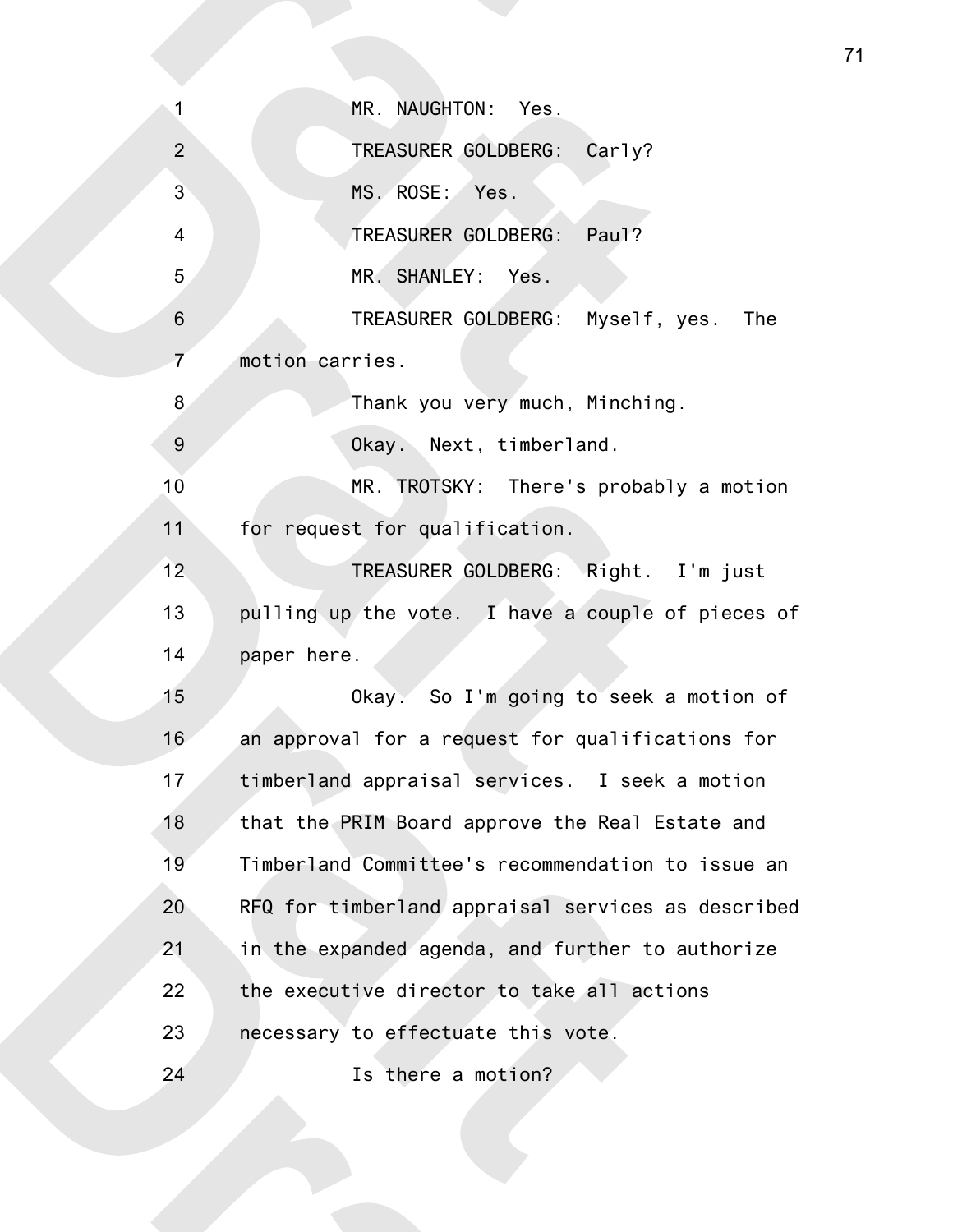MR. NAUGHTON: Yes.

TREASURER GOLDBERG: Carly?

MS. ROSE: Yes.

TREASURER GOLDBERG: Paul?

MR. SHANLEY: Yes.

TREASURER GOLDBERG: Myself, yes. The motion carries.

Thank you very much, Minching.

Okay. Next, timberland.

MR. TROTSKY: There's probably a motion for request for qualification.

TREASURER GOLDBERG: Right. I'm just pulling up the vote. I have a couple of pieces of paper here.

Okay. So I'm going to seek a motion of an approval for a request for qualifications for timberland appraisal services. I seek a motion that the PRIM Board approve the Real Estate and Timberland Committee's recommendation to issue an RFQ for timberland appraisal services as described in the expanded agenda, and further to authorize the executive director to take all actions necessary to effectuate this vote.

Is there a motion?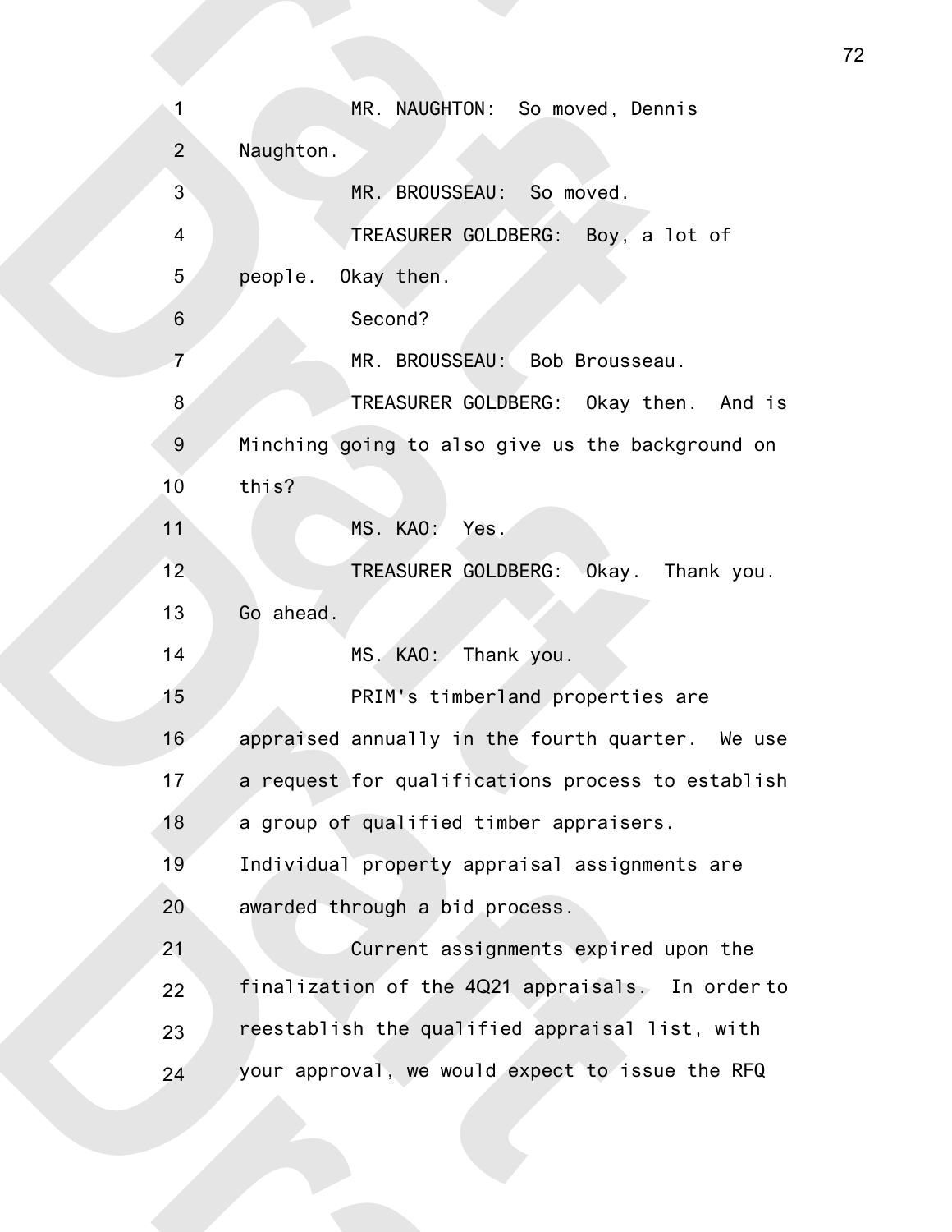MR. NAUGHTON: So moved, Dennis Naughton.

MR. BROUSSEAU: So moved.

TREASURER GOLDBERG: Boy, a lot of people. Okay then.

Second?

MR. BROUSSEAU: Bob Brousseau.

TREASURER GOLDBERG: Okay then. And is Minching going to also give us the background on this?

MS. KAO: Yes.

TREASURER GOLDBERG: Okay. Thank you. Go ahead.

MS. KAO: Thank you.

PRIM's timberland properties are appraised annually in the fourth quarter. We use a request for qualifications process to establish a group of qualified timber appraisers. Individual property appraisal assignments are awarded through a bid process.

Current assignments expired upon the finalization of the 4Q21 appraisals. In order to reestablish the qualified appraisal list, with your approval, we would expect to issue the RFQ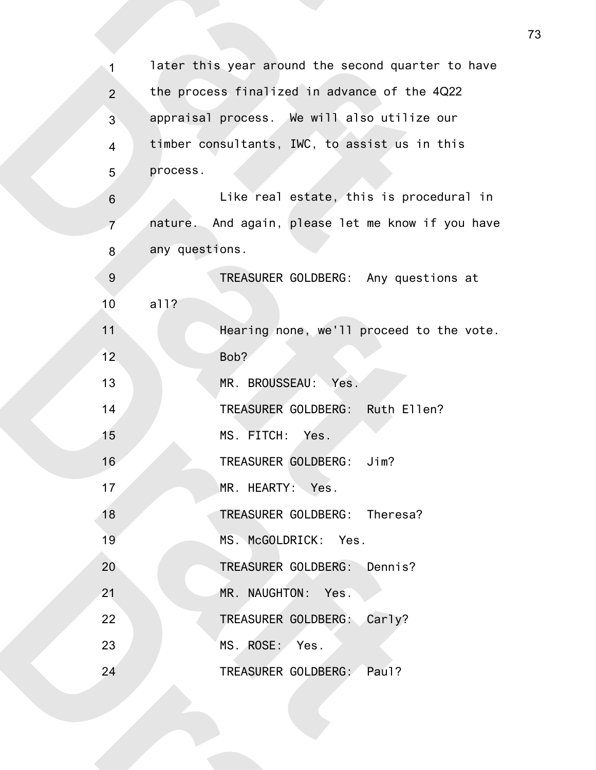later this year around the second quarter to have the process finalized in advance of the 4Q22 appraisal process. We will also utilize our timber consultants, IWC, to assist us in this process.

Like real estate, this is procedural in nature. And again, please let me know if you have any questions.

TREASURER GOLDBERG: Any questions at all?

Hearing none, we'll proceed to the vote.

Bob?

MR. BROUSSEAU: Yes.

TREASURER GOLDBERG: Ruth Ellen?

MS. FITCH: Yes.

TREASURER GOLDBERG: Jim?

MR. HEARTY: Yes.

TREASURER GOLDBERG: Theresa?

MS. McGOLDRICK: Yes.

TREASURER GOLDBERG: Dennis?

MR. NAUGHTON: Yes.

TREASURER GOLDBERG: Carly?

MS. ROSE: Yes.

TREASURER GOLDBERG: Paul?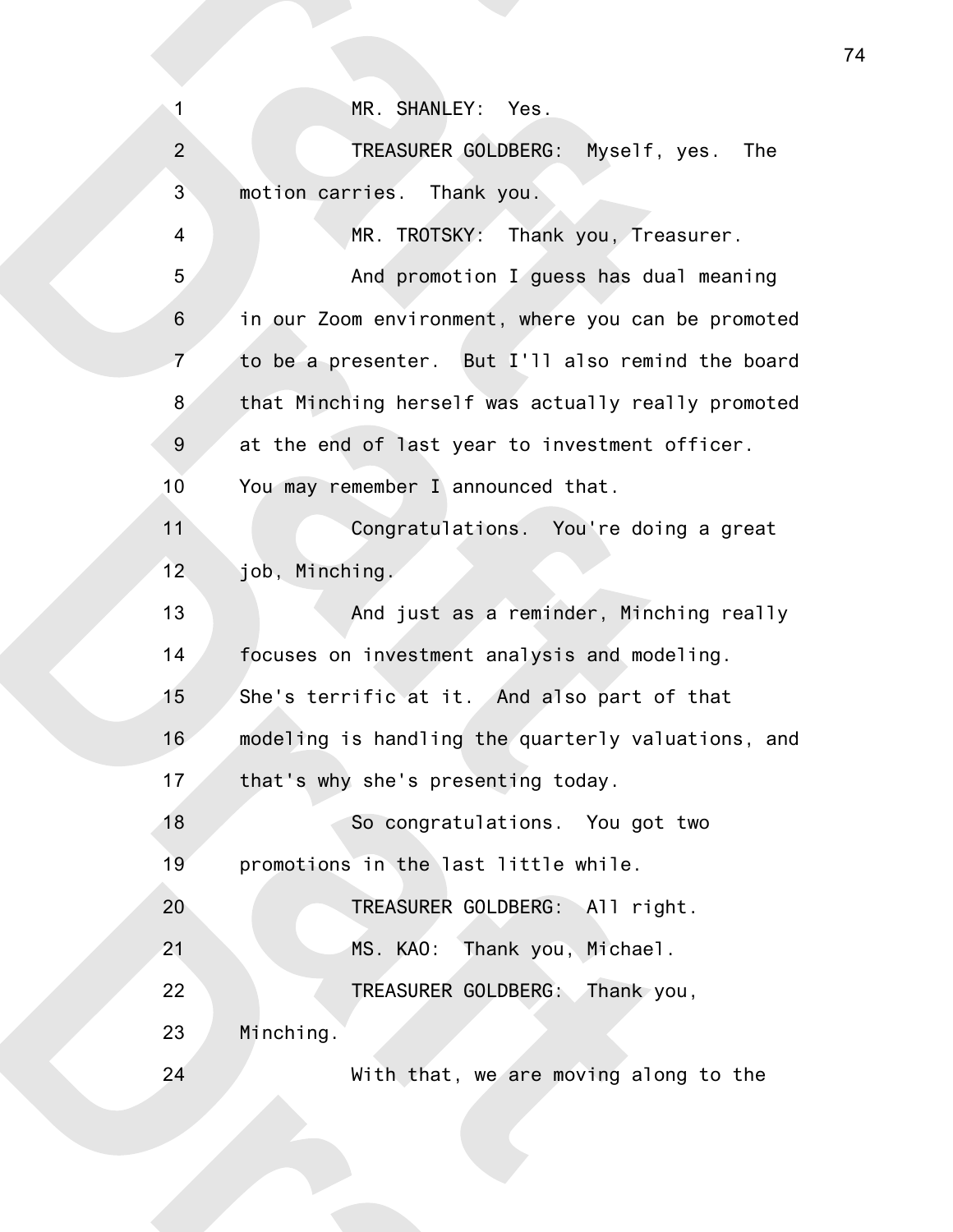MR. SHANLEY: Yes.

TREASURER GOLDBERG: Myself, yes. The motion carries. Thank you.

MR. TROTSKY: Thank you, Treasurer.

And promotion I guess has dual meaning in our Zoom environment, where you can be promoted to be a presenter. But I'll also remind the board that Minching herself was actually really promoted at the end of last year to investment officer. You may remember I announced that.

Congratulations. You're doing a great job, Minching.

And just as a reminder, Minching really focuses on investment analysis and modeling. She's terrific at it. And also part of that modeling is handling the quarterly valuations, and that's why she's presenting today.

So congratulations. You got two promotions in the last little while.

TREASURER GOLDBERG: All right.

MS. KAO: Thank you, Michael.

TREASURER GOLDBERG: Thank you, Minching.

With that, we are moving along to the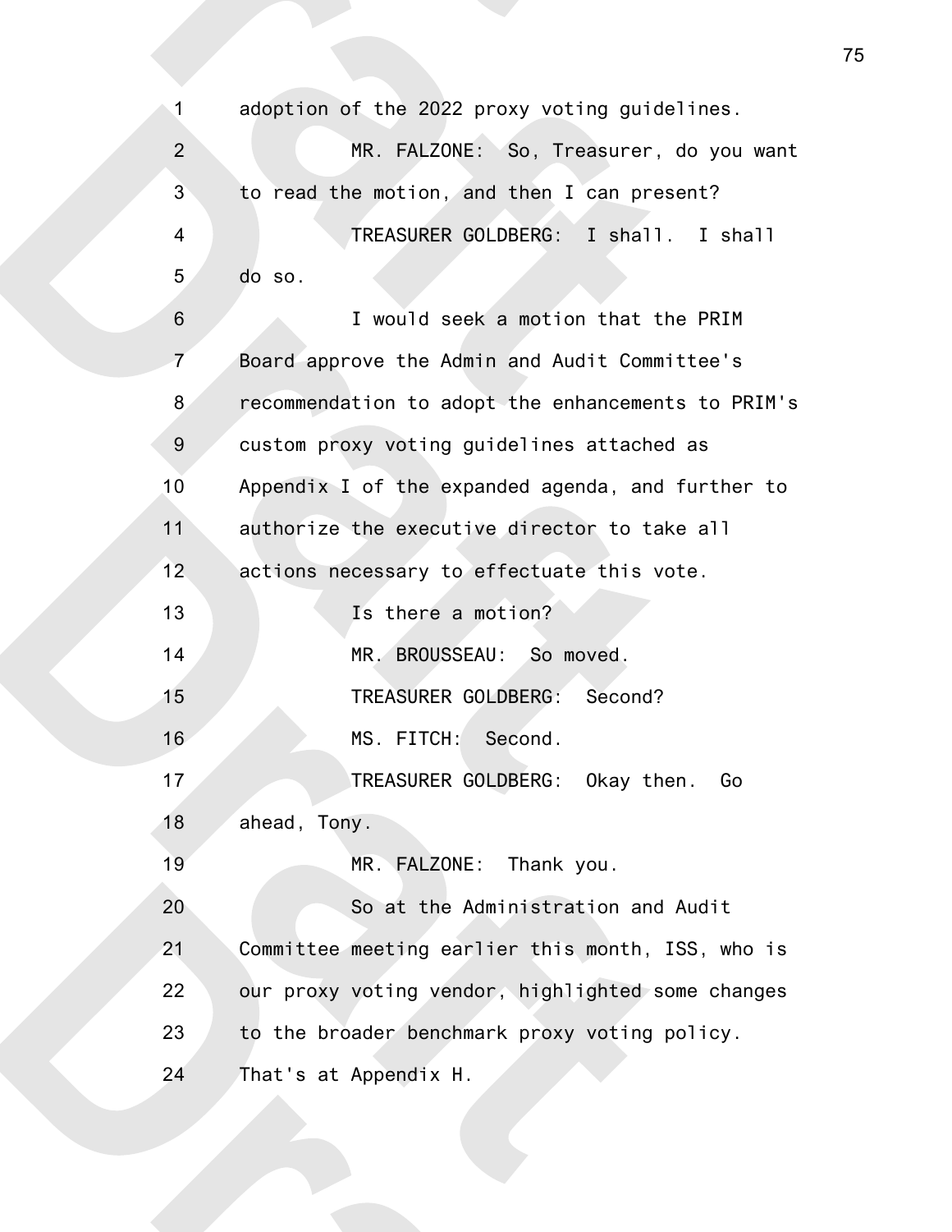adoption of the 2022 proxy voting guidelines.

MR. FALZONE: So, Treasurer, do you want to read the motion, and then I can present?

TREASURER GOLDBERG: I shall. I shall do so.

I would seek a motion that the PRIM Board approve the Admin and Audit Committee's recommendation to adopt the enhancements to PRIM's custom proxy voting guidelines attached as Appendix I of the expanded agenda, and further to authorize the executive director to take all actions necessary to effectuate this vote.

Is there a motion?

MR. BROUSSEAU: So moved.

TREASURER GOLDBERG: Second?

MS. FITCH: Second.

TREASURER GOLDBERG: Okay then. Go ahead, Tony.

MR. FALZONE: Thank you.

So at the Administration and Audit Committee meeting earlier this month, ISS, who is our proxy voting vendor, highlighted some changes to the broader benchmark proxy voting policy. That's at Appendix H.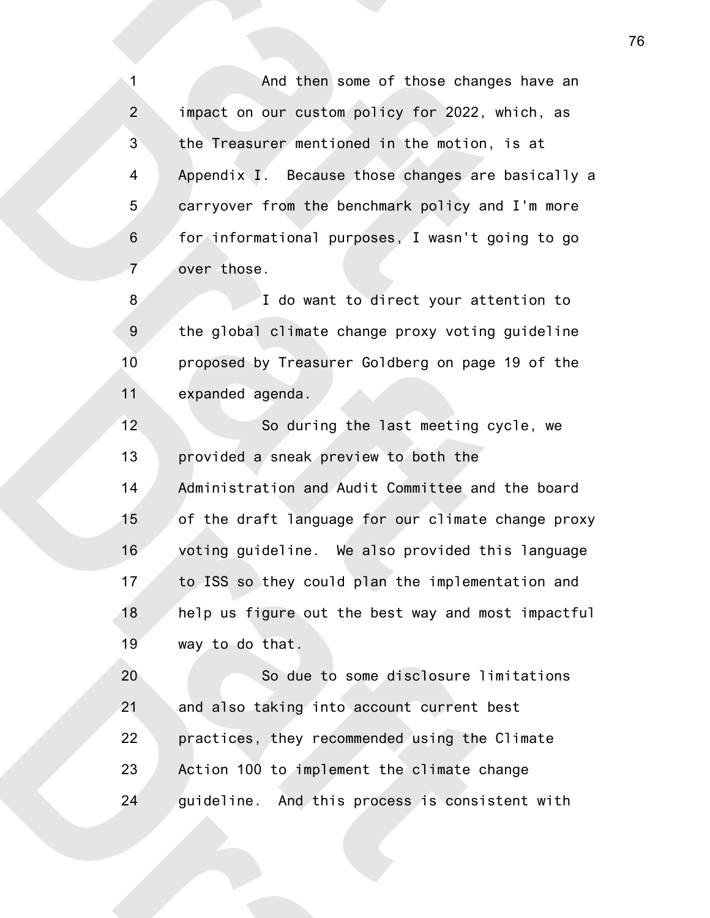And then some of those changes have an impact on our custom policy for 2022, which, as the Treasurer mentioned in the motion, is at Appendix I. Because those changes are basically a carryover from the benchmark policy and I'm more for informational purposes, I wasn't going to go over those.

I do want to direct your attention to the global climate change proxy voting guideline proposed by Treasurer Goldberg on page 19 of the expanded agenda.

So during the last meeting cycle, we provided a sneak preview to both the Administration and Audit Committee and the board of the draft language for our climate change proxy voting guideline. We also provided this language to ISS so they could plan the implementation and help us figure out the best way and most impactful way to do that.

So due to some disclosure limitations and also taking into account current best practices, they recommended using the Climate Action 100 to implement the climate change guideline. And this process is consistent with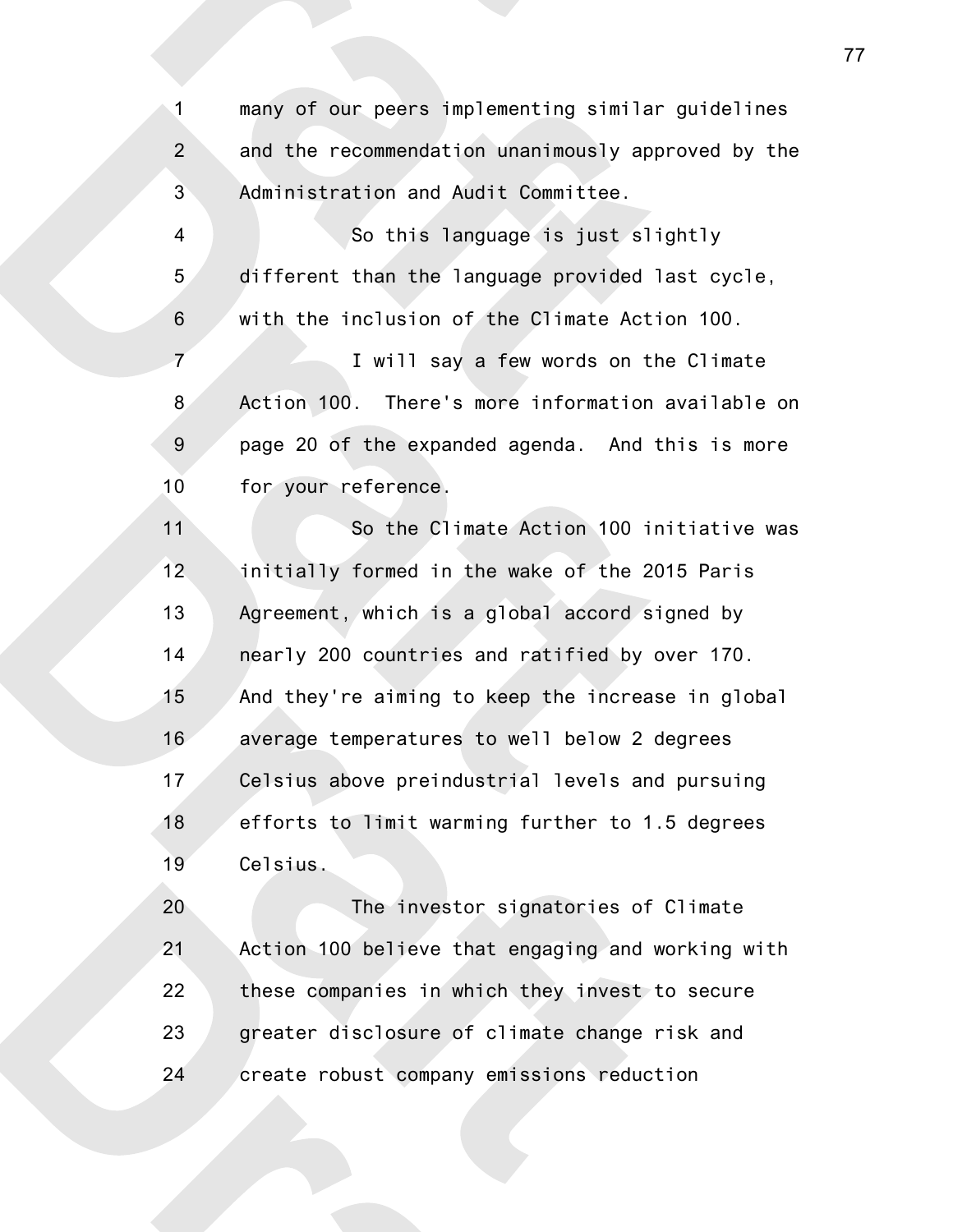many of our peers implementing similar guidelines and the recommendation unanimously approved by the Administration and Audit Committee.

So this language is just slightly different than the language provided last cycle, with the inclusion of the Climate Action 100.

I will say a few words on the Climate Action 100. There's more information available on page 20 of the expanded agenda. And this is more for your reference.

So the Climate Action 100 initiative was initially formed in the wake of the 2015 Paris Agreement, which is a global accord signed by nearly 200 countries and ratified by over 170. And they're aiming to keep the increase in global average temperatures to well below 2 degrees Celsius above preindustrial levels and pursuing efforts to limit warming further to 1.5 degrees Celsius.

The investor signatories of Climate Action 100 believe that engaging and working with these companies in which they invest to secure greater disclosure of climate change risk and create robust company emissions reduction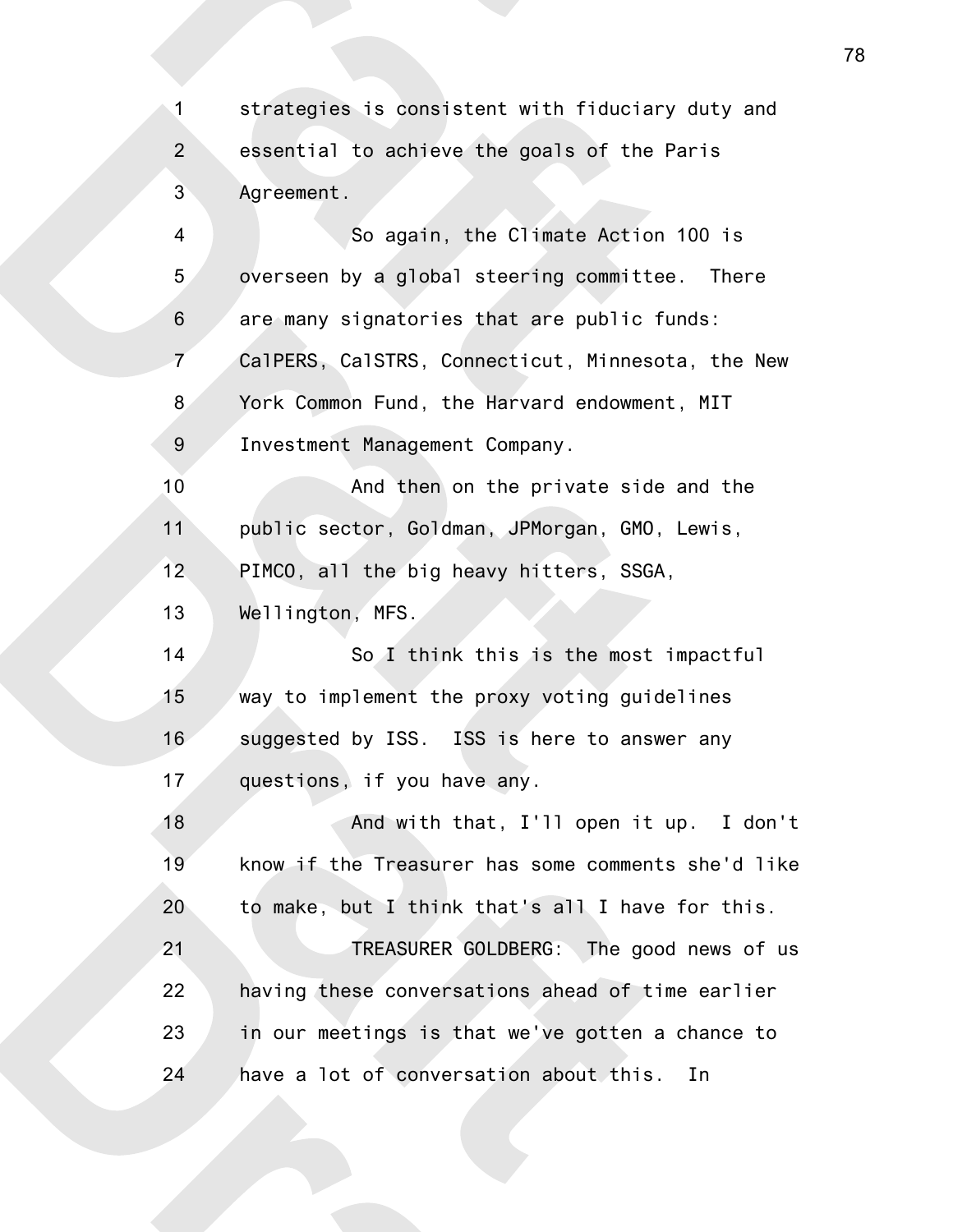strategies is consistent with fiduciary duty and essential to achieve the goals of the Paris Agreement.

So again, the Climate Action 100 is overseen by a global steering committee. There are many signatories that are public funds: CalPERS, CalSTRS, Connecticut, Minnesota, the New York Common Fund, the Harvard endowment, MIT Investment Management Company.

And then on the private side and the public sector, Goldman, JPMorgan, GMO, Lewis, PIMCO, all the big heavy hitters, SSGA, Wellington, MFS.

So I think this is the most impactful way to implement the proxy voting guidelines suggested by ISS. ISS is here to answer any questions, if you have any.

And with that, I'll open it up. I don't know if the Treasurer has some comments she'd like to make, but I think that's all I have for this.

TREASURER GOLDBERG: The good news of us having these conversations ahead of time earlier in our meetings is that we've gotten a chance to have a lot of conversation about this. In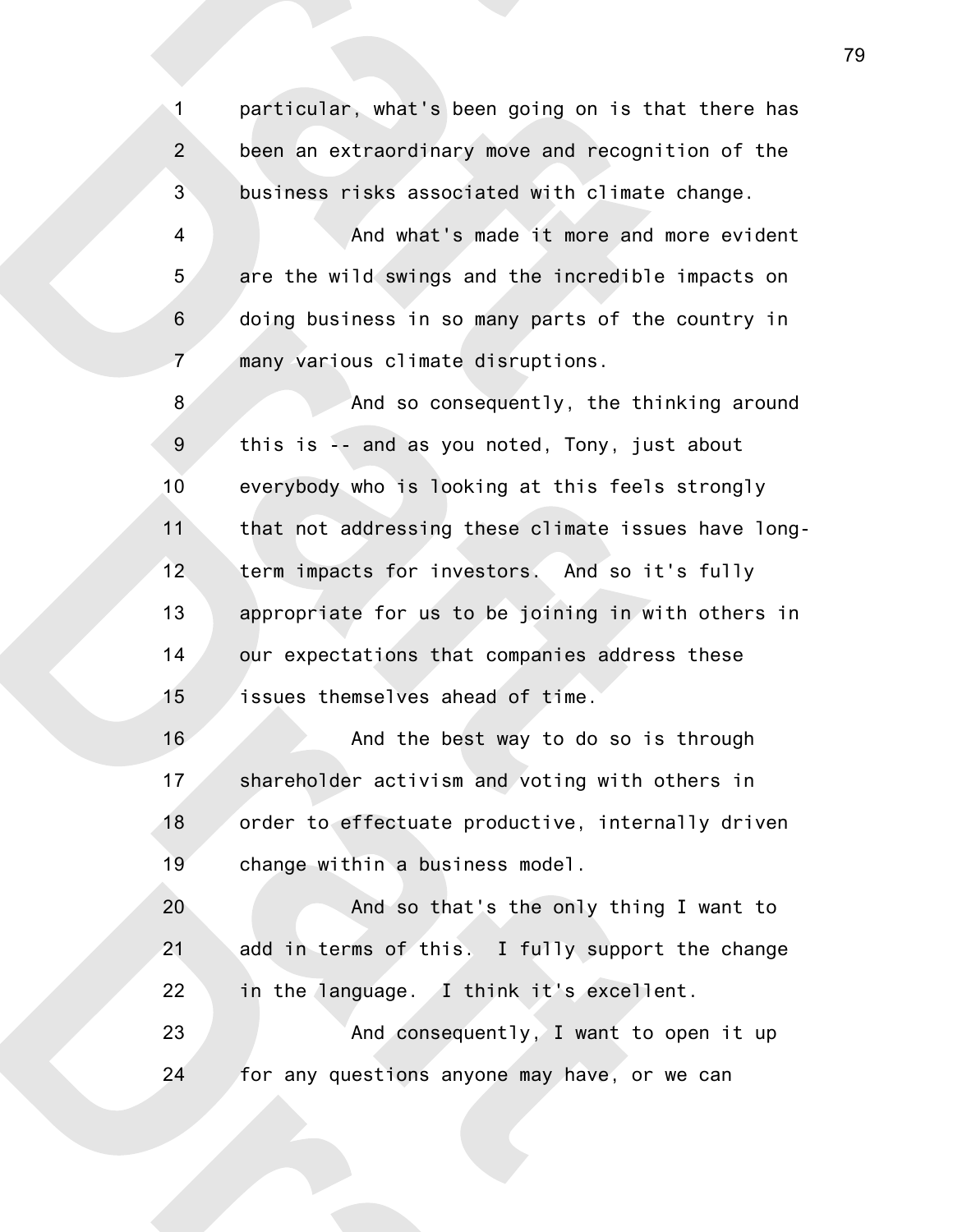particular, what's been going on is that there has been an extraordinary move and recognition of the business risks associated with climate change.

And what's made it more and more evident are the wild swings and the incredible impacts on doing business in so many parts of the country in many various climate disruptions.

And so consequently, the thinking around this is -- and as you noted, Tony, just about everybody who is looking at this feels strongly that not addressing these climate issues have long-term impacts for investors. And so it's fully appropriate for us to be joining in with others in our expectations that companies address these issues themselves ahead of time.

And the best way to do so is through shareholder activism and voting with others in order to effectuate productive, internally driven change within a business model.

And so that's the only thing I want to add in terms of this. I fully support the change in the language. I think it's excellent.

And consequently, I want to open it up for any questions anyone may have, or we can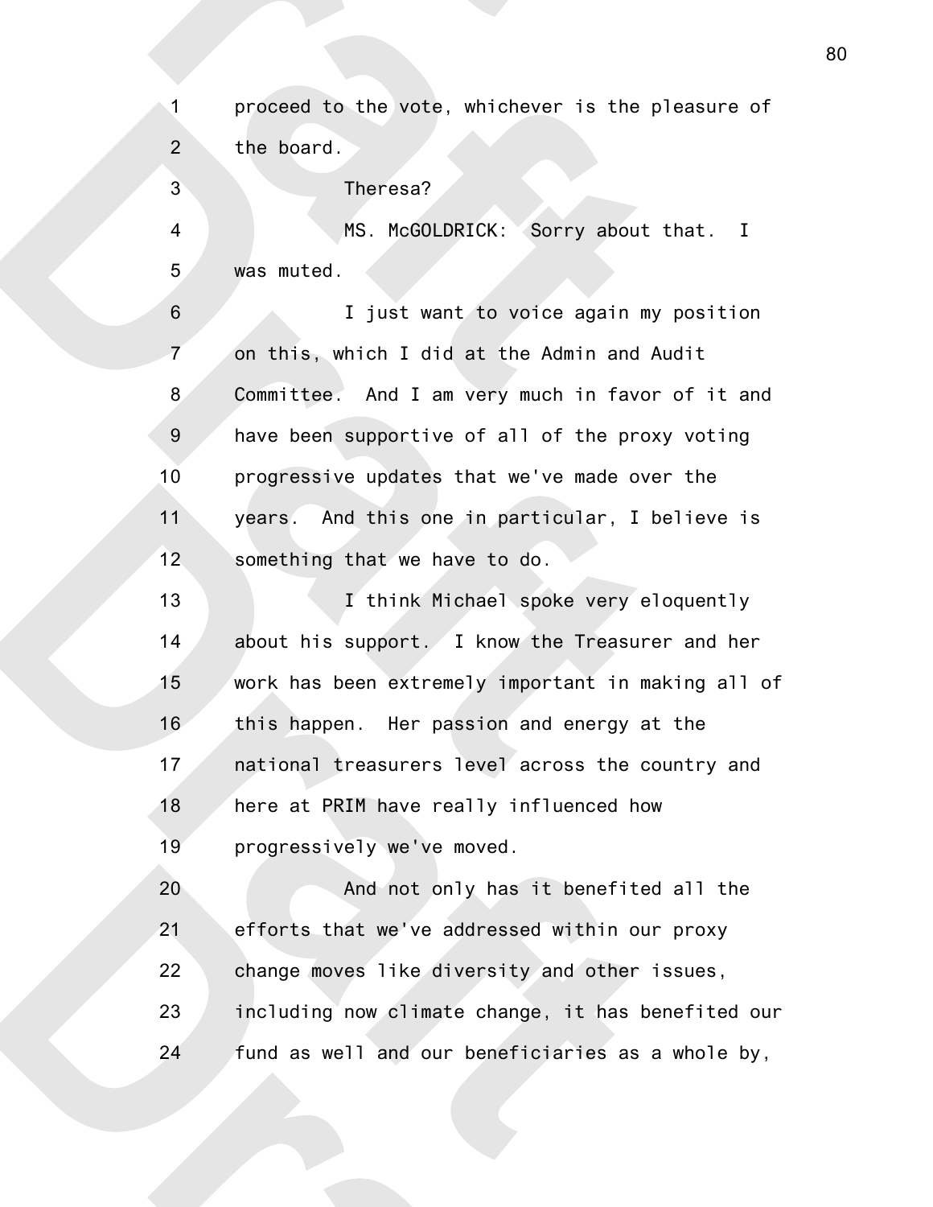proceed to the vote, whichever is the pleasure of the board.

Theresa?

MS. McGOLDRICK: Sorry about that. I was muted.

I just want to voice again my position on this, which I did at the Admin and Audit Committee. And I am very much in favor of it and have been supportive of all of the proxy voting progressive updates that we've made over the years. And this one in particular, I believe is something that we have to do.

I think Michael spoke very eloquently about his support. I know the Treasurer and her work has been extremely important in making all of this happen. Her passion and energy at the national treasurers level across the country and here at PRIM have really influenced how progressively we've moved.

And not only has it benefited all the efforts that we've addressed within our proxy change moves like diversity and other issues, including now climate change, it has benefited our fund as well and our beneficiaries as a whole by,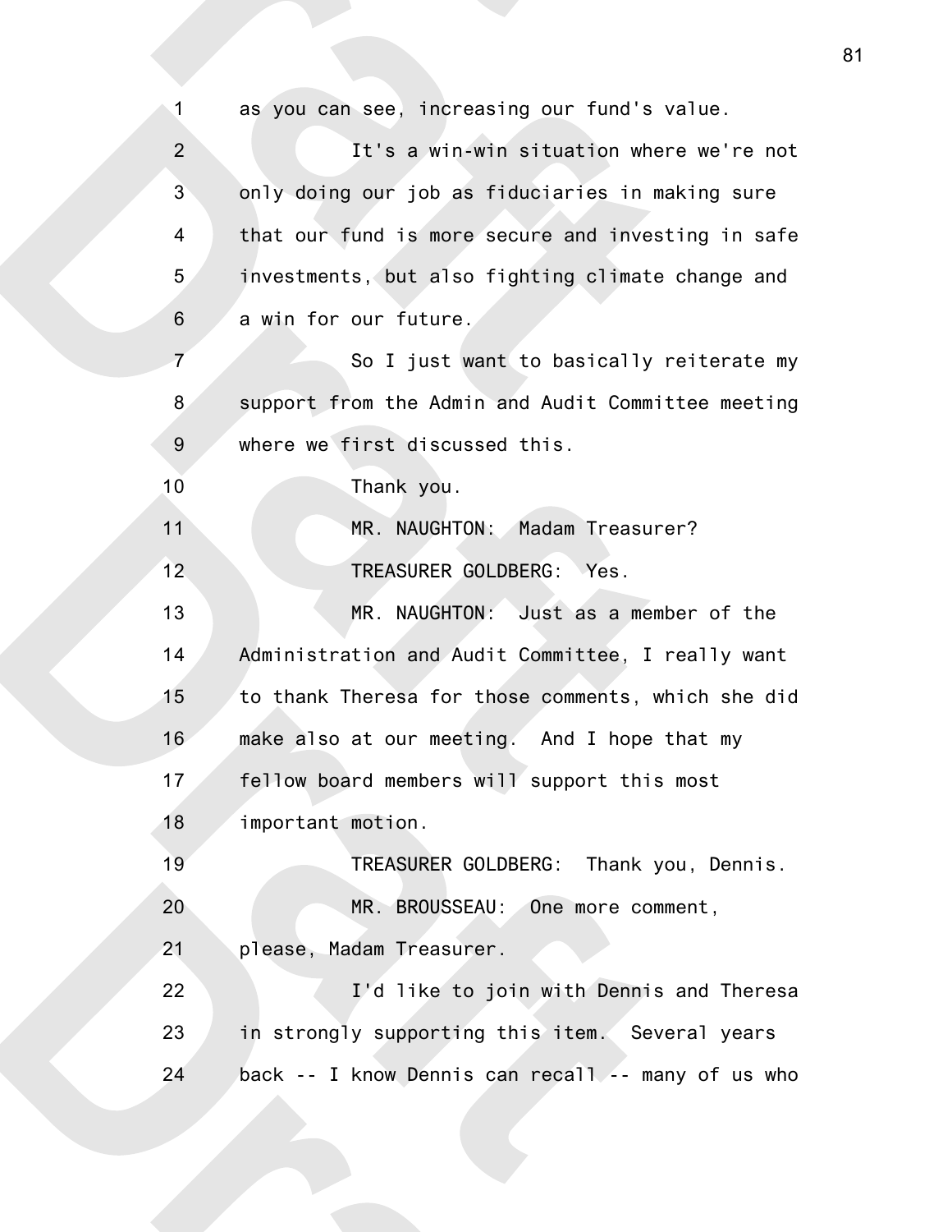as you can see, increasing our fund's value.

It's a win-win situation where we're not only doing our job as fiduciaries in making sure that our fund is more secure and investing in safe investments, but also fighting climate change and a win for our future.

So I just want to basically reiterate my support from the Admin and Audit Committee meeting where we first discussed this.

Thank you.

MR. NAUGHTON: Madam Treasurer?

TREASURER GOLDBERG: Yes.

MR. NAUGHTON: Just as a member of the Administration and Audit Committee, I really want to thank Theresa for those comments, which she did make also at our meeting. And I hope that my fellow board members will support this most important motion.

TREASURER GOLDBERG: Thank you, Dennis.

MR. BROUSSEAU: One more comment, please, Madam Treasurer.

I'd like to join with Dennis and Theresa in strongly supporting this item. Several years back -- I know Dennis can recall -- many of us who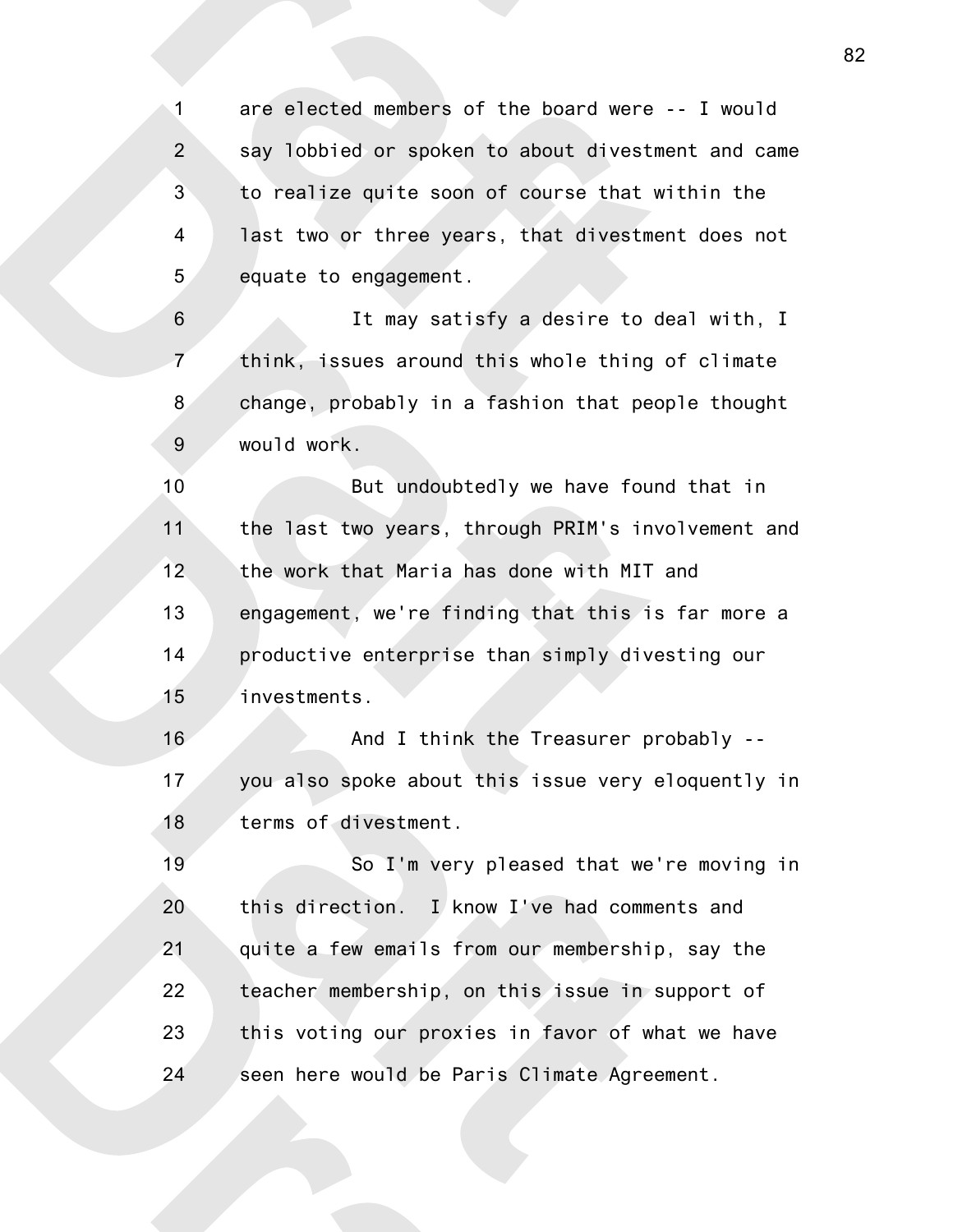are elected members of the board were -- I would say lobbied or spoken to about divestment and came to realize quite soon of course that within the last two or three years, that divestment does not equate to engagement.

It may satisfy a desire to deal with, I think, issues around this whole thing of climate change, probably in a fashion that people thought would work.

But undoubtedly we have found that in the last two years, through PRIM's involvement and the work that Maria has done with MIT and engagement, we're finding that this is far more a productive enterprise than simply divesting our investments.

And I think the Treasurer probably -- you also spoke about this issue very eloquently in terms of divestment.

So I'm very pleased that we're moving in this direction. I know I've had comments and quite a few emails from our membership, say the teacher membership, on this issue in support of this voting our proxies in favor of what we have seen here would be Paris Climate Agreement.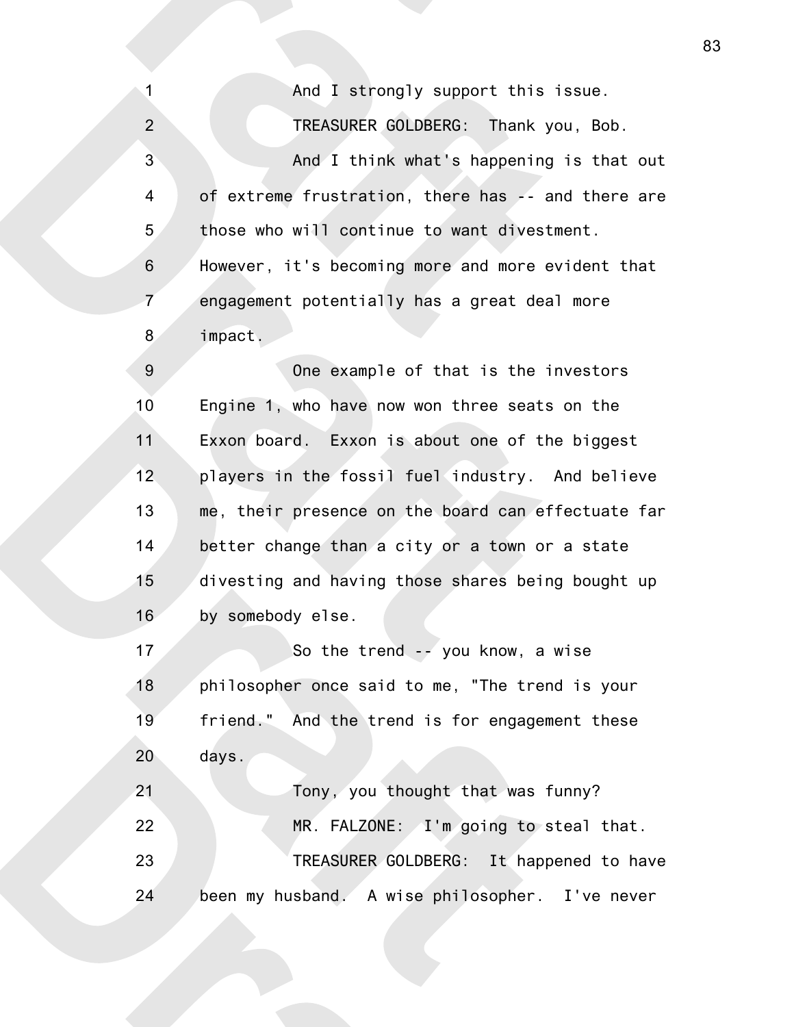And I strongly support this issue.

TREASURER GOLDBERG: Thank you, Bob.

And I think what's happening is that out of extreme frustration, there has -- and there are those who will continue to want divestment. However, it's becoming more and more evident that engagement potentially has a great deal more impact.

One example of that is the investors Engine 1, who have now won three seats on the Exxon board. Exxon is about one of the biggest players in the fossil fuel industry. And believe me, their presence on the board can effectuate far better change than a city or a town or a state divesting and having those shares being bought up by somebody else.

So the trend -- you know, a wise philosopher once said to me, "The trend is your friend." And the trend is for engagement these days.

Tony, you thought that was funny?

MR. FALZONE: I'm going to steal that.

TREASURER GOLDBERG: It happened to have been my husband. A wise philosopher. I've never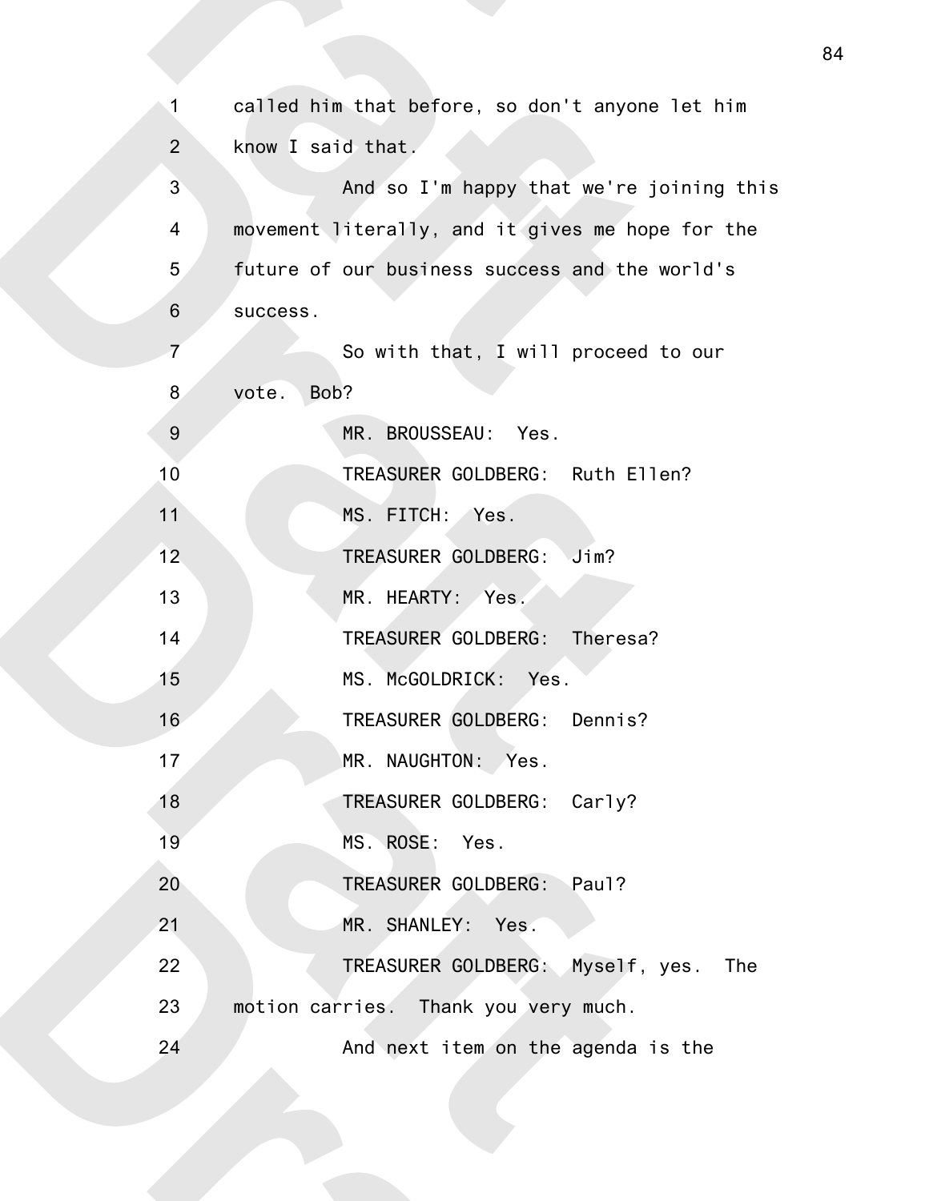called him that before, so don't anyone let him know I said that.

And so I'm happy that we're joining this movement literally, and it gives me hope for the future of our business success and the world's success.

So with that, I will proceed to our vote. Bob?

MR. BROUSSEAU: Yes.

TREASURER GOLDBERG: Ruth Ellen?

MS. FITCH: Yes.

TREASURER GOLDBERG: Jim?

MR. HEARTY: Yes.

TREASURER GOLDBERG: Theresa?

MS. McGOLDRICK: Yes.

TREASURER GOLDBERG: Dennis?

MR. NAUGHTON: Yes.

TREASURER GOLDBERG: Carly?

MS. ROSE: Yes.

TREASURER GOLDBERG: Paul?

MR. SHANLEY: Yes.

TREASURER GOLDBERG: Myself, yes. The motion carries. Thank you very much.

And next item on the agenda is the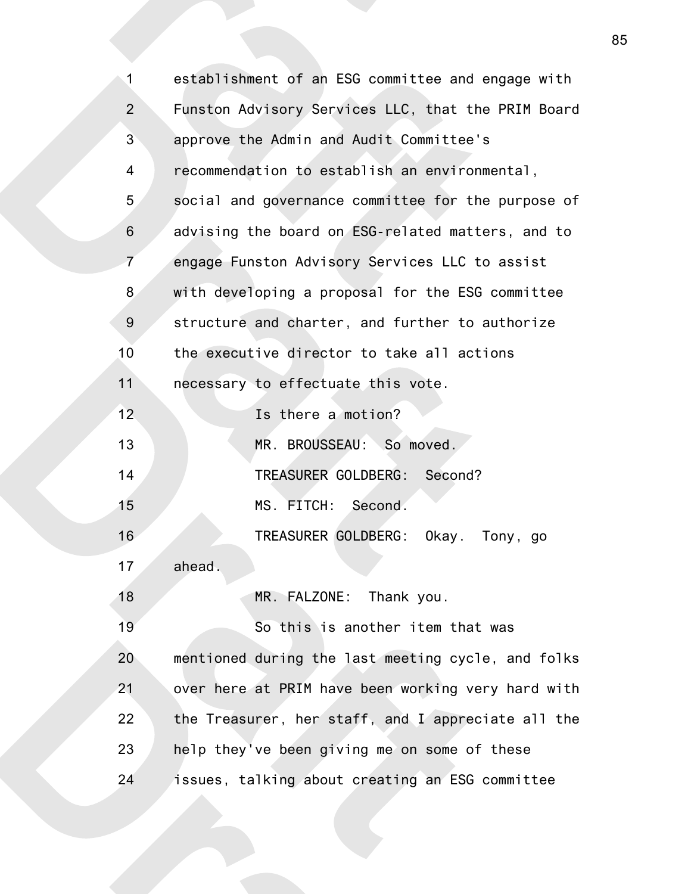establishment of an ESG committee and engage with Funston Advisory Services LLC, that the PRIM Board approve the Admin and Audit Committee's recommendation to establish an environmental, social and governance committee for the purpose of advising the board on ESG-related matters, and to engage Funston Advisory Services LLC to assist with developing a proposal for the ESG committee structure and charter, and further to authorize the executive director to take all actions necessary to effectuate this vote.

Is there a motion?

MR. BROUSSEAU: So moved.

TREASURER GOLDBERG: Second?

MS. FITCH: Second.

TREASURER GOLDBERG: Okay. Tony, go ahead.

MR. FALZONE: Thank you.

So this is another item that was mentioned during the last meeting cycle, and folks over here at PRIM have been working very hard with the Treasurer, her staff, and I appreciate all the help they've been giving me on some of these issues, talking about creating an ESG committee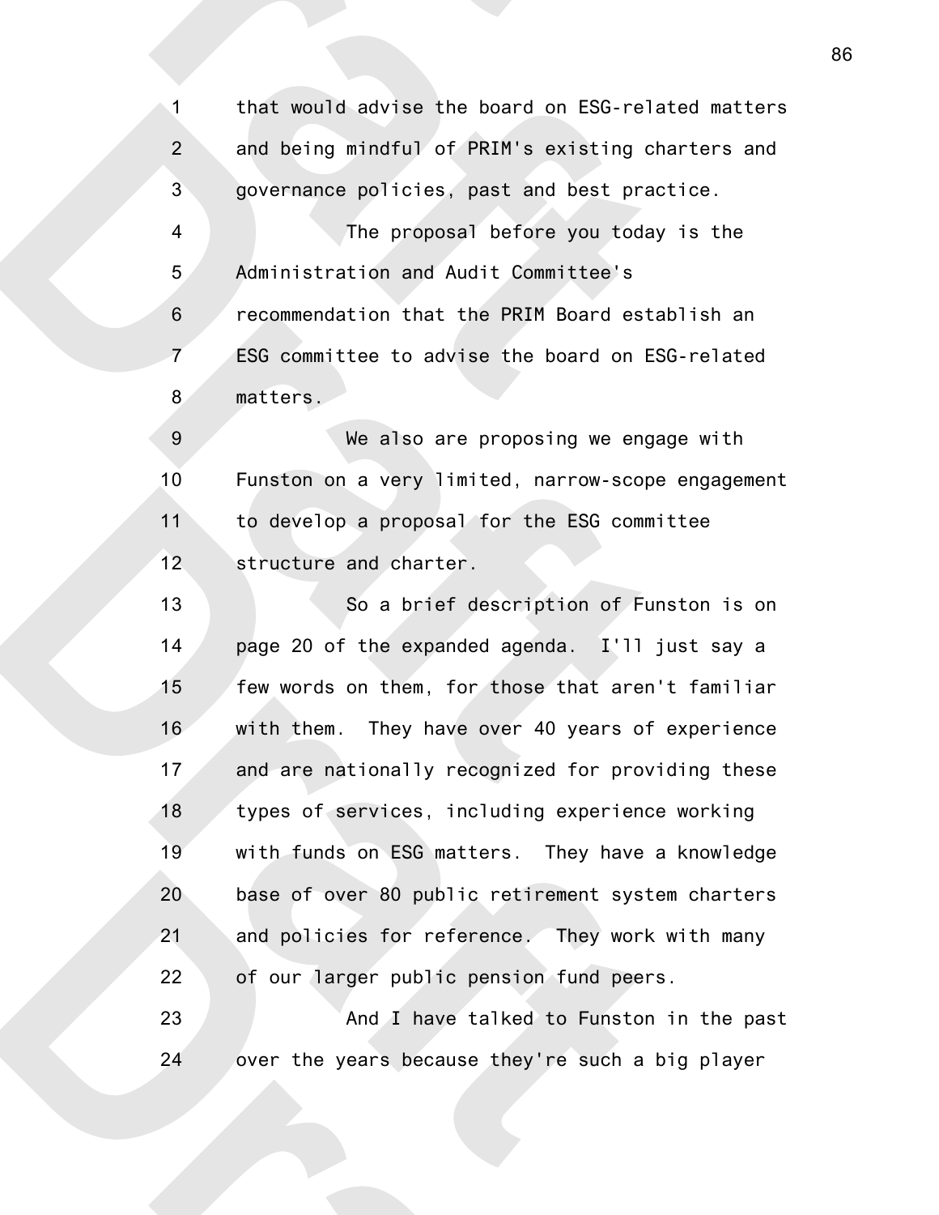that would advise the board on ESG-related matters and being mindful of PRIM's existing charters and governance policies, past and best practice.

The proposal before you today is the Administration and Audit Committee's recommendation that the PRIM Board establish an ESG committee to advise the board on ESG-related matters.

We also are proposing we engage with Funston on a very limited, narrow-scope engagement to develop a proposal for the ESG committee structure and charter.

So a brief description of Funston is on page 20 of the expanded agenda. I'll just say a few words on them, for those that aren't familiar with them. They have over 40 years of experience and are nationally recognized for providing these types of services, including experience working with funds on ESG matters. They have a knowledge base of over 80 public retirement system charters and policies for reference. They work with many of our larger public pension fund peers.

And I have talked to Funston in the past over the years because they're such a big player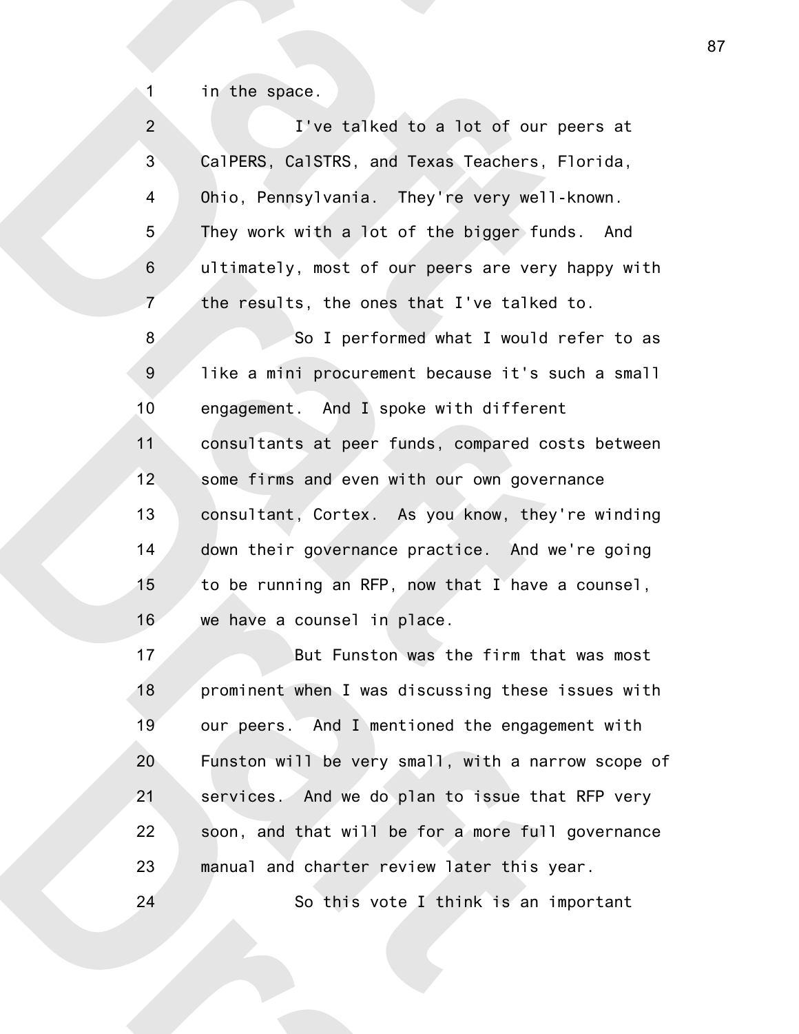in the space.

I've talked to a lot of our peers at CalPERS, CalSTRS, and Texas Teachers, Florida, Ohio, Pennsylvania. They're very well-known. They work with a lot of the bigger funds. And ultimately, most of our peers are very happy with the results, the ones that I've talked to.

So I performed what I would refer to as like a mini procurement because it's such a small engagement. And I spoke with different consultants at peer funds, compared costs between some firms and even with our own governance consultant, Cortex. As you know, they're winding down their governance practice. And we're going to be running an RFP, now that I have a counsel, we have a counsel in place.

But Funston was the firm that was most prominent when I was discussing these issues with our peers. And I mentioned the engagement with Funston will be very small, with a narrow scope of services. And we do plan to issue that RFP very soon, and that will be for a more full governance manual and charter review later this year.

So this vote I think is an important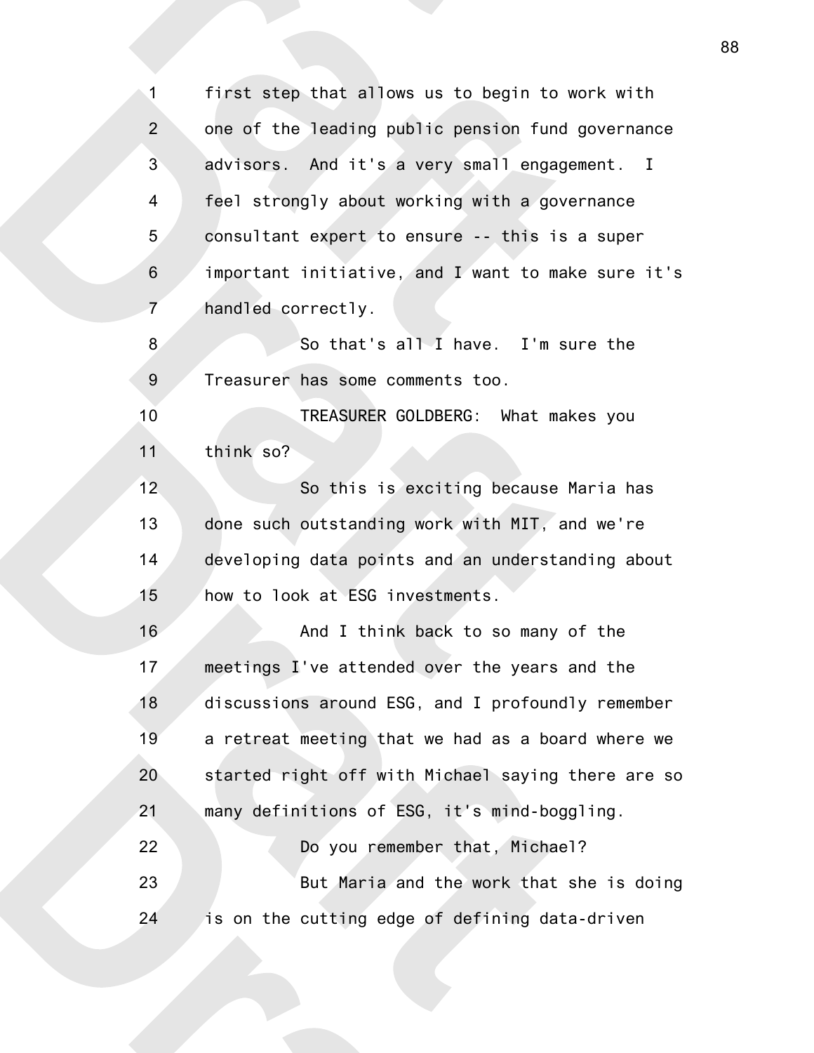first step that allows us to begin to work with one of the leading public pension fund governance advisors. And it's a very small engagement. I feel strongly about working with a governance consultant expert to ensure -- this is a super important initiative, and I want to make sure it's handled correctly.

So that's all I have. I'm sure the Treasurer has some comments too.

TREASURER GOLDBERG: What makes you think so?

So this is exciting because Maria has done such outstanding work with MIT, and we're developing data points and an understanding about how to look at ESG investments.

And I think back to so many of the meetings I've attended over the years and the discussions around ESG, and I profoundly remember a retreat meeting that we had as a board where we started right off with Michael saying there are so many definitions of ESG, it's mind-boggling.

Do you remember that, Michael?

But Maria and the work that she is doing is on the cutting edge of defining data-driven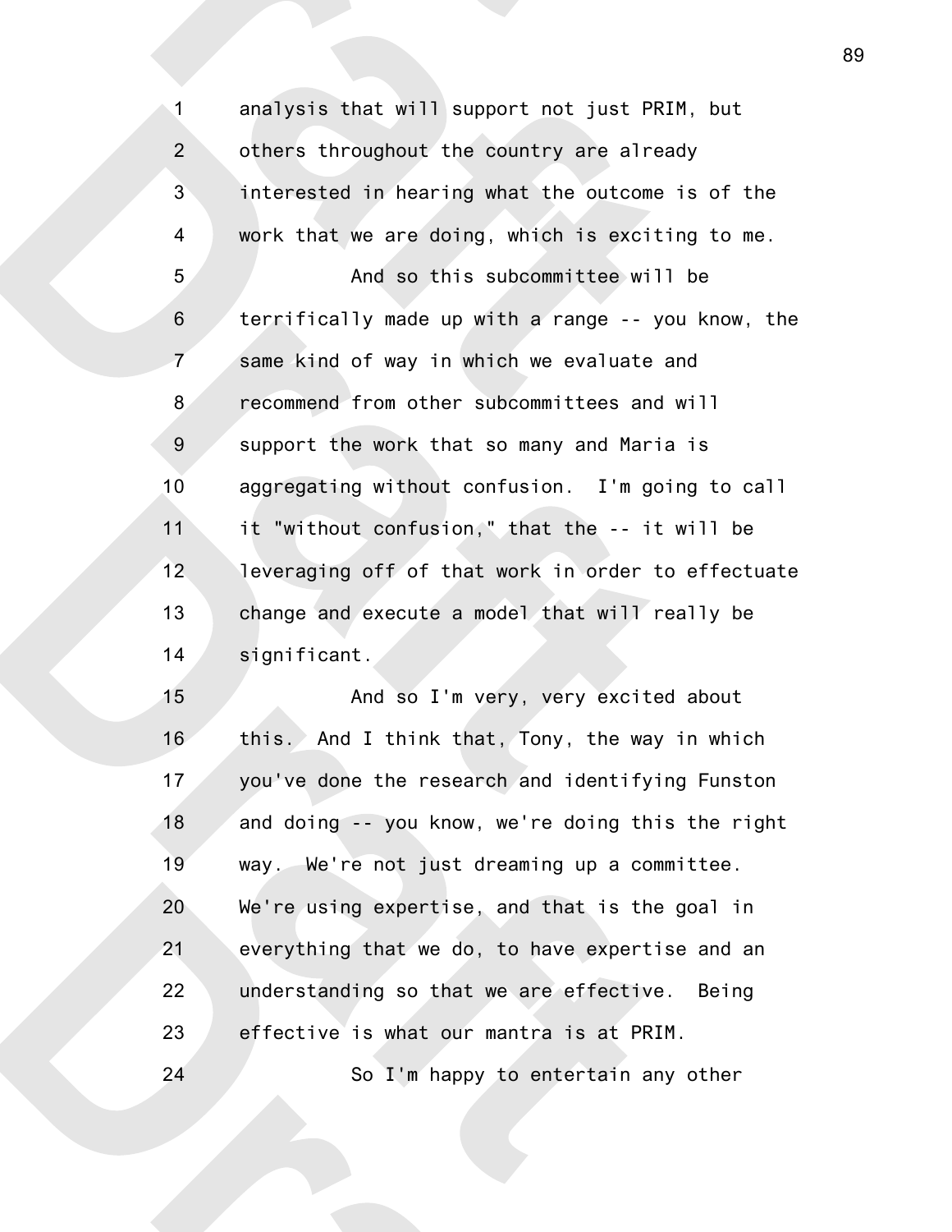analysis that will support not just PRIM, but others throughout the country are already interested in hearing what the outcome is of the work that we are doing, which is exciting to me.

And so this subcommittee will be terrifically made up with a range -- you know, the same kind of way in which we evaluate and recommend from other subcommittees and will support the work that so many and Maria is aggregating without confusion. I'm going to call it "without confusion," that the -- it will be leveraging off of that work in order to effectuate change and execute a model that will really be significant.

And so I'm very, very excited about this. And I think that, Tony, the way in which you've done the research and identifying Funston and doing -- you know, we're doing this the right way. We're not just dreaming up a committee. We're using expertise, and that is the goal in everything that we do, to have expertise and an understanding so that we are effective. Being effective is what our mantra is at PRIM.

So I'm happy to entertain any other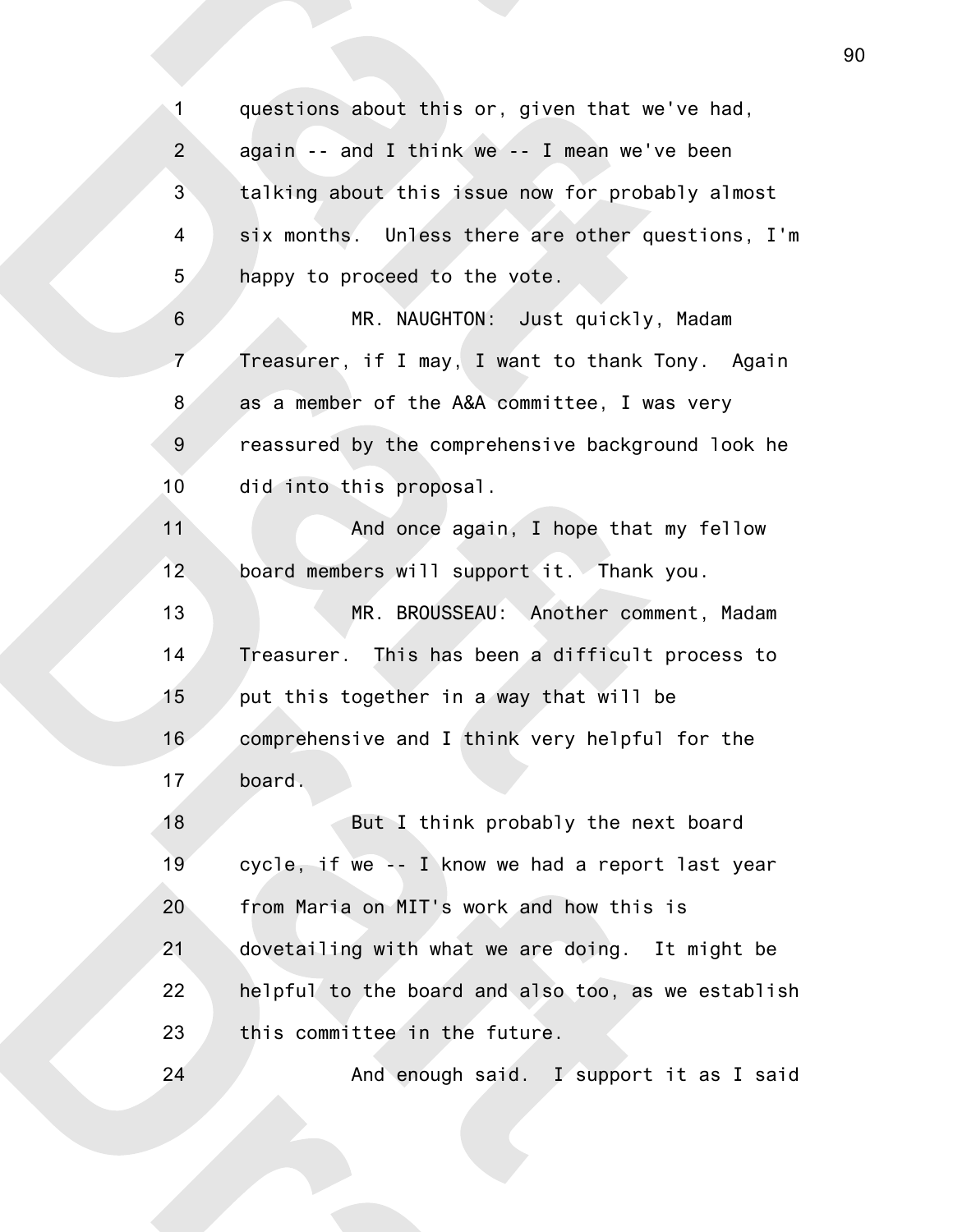questions about this or, given that we've had, again -- and I think we -- I mean we've been talking about this issue now for probably almost six months. Unless there are other questions, I'm happy to proceed to the vote.

MR. NAUGHTON: Just quickly, Madam Treasurer, if I may, I want to thank Tony. Again as a member of the A&A committee, I was very reassured by the comprehensive background look he did into this proposal.

And once again, I hope that my fellow board members will support it. Thank you.

MR. BROUSSEAU: Another comment, Madam Treasurer. This has been a difficult process to put this together in a way that will be comprehensive and I think very helpful for the board.

But I think probably the next board cycle, if we -- I know we had a report last year from Maria on MIT's work and how this is dovetailing with what we are doing. It might be helpful to the board and also too, as we establish this committee in the future.

And enough said. I support it as I said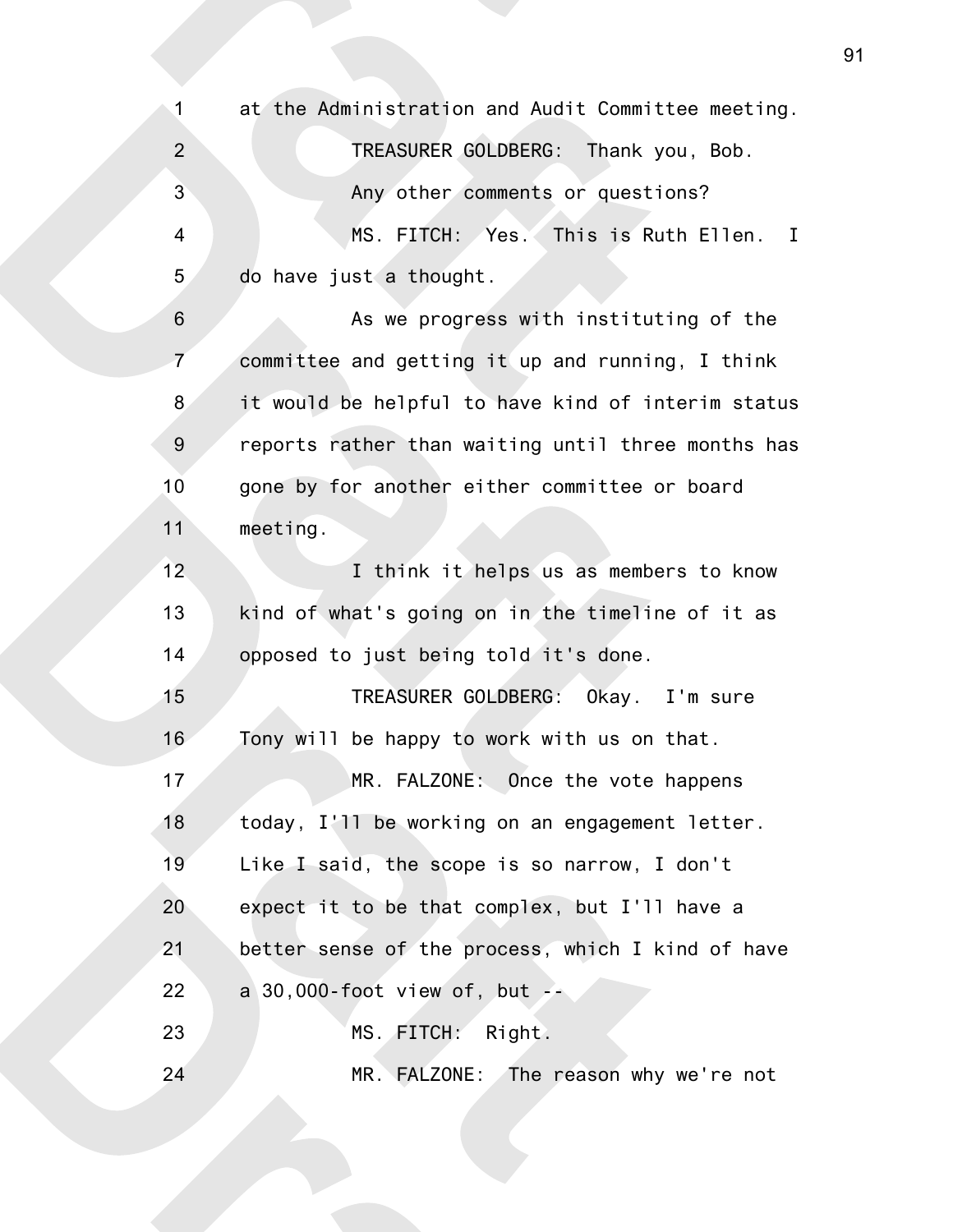at the Administration and Audit Committee meeting.

TREASURER GOLDBERG: Thank you, Bob.

Any other comments or questions?

MS. FITCH: Yes. This is Ruth Ellen. I do have just a thought.

As we progress with instituting of the committee and getting it up and running, I think it would be helpful to have kind of interim status reports rather than waiting until three months has gone by for another either committee or board meeting.

I think it helps us as members to know kind of what's going on in the timeline of it as opposed to just being told it's done.

TREASURER GOLDBERG: Okay. I'm sure Tony will be happy to work with us on that.

MR. FALZONE: Once the vote happens today, I'll be working on an engagement letter. Like I said, the scope is so narrow, I don't expect it to be that complex, but I'll have a better sense of the process, which I kind of have a 30,000-foot view of, but --

MS. FITCH: Right.

MR. FALZONE: The reason why we're not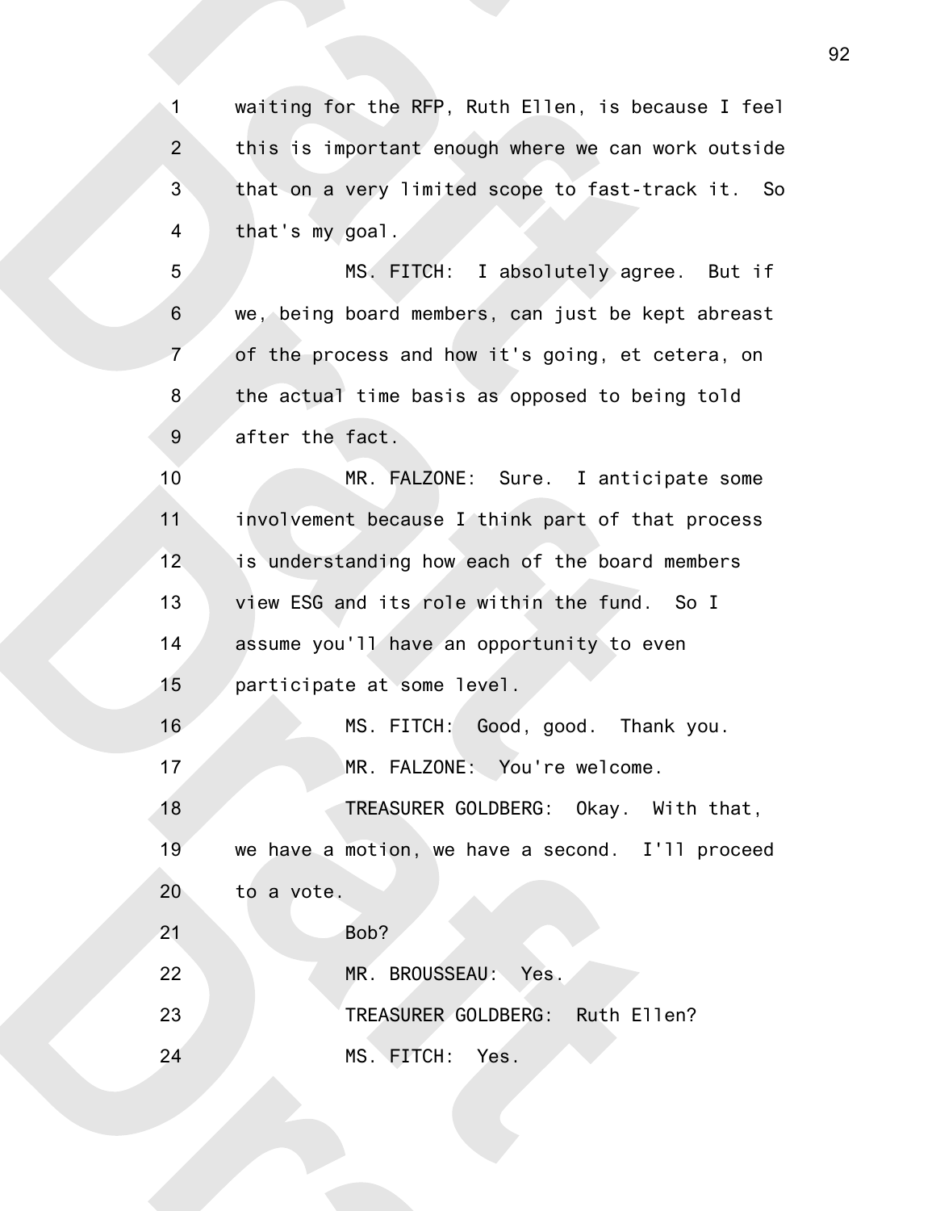waiting for the RFP, Ruth Ellen, is because I feel this is important enough where we can work outside that on a very limited scope to fast-track it. So that's my goal.

MS. FITCH: I absolutely agree. But if we, being board members, can just be kept abreast of the process and how it's going, et cetera, on the actual time basis as opposed to being told after the fact.

MR. FALZONE: Sure. I anticipate some involvement because I think part of that process is understanding how each of the board members view ESG and its role within the fund. So I assume you'll have an opportunity to even participate at some level.

MS. FITCH: Good, good. Thank you.

MR. FALZONE: You're welcome.

TREASURER GOLDBERG: Okay. With that, we have a motion, we have a second. I'll proceed to a vote.

Bob?

MR. BROUSSEAU: Yes.

TREASURER GOLDBERG: Ruth Ellen?

MS. FITCH: Yes.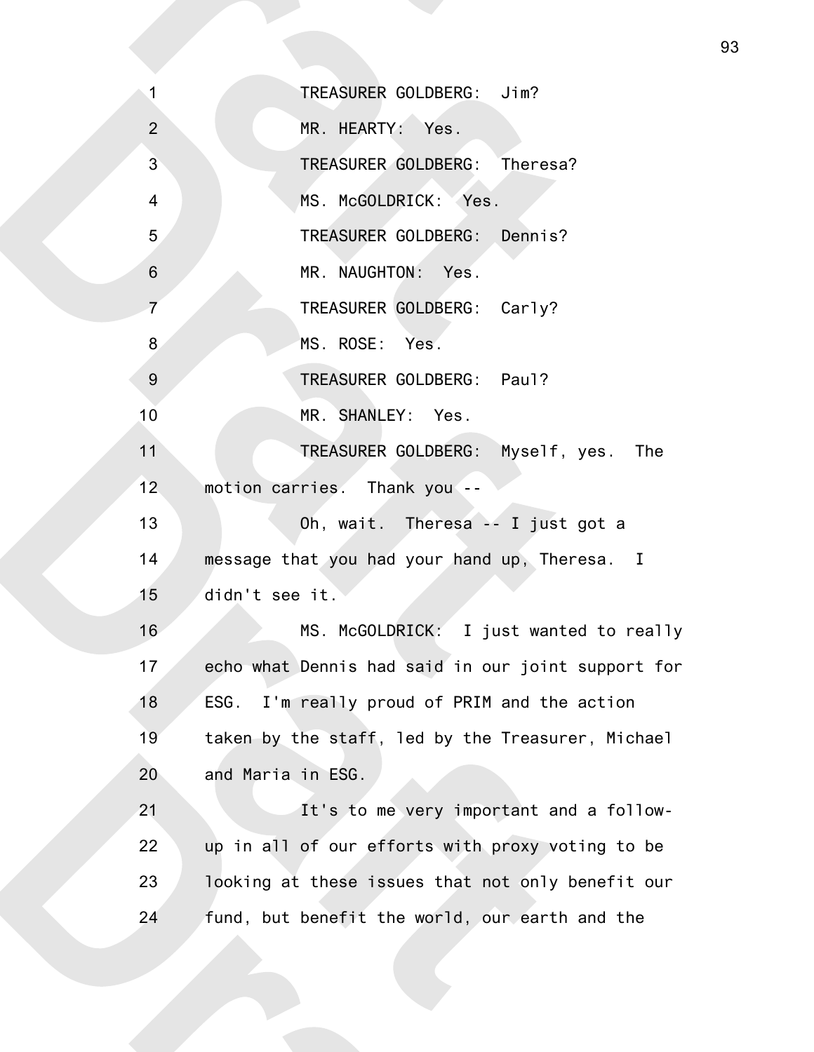TREASURER GOLDBERG: Jim?

MR. HEARTY: Yes.

TREASURER GOLDBERG: Theresa?

MS. McGOLDRICK: Yes.

TREASURER GOLDBERG: Dennis?

MR. NAUGHTON: Yes.

TREASURER GOLDBERG: Carly?

MS. ROSE: Yes.

TREASURER GOLDBERG: Paul?

MR. SHANLEY: Yes.

TREASURER GOLDBERG: Myself, yes. The motion carries. Thank you --

Oh, wait. Theresa -- I just got a message that you had your hand up, Theresa. I didn't see it.

MS. McGOLDRICK: I just wanted to really echo what Dennis had said in our joint support for ESG. I'm really proud of PRIM and the action taken by the staff, led by the Treasurer, Michael and Maria in ESG.

It's to me very important and a follow-up in all of our efforts with proxy voting to be looking at these issues that not only benefit our fund, but benefit the world, our earth and the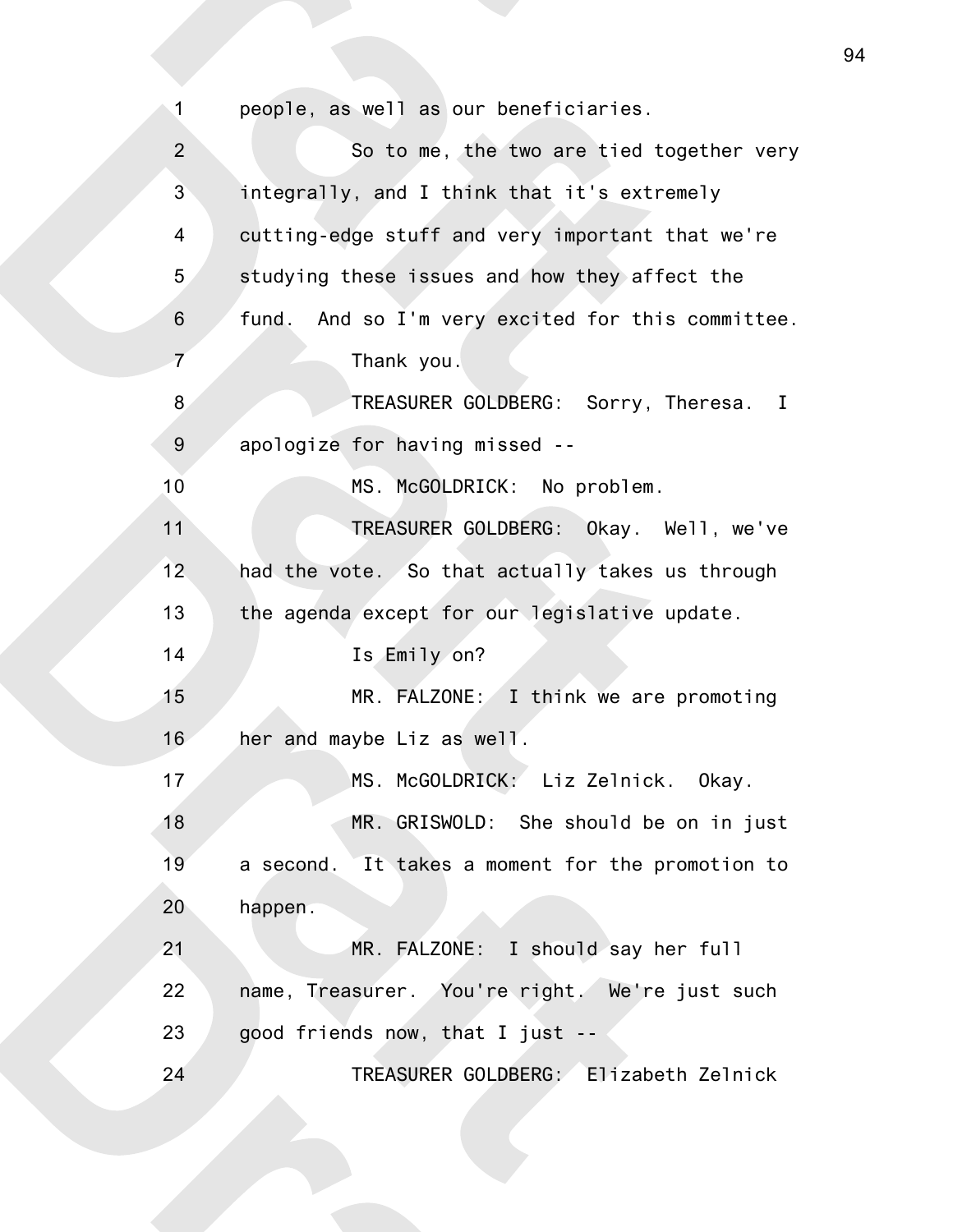people, as well as our beneficiaries.

So to me, the two are tied together very integrally, and I think that it's extremely cutting-edge stuff and very important that we're studying these issues and how they affect the fund. And so I'm very excited for this committee.

Thank you.

TREASURER GOLDBERG: Sorry, Theresa. I apologize for having missed --

MS. McGOLDRICK: No problem.

TREASURER GOLDBERG: Okay. Well, we've had the vote. So that actually takes us through the agenda except for our legislative update.

Is Emily on?

MR. FALZONE: I think we are promoting her and maybe Liz as well.

MS. McGOLDRICK: Liz Zelnick. Okay.

MR. GRISWOLD: She should be on in just a second. It takes a moment for the promotion to happen.

MR. FALZONE: I should say her full name, Treasurer. You're right. We're just such good friends now, that I just --

TREASURER GOLDBERG: Elizabeth Zelnick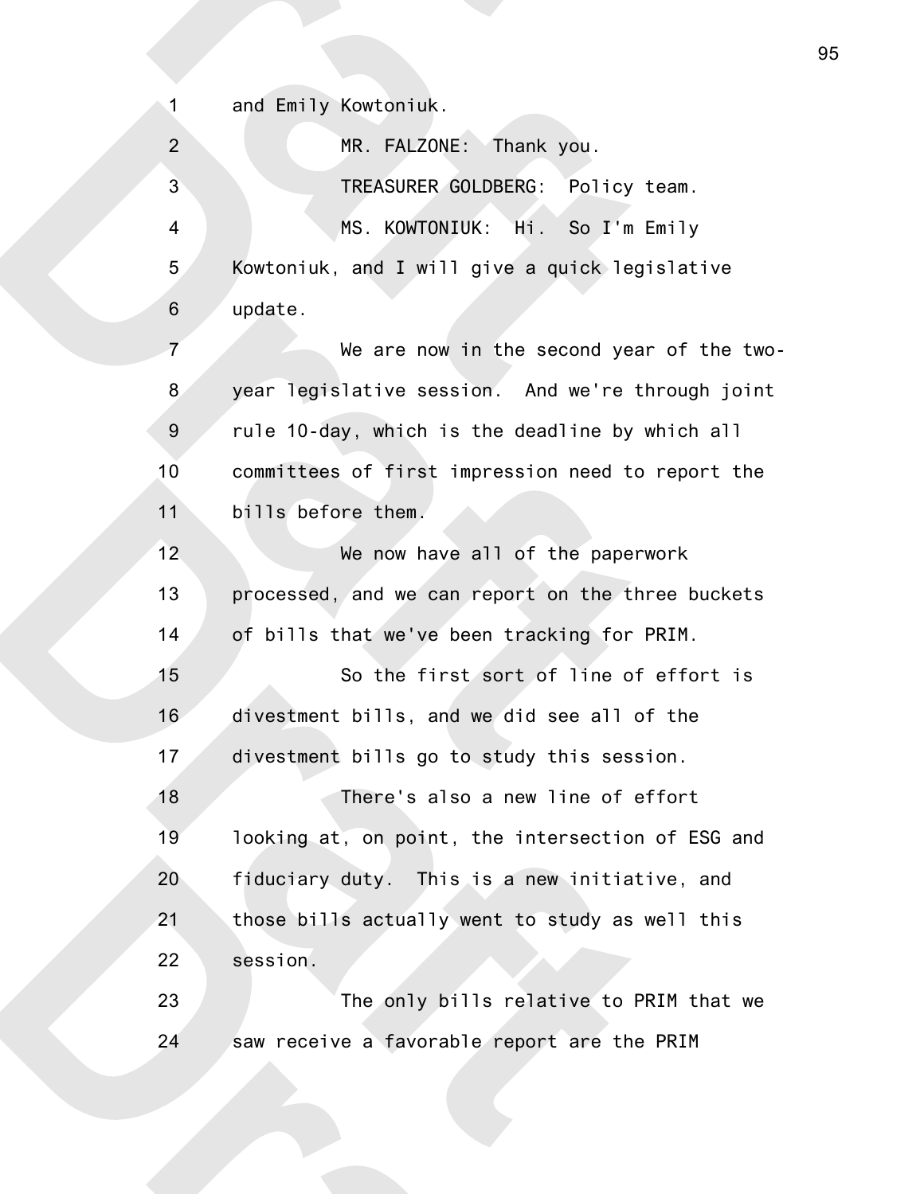and Emily Kowtoniuk.

MR. FALZONE: Thank you.

TREASURER GOLDBERG: Policy team.

MS. KOWTONIUK: Hi. So I'm Emily Kowtoniuk, and I will give a quick legislative update.

We are now in the second year of the two-year legislative session. And we're through joint rule 10-day, which is the deadline by which all committees of first impression need to report the bills before them.

We now have all of the paperwork processed, and we can report on the three buckets of bills that we've been tracking for PRIM.

So the first sort of line of effort is divestment bills, and we did see all of the divestment bills go to study this session.

There's also a new line of effort looking at, on point, the intersection of ESG and fiduciary duty. This is a new initiative, and those bills actually went to study as well this session.

The only bills relative to PRIM that we saw receive a favorable report are the PRIM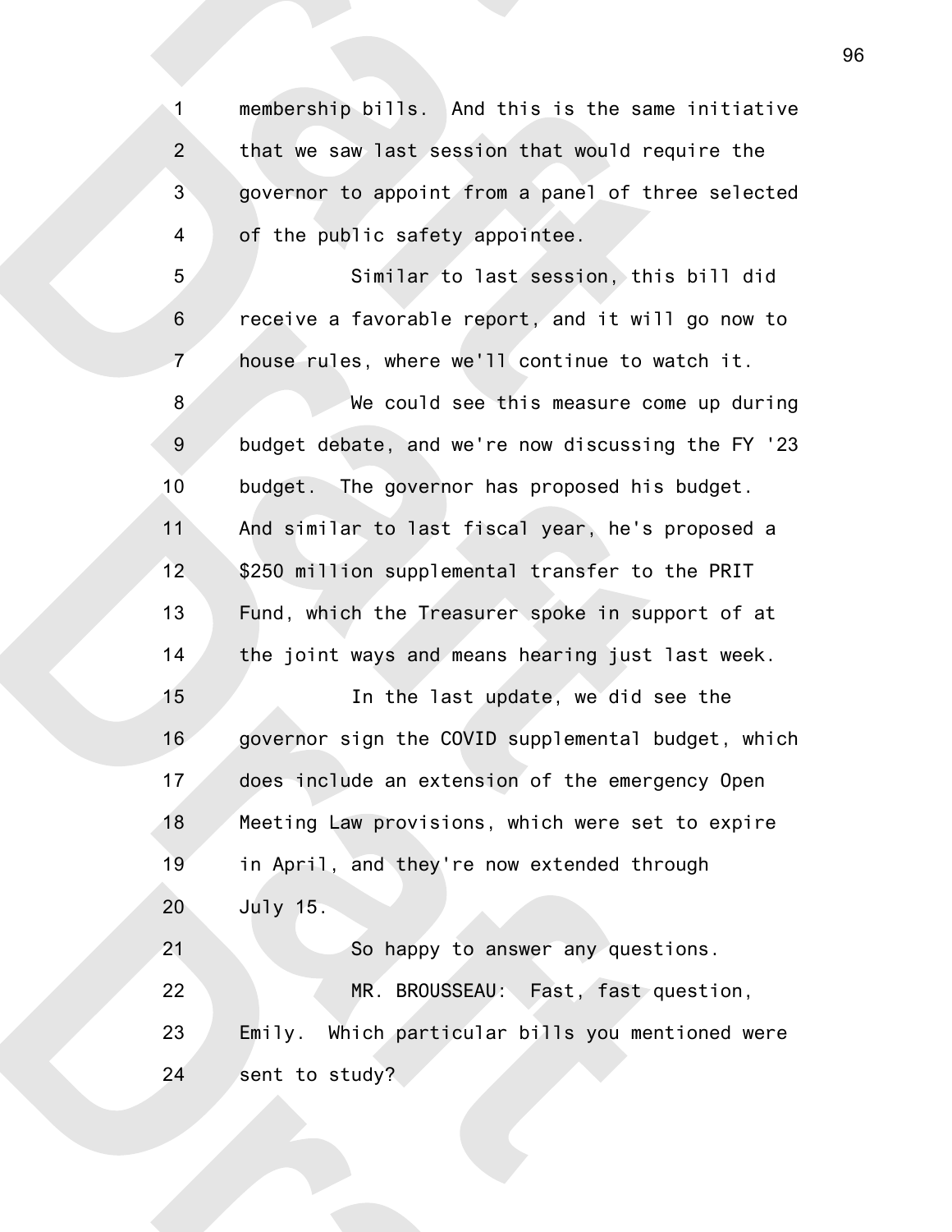membership bills. And this is the same initiative that we saw last session that would require the governor to appoint from a panel of three selected of the public safety appointee.

Similar to last session, this bill did receive a favorable report, and it will go now to house rules, where we'll continue to watch it.

We could see this measure come up during budget debate, and we're now discussing the FY '23 budget. The governor has proposed his budget. And similar to last fiscal year, he's proposed a $250 million supplemental transfer to the PRIT Fund, which the Treasurer spoke in support of at the joint ways and means hearing just last week.

In the last update, we did see the governor sign the COVID supplemental budget, which does include an extension of the emergency Open Meeting Law provisions, which were set to expire in April, and they're now extended through July 15.

So happy to answer any questions.

MR. BROUSSEAU: Fast, fast question, Emily. Which particular bills you mentioned were sent to study?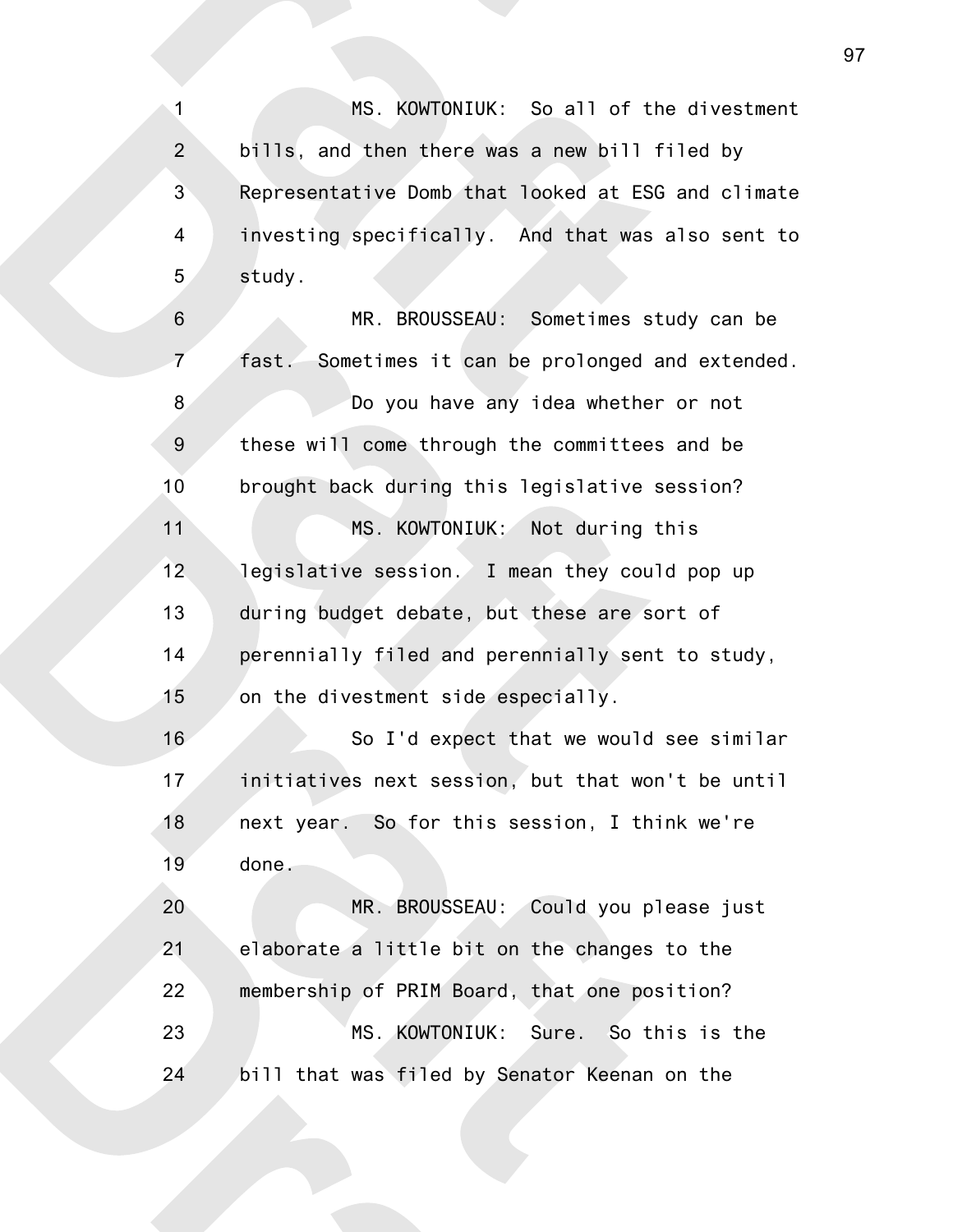MS. KOWTONIUK: So all of the divestment bills, and then there was a new bill filed by Representative Domb that looked at ESG and climate investing specifically. And that was also sent to study.

MR. BROUSSEAU: Sometimes study can be fast. Sometimes it can be prolonged and extended.

Do you have any idea whether or not these will come through the committees and be brought back during this legislative session?

MS. KOWTONIUK: Not during this legislative session. I mean they could pop up during budget debate, but these are sort of perennially filed and perennially sent to study, on the divestment side especially.

So I'd expect that we would see similar initiatives next session, but that won't be until next year. So for this session, I think we're done.

MR. BROUSSEAU: Could you please just elaborate a little bit on the changes to the membership of PRIM Board, that one position?

MS. KOWTONIUK: Sure. So this is the bill that was filed by Senator Keenan on the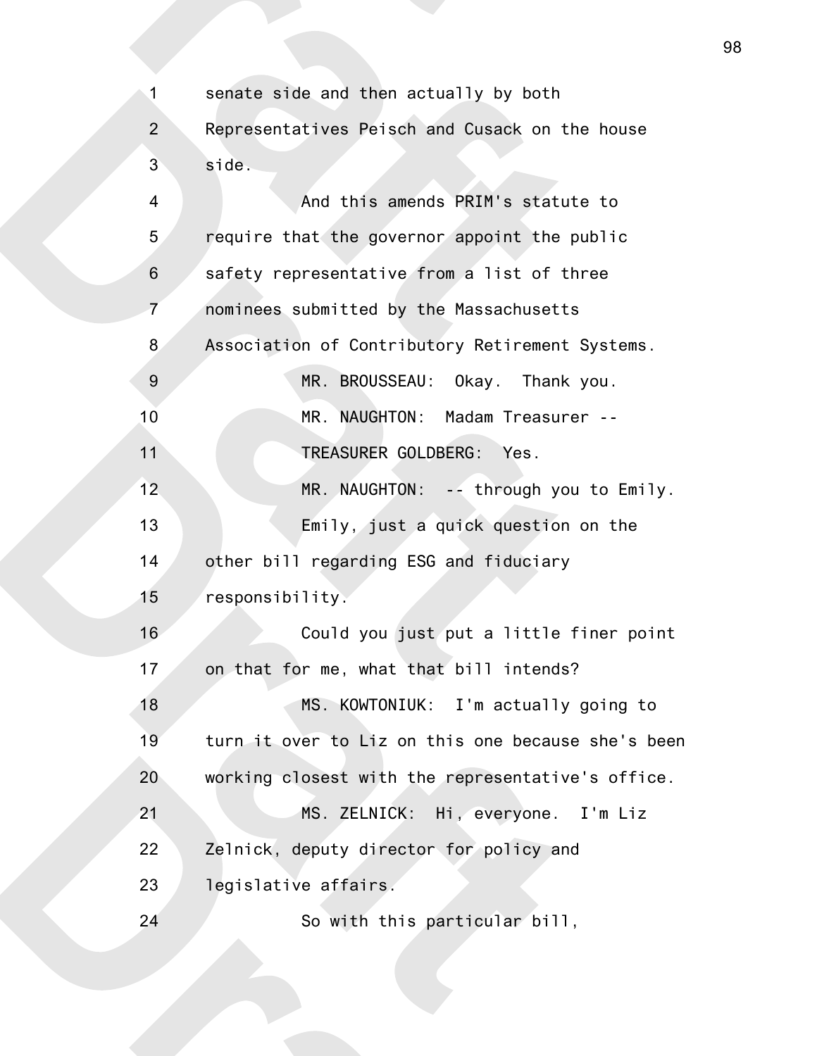senate side and then actually by both Representatives Peisch and Cusack on the house side.

And this amends PRIM's statute to require that the governor appoint the public safety representative from a list of three nominees submitted by the Massachusetts Association of Contributory Retirement Systems.

MR. BROUSSEAU: Okay. Thank you.

MR. NAUGHTON: Madam Treasurer --

TREASURER GOLDBERG: Yes.

MR. NAUGHTON: -- through you to Emily.

Emily, just a quick question on the other bill regarding ESG and fiduciary responsibility.

Could you just put a little finer point on that for me, what that bill intends?

MS. KOWTONIUK: I'm actually going to turn it over to Liz on this one because she's been working closest with the representative's office.

MS. ZELNICK: Hi, everyone. I'm Liz Zelnick, deputy director for policy and legislative affairs.

So with this particular bill,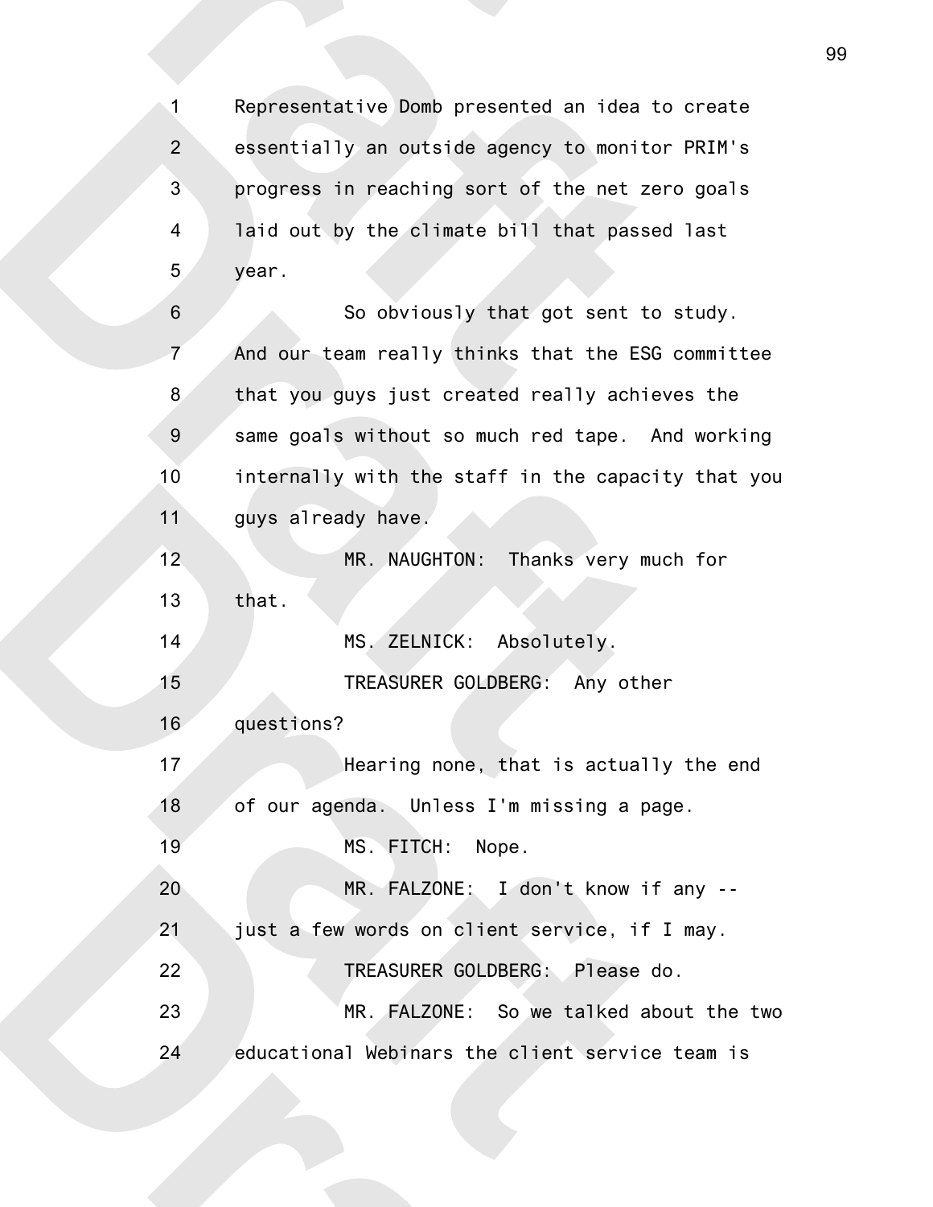Representative Domb presented an idea to create essentially an outside agency to monitor PRIM's progress in reaching sort of the net zero goals laid out by the climate bill that passed last year.

So obviously that got sent to study. And our team really thinks that the ESG committee that you guys just created really achieves the same goals without so much red tape. And working internally with the staff in the capacity that you guys already have.

MR. NAUGHTON: Thanks very much for that.

MS. ZELNICK: Absolutely.

TREASURER GOLDBERG: Any other questions?

Hearing none, that is actually the end of our agenda. Unless I'm missing a page.

MS. FITCH: Nope.

MR. FALZONE: I don't know if any -- just a few words on client service, if I may.

TREASURER GOLDBERG: Please do.

MR. FALZONE: So we talked about the two educational Webinars the client service team is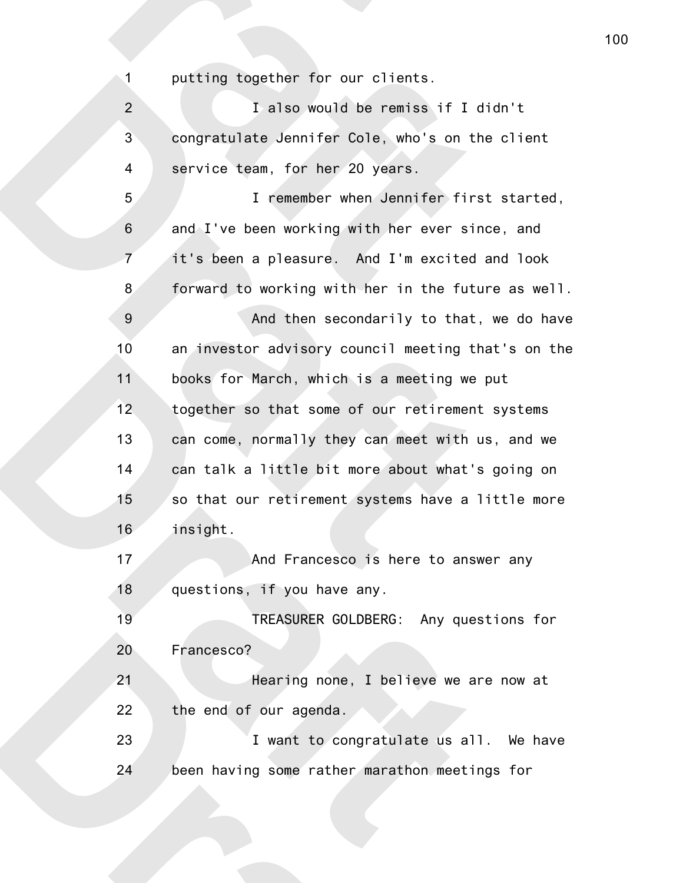putting together for our clients.

I also would be remiss if I didn't congratulate Jennifer Cole, who's on the client service team, for her 20 years.

I remember when Jennifer first started, and I've been working with her ever since, and it's been a pleasure. And I'm excited and look forward to working with her in the future as well.

And then secondarily to that, we do have an investor advisory council meeting that's on the books for March, which is a meeting we put together so that some of our retirement systems can come, normally they can meet with us, and we can talk a little bit more about what's going on so that our retirement systems have a little more insight.

And Francesco is here to answer any questions, if you have any.

TREASURER GOLDBERG: Any questions for Francesco?

Hearing none, I believe we are now at the end of our agenda.

I want to congratulate us all. We have been having some rather marathon meetings for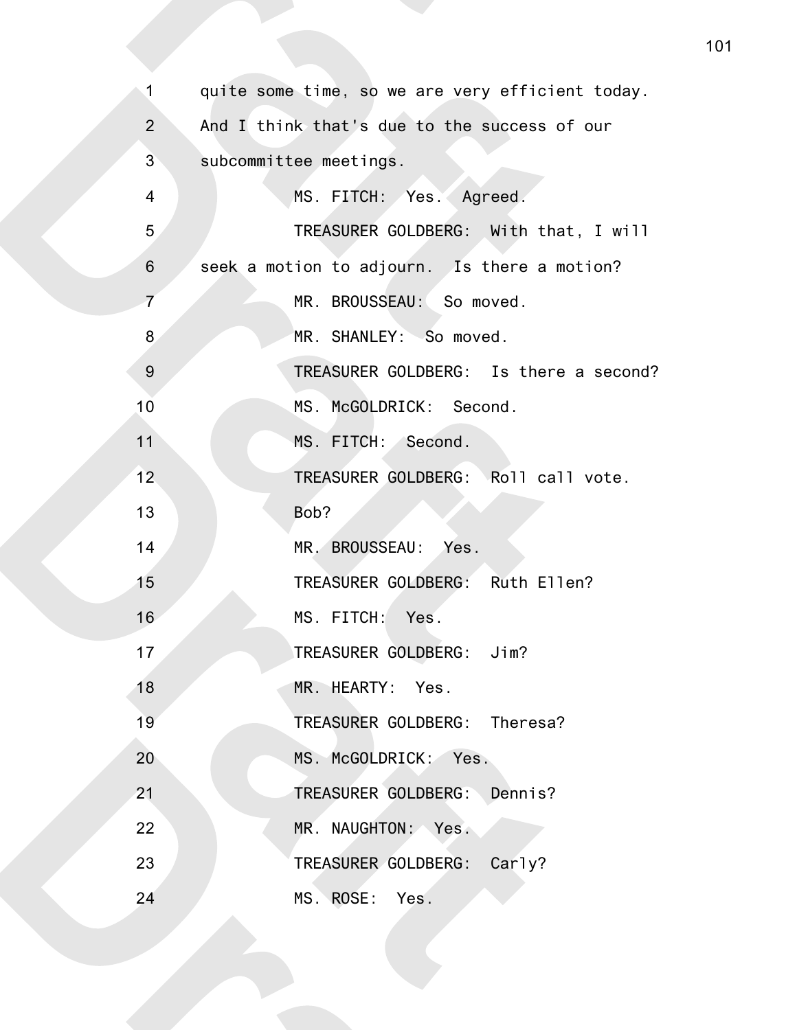quite some time, so we are very efficient today. And I think that's due to the success of our subcommittee meetings.

MS. FITCH: Yes. Agreed.

TREASURER GOLDBERG: With that, I will seek a motion to adjourn. Is there a motion?

MR. BROUSSEAU: So moved.

MR. SHANLEY: So moved.

TREASURER GOLDBERG: Is there a second?

MS. McGOLDRICK: Second.

MS. FITCH: Second.

TREASURER GOLDBERG: Roll call vote. Bob?

MR. BROUSSEAU: Yes.

TREASURER GOLDBERG: Ruth Ellen?

MS. FITCH: Yes.

TREASURER GOLDBERG: Jim?

MR. HEARTY: Yes.

TREASURER GOLDBERG: Theresa?

MS. McGOLDRICK: Yes.

TREASURER GOLDBERG: Dennis?

MR. NAUGHTON: Yes.

TREASURER GOLDBERG: Carly?

MS. ROSE: Yes.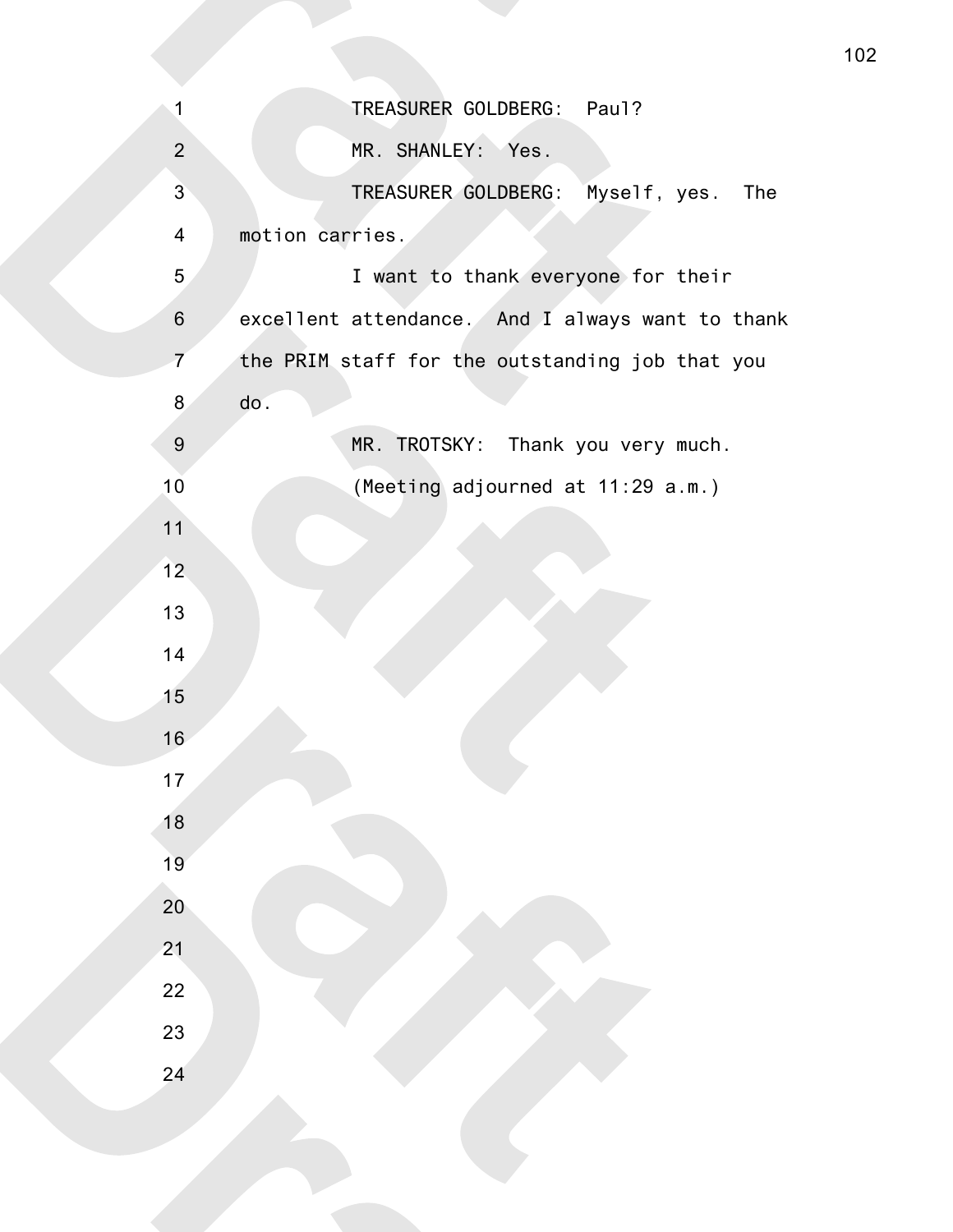TREASURER GOLDBERG: Paul?

MR. SHANLEY: Yes.

TREASURER GOLDBERG: Myself, yes. The motion carries.

I want to thank everyone for their excellent attendance. And I always want to thank the PRIM staff for the outstanding job that you do.

MR. TROTSKY: Thank you very much.

(Meeting adjourned at 11:29 a.m.)